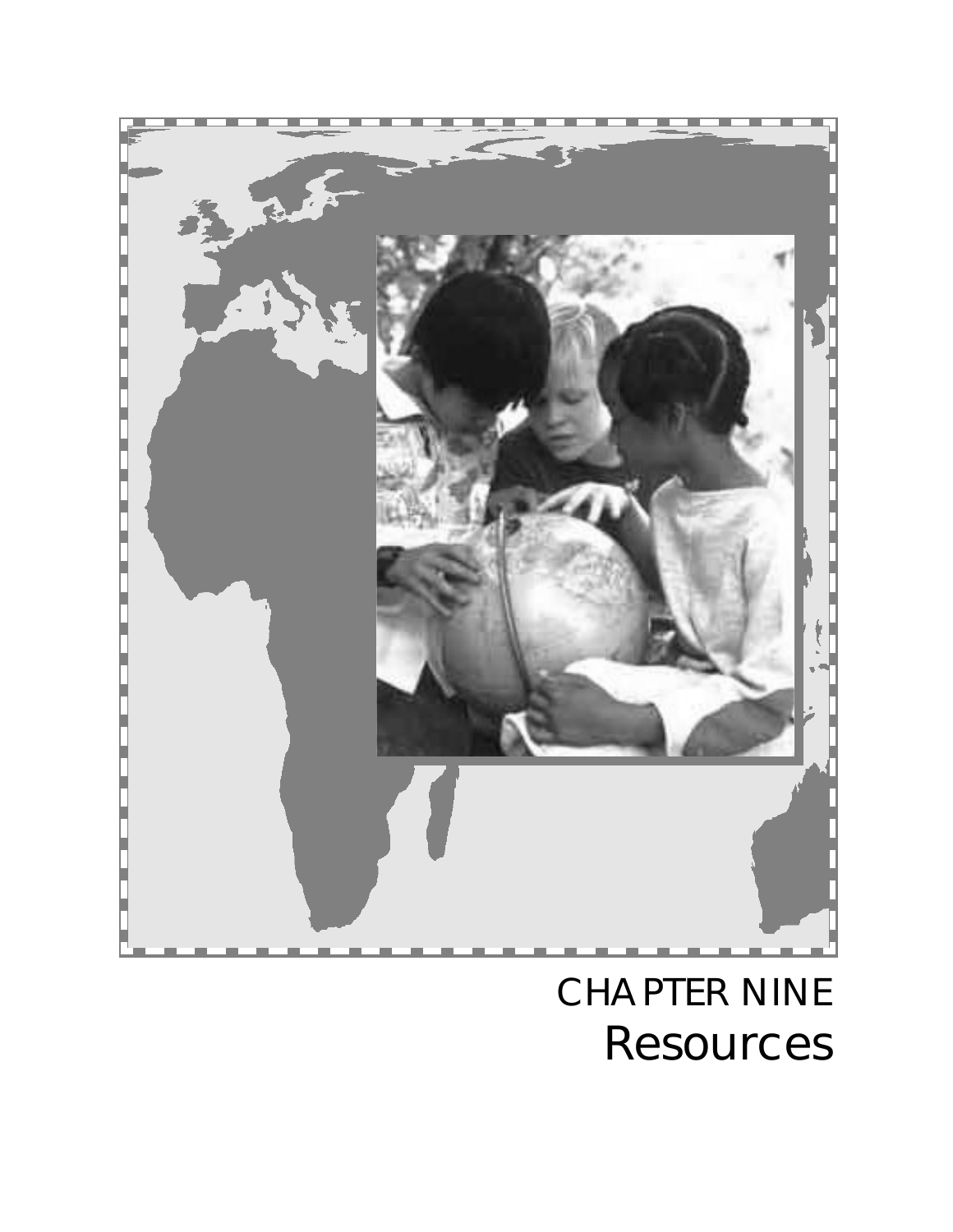# CHAPTER NINE
# Resources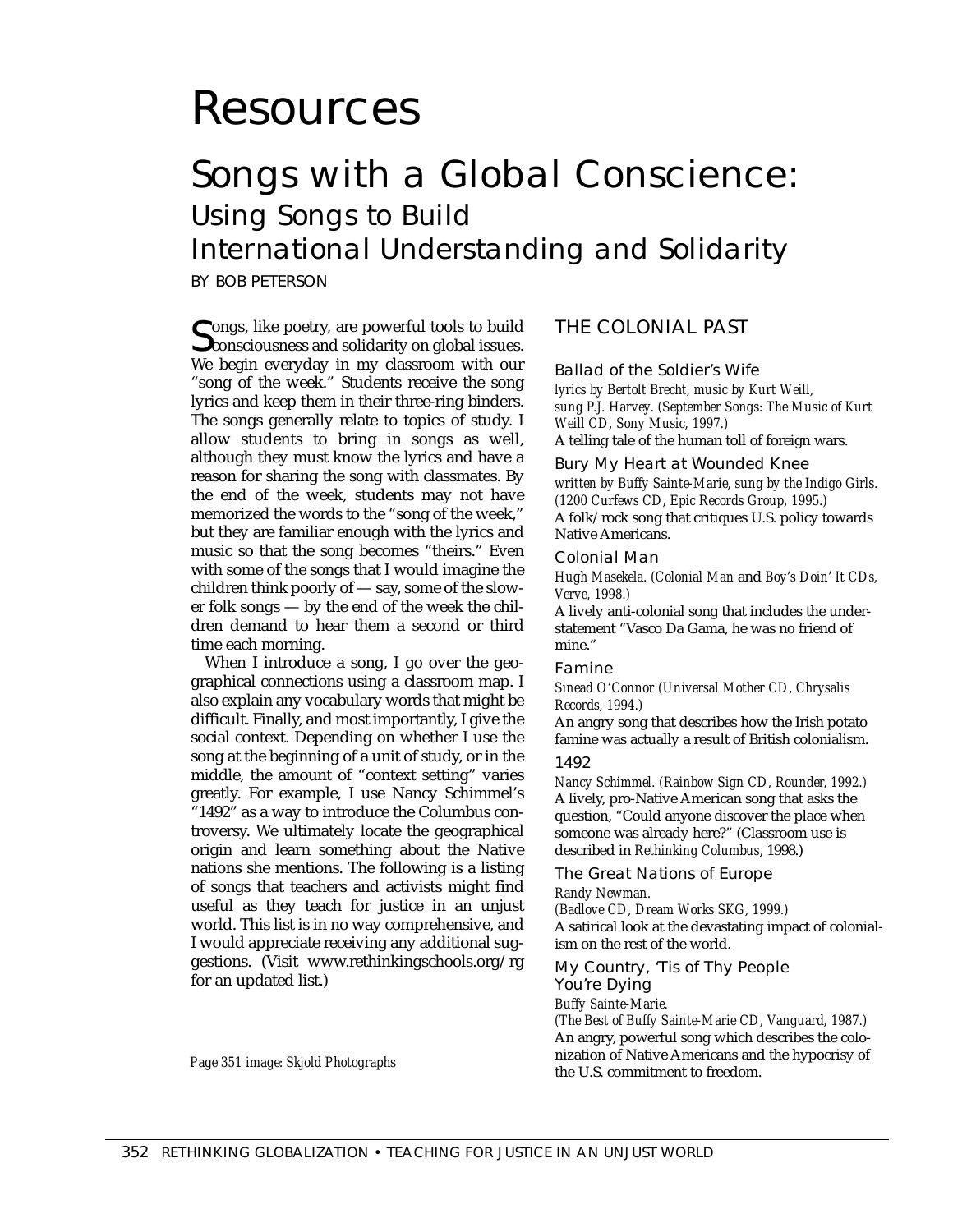# Resources

## Songs with a Global Conscience:

### Using Songs to Build International Understanding and Solidarity

BY BOB PETERSON

Songs, like poetry, are powerful tools to build consciousness and solidarity on global issues. We begin everyday in my classroom with our "song of the week." Students receive the song lyrics and keep them in their three-ring binders. The songs generally relate to topics of study. I allow students to bring in songs as well, although they must know the lyrics and have a reason for sharing the song with classmates. By the end of the week, students may not have memorized the words to the "song of the week," but they are familiar enough with the lyrics and music so that the song becomes "theirs." Even with some of the songs that I would imagine the children think poorly of — say, some of the slower folk songs — by the end of the week the children demand to hear them a second or third time each morning.

When I introduce a song, I go over the geographical connections using a classroom map. I also explain any vocabulary words that might be difficult. Finally, and most importantly, I give the social context. Depending on whether I use the song at the beginning of a unit of study, or in the middle, the amount of "context setting" varies greatly. For example, I use Nancy Schimmel's "1492" as a way to introduce the Columbus controversy. We ultimately locate the geographical origin and learn something about the Native nations she mentions. The following is a listing of songs that teachers and activists might find useful as they teach for justice in an unjust world. This list is in no way comprehensive, and I would appreciate receiving any additional suggestions. (Visit www.rethinkingschools.org/rg for an updated list.)

*Page 351 image: Skjold Photographs*

## THE COLONIAL PAST

### Ballad of the Soldier's Wife

*lyrics by Bertolt Brecht, music by Kurt Weill, sung P.J. Harvey. (September Songs: The Music of Kurt Weill CD, Sony Music, 1997.)*

A telling tale of the human toll of foreign wars.

### Bury My Heart at Wounded Knee

*written by Buffy Sainte-Marie, sung by the Indigo Girls. (1200 Curfews CD, Epic Records Group, 1995.)*

A folk/rock song that critiques U.S. policy towards Native Americans.

### Colonial Man

*Hugh Masekela. (Colonial Man* and *Boy's Doin' It CDs, Verve, 1998.)*

A lively anti-colonial song that includes the understatement "Vasco Da Gama, he was no friend of mine."

### Famine

*Sinead O'Connor (Universal Mother CD, Chrysalis Records, 1994.)*

An angry song that describes how the Irish potato famine was actually a result of British colonialism.

### 1492

*Nancy Schimmel. (Rainbow Sign CD, Rounder, 1992.)*

A lively, pro-Native American song that asks the question, "Could anyone discover the place when someone was already here?" (Classroom use is described in *Rethinking Columbus*, 1998.)

### The Great Nations of Europe

*Randy Newman. (Badlove CD, Dream Works SKG, 1999.)*

A satirical look at the devastating impact of colonialism on the rest of the world.

### My Country, 'Tis of Thy People You're Dying

*Buffy Sainte-Marie. (The Best of Buffy Sainte-Marie CD, Vanguard, 1987.)*

An angry, powerful song which describes the colonization of Native Americans and the hypocrisy of the U.S. commitment to freedom.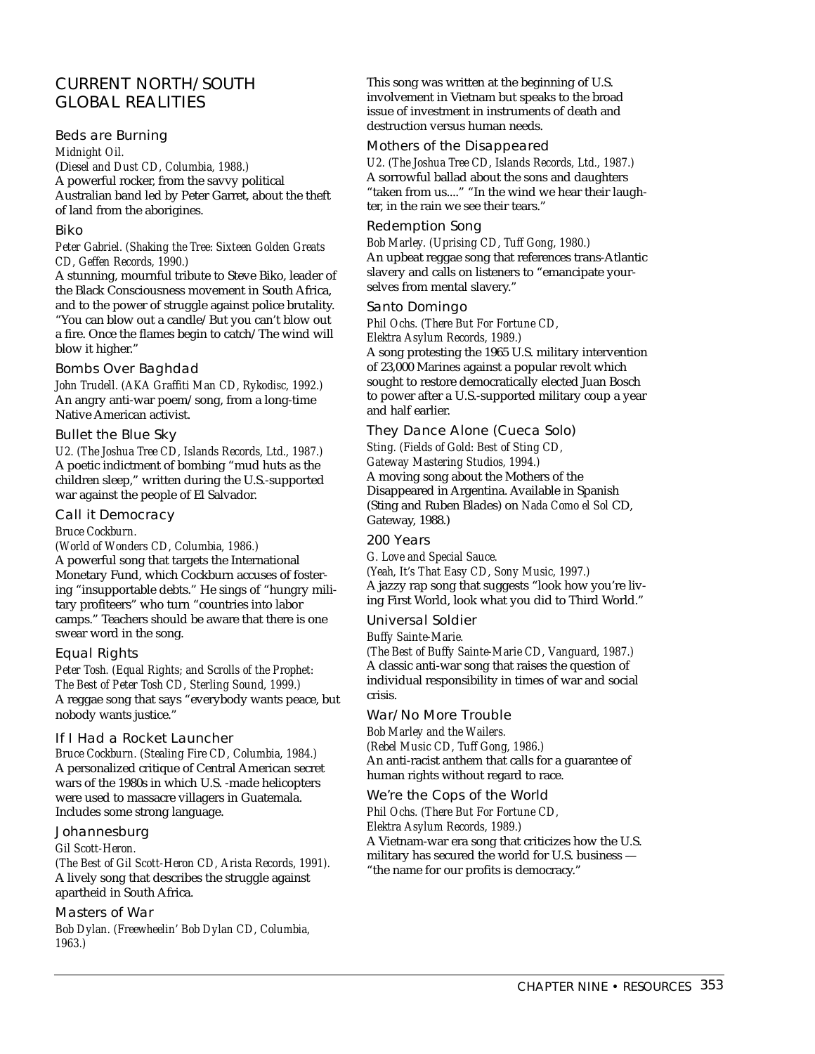## CURRENT NORTH/SOUTH GLOBAL REALITIES

### Beds are Burning

*Midnight Oil.*
(*Diesel and Dust CD, Columbia, 1988.*)
A powerful rocker, from the savvy political Australian band led by Peter Garret, about the theft of land from the aborigines.

### Biko

*Peter Gabriel. (Shaking the Tree: Sixteen Golden Greats CD, Geffen Records, 1990.)*
A stunning, mournful tribute to Steve Biko, leader of the Black Consciousness movement in South Africa, and to the power of struggle against police brutality. "You can blow out a candle/But you can't blow out a fire. Once the flames begin to catch/The wind will blow it higher."

### Bombs Over Baghdad

*John Trudell. (AKA Graffiti Man CD, Rykodisc, 1992.)*
An angry anti-war poem/song, from a long-time Native American activist.

### Bullet the Blue Sky

*U2. (The Joshua Tree CD, Islands Records, Ltd., 1987.)*
A poetic indictment of bombing "mud huts as the children sleep," written during the U.S.-supported war against the people of El Salvador.

### Call it Democracy

*Bruce Cockburn.*
*(World of Wonders CD, Columbia, 1986.)*
A powerful song that targets the International Monetary Fund, which Cockburn accuses of fostering "insupportable debts." He sings of "hungry military profiteers" who turn "countries into labor camps." Teachers should be aware that there is one swear word in the song.

### Equal Rights

*Peter Tosh. (Equal Rights; and Scrolls of the Prophet: The Best of Peter Tosh CD, Sterling Sound, 1999.)*
A reggae song that says "everybody wants peace, but nobody wants justice."

### If I Had a Rocket Launcher

*Bruce Cockburn. (Stealing Fire CD, Columbia, 1984.)*
A personalized critique of Central American secret wars of the 1980s in which U.S. -made helicopters were used to massacre villagers in Guatemala. Includes some strong language.

### Johannesburg

*Gil Scott-Heron.*
*(The Best of Gil Scott-Heron CD, Arista Records, 1991).*
A lively song that describes the struggle against apartheid in South Africa.

### Masters of War

*Bob Dylan. (Freewheelin' Bob Dylan CD, Columbia, 1963.)*
This song was written at the beginning of U.S. involvement in Vietnam but speaks to the broad issue of investment in instruments of death and destruction versus human needs.

### Mothers of the Disappeared

*U2. (The Joshua Tree CD, Islands Records, Ltd., 1987.)*
A sorrowful ballad about the sons and daughters "taken from us...." "In the wind we hear their laughter, in the rain we see their tears."

### Redemption Song

*Bob Marley. (Uprising CD, Tuff Gong, 1980.)*
An upbeat reggae song that references trans-Atlantic slavery and calls on listeners to "emancipate yourselves from mental slavery."

### Santo Domingo

*Phil Ochs. (There But For Fortune CD, Elektra Asylum Records, 1989.)*
A song protesting the 1965 U.S. military intervention of 23,000 Marines against a popular revolt which sought to restore democratically elected Juan Bosch to power after a U.S.-supported military coup a year and half earlier.

### They Dance Alone (Cueca Solo)

*Sting. (Fields of Gold: Best of Sting CD, Gateway Mastering Studios, 1994.)*
A moving song about the Mothers of the Disappeared in Argentina. Available in Spanish (Sting and Ruben Blades) on *Nada Como el Sol* CD, Gateway, 1988.)

### 200 Years

*G. Love and Special Sauce.*
*(Yeah, It's That Easy CD, Sony Music, 1997.)*
A jazzy rap song that suggests "look how you're living First World, look what you did to Third World."

### Universal Soldier

*Buffy Sainte-Marie.*
*(The Best of Buffy Sainte-Marie CD, Vanguard, 1987.)*
A classic anti-war song that raises the question of individual responsibility in times of war and social crisis.

### War/No More Trouble

*Bob Marley and the Wailers.*
*(Rebel Music CD, Tuff Gong, 1986.)*
An anti-racist anthem that calls for a guarantee of human rights without regard to race.

### We're the Cops of the World

*Phil Ochs. (There But For Fortune CD, Elektra Asylum Records, 1989.)*
A Vietnam-war era song that criticizes how the U.S. military has secured the world for U.S. business — "the name for our profits is democracy."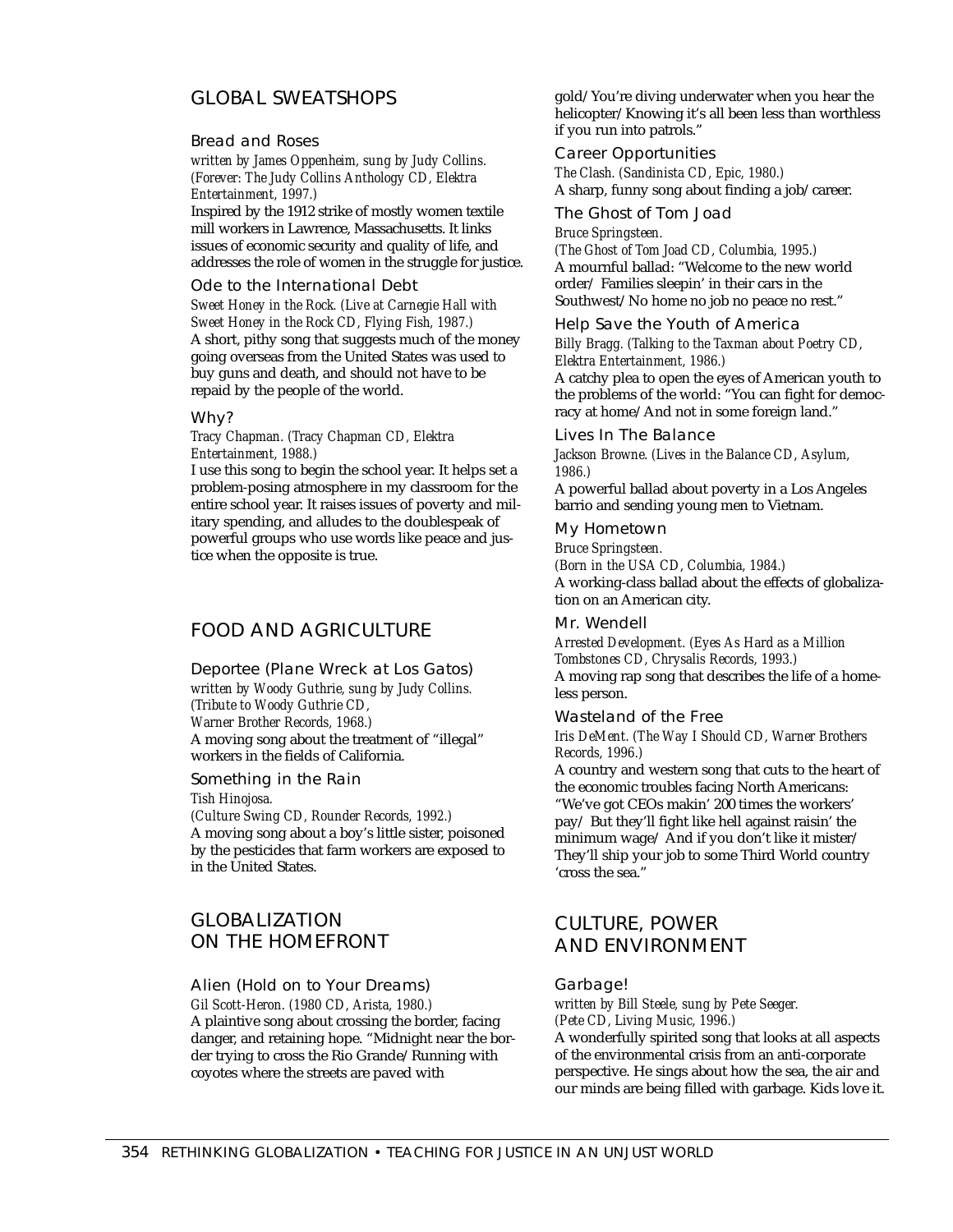## GLOBAL SWEATSHOPS

### Bread and Roses

*written by James Oppenheim, sung by Judy Collins. (Forever: The Judy Collins Anthology CD, Elektra Entertainment, 1997.)*

Inspired by the 1912 strike of mostly women textile mill workers in Lawrence, Massachusetts. It links issues of economic security and quality of life, and addresses the role of women in the struggle for justice.

### Ode to the International Debt

*Sweet Honey in the Rock. (Live at Carnegie Hall with Sweet Honey in the Rock CD, Flying Fish, 1987.)*

A short, pithy song that suggests much of the money going overseas from the United States was used to buy guns and death, and should not have to be repaid by the people of the world.

### Why?

*Tracy Chapman. (Tracy Chapman CD, Elektra Entertainment, 1988.)*

I use this song to begin the school year. It helps set a problem-posing atmosphere in my classroom for the entire school year. It raises issues of poverty and military spending, and alludes to the doublespeak of powerful groups who use words like peace and justice when the opposite is true.

## FOOD AND AGRICULTURE

### Deportee (Plane Wreck at Los Gatos)

*written by Woody Guthrie, sung by Judy Collins. (Tribute to Woody Guthrie CD, Warner Brother Records, 1968.)*

A moving song about the treatment of "illegal" workers in the fields of California.

### Something in the Rain

*Tish Hinojosa. (Culture Swing CD, Rounder Records, 1992.)*

A moving song about a boy's little sister, poisoned by the pesticides that farm workers are exposed to in the United States.

## GLOBALIZATION ON THE HOMEFRONT

### Alien (Hold on to Your Dreams)

*Gil Scott-Heron. (1980 CD, Arista, 1980.)*

A plaintive song about crossing the border, facing danger, and retaining hope. "Midnight near the border trying to cross the Rio Grande/Running with coyotes where the streets are paved with gold/You're diving underwater when you hear the helicopter/Knowing it's all been less than worthless if you run into patrols."

### Career Opportunities

*The Clash. (Sandinista CD, Epic, 1980.)*

A sharp, funny song about finding a job/career.

### The Ghost of Tom Joad

*Bruce Springsteen. (The Ghost of Tom Joad CD, Columbia, 1995.)*

A mournful ballad: "Welcome to the new world order/ Families sleepin' in their cars in the Southwest/No home no job no peace no rest."

### Help Save the Youth of America

*Billy Bragg. (Talking to the Taxman about Poetry CD, Elektra Entertainment, 1986.)*

A catchy plea to open the eyes of American youth to the problems of the world: "You can fight for democracy at home/And not in some foreign land."

### Lives In The Balance

*Jackson Browne. (Lives in the Balance CD, Asylum, 1986.)*

A powerful ballad about poverty in a Los Angeles barrio and sending young men to Vietnam.

### My Hometown

*Bruce Springsteen. (Born in the USA CD, Columbia, 1984.)*

A working-class ballad about the effects of globalization on an American city.

### Mr. Wendell

*Arrested Development. (Eyes As Hard as a Million Tombstones CD, Chrysalis Records, 1993.)*

A moving rap song that describes the life of a homeless person.

### Wasteland of the Free

*Iris DeMent. (The Way I Should CD, Warner Brothers Records, 1996.)*

A country and western song that cuts to the heart of the economic troubles facing North Americans: "We've got CEOs makin' 200 times the workers' pay/ But they'll fight like hell against raisin' the minimum wage/ And if you don't like it mister/ They'll ship your job to some Third World country 'cross the sea."

## CULTURE, POWER AND ENVIRONMENT

### Garbage!

*written by Bill Steele, sung by Pete Seeger. (Pete CD, Living Music, 1996.)*

A wonderfully spirited song that looks at all aspects of the environmental crisis from an anti-corporate perspective. He sings about how the sea, the air and our minds are being filled with garbage. Kids love it.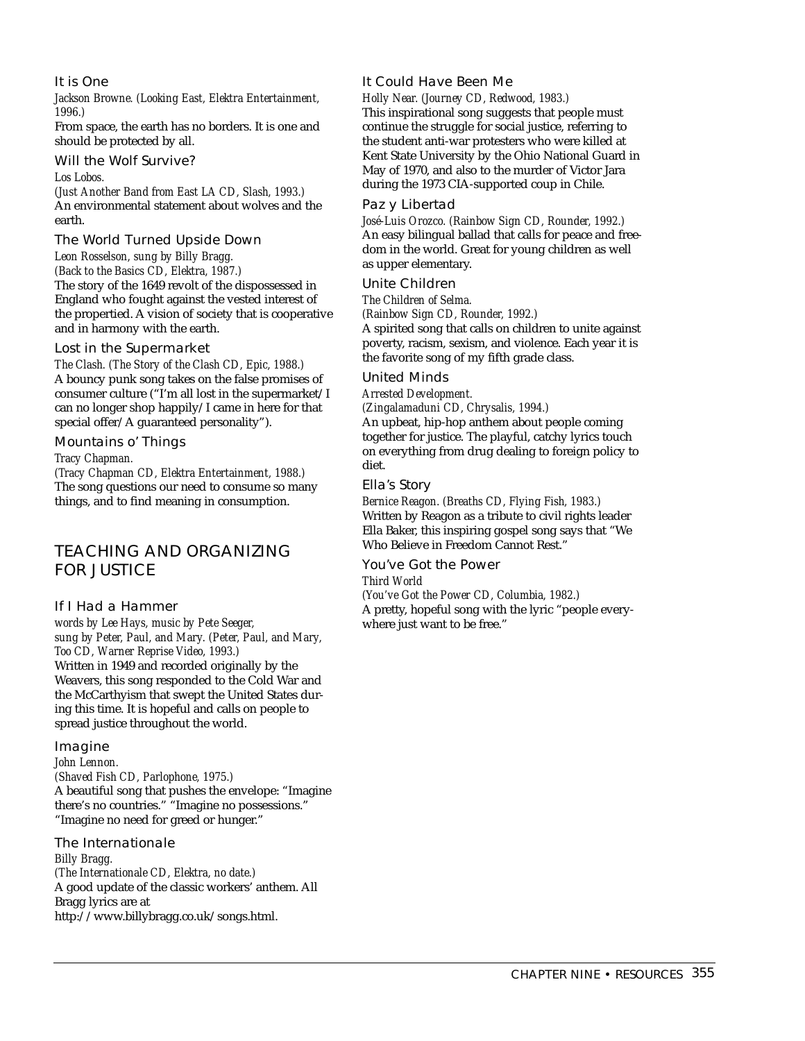### It is One

*Jackson Browne. (Looking East, Elektra Entertainment, 1996.)*

From space, the earth has no borders. It is one and should be protected by all.

### Will the Wolf Survive?

*Los Lobos.*
*(Just Another Band from East LA CD, Slash, 1993.)*

An environmental statement about wolves and the earth.

### The World Turned Upside Down

*Leon Rosselson, sung by Billy Bragg.*
*(Back to the Basics CD, Elektra, 1987.)*

The story of the 1649 revolt of the dispossessed in England who fought against the vested interest of the propertied. A vision of society that is cooperative and in harmony with the earth.

### Lost in the Supermarket

*The Clash. (The Story of the Clash CD, Epic, 1988.)*

A bouncy punk song takes on the false promises of consumer culture ("I'm all lost in the supermarket/I can no longer shop happily/I came in here for that special offer/A guaranteed personality").

### Mountains o' Things

*Tracy Chapman.*
*(Tracy Chapman CD, Elektra Entertainment, 1988.)*

The song questions our need to consume so many things, and to find meaning in consumption.

## TEACHING AND ORGANIZING FOR JUSTICE

### If I Had a Hammer

*words by Lee Hays, music by Pete Seeger, sung by Peter, Paul, and Mary. (Peter, Paul, and Mary, Too CD, Warner Reprise Video, 1993.)*

Written in 1949 and recorded originally by the Weavers, this song responded to the Cold War and the McCarthyism that swept the United States during this time. It is hopeful and calls on people to spread justice throughout the world.

### Imagine

*John Lennon.*
*(Shaved Fish CD, Parlophone, 1975.)*

A beautiful song that pushes the envelope: "Imagine there's no countries." "Imagine no possessions." "Imagine no need for greed or hunger."

### The Internationale

*Billy Bragg.*
*(The Internationale CD, Elektra, no date.)*

A good update of the classic workers' anthem. All Bragg lyrics are at http://www.billybragg.co.uk/songs.html.

### It Could Have Been Me

*Holly Near. (Journey CD, Redwood, 1983.)*

This inspirational song suggests that people must continue the struggle for social justice, referring to the student anti-war protesters who were killed at Kent State University by the Ohio National Guard in May of 1970, and also to the murder of Victor Jara during the 1973 CIA-supported coup in Chile.

### Paz y Libertad

*José-Luis Orozco. (Rainbow Sign CD, Rounder, 1992.)*

An easy bilingual ballad that calls for peace and freedom in the world. Great for young children as well as upper elementary.

### Unite Children

*The Children of Selma.*
*(Rainbow Sign CD, Rounder, 1992.)*

A spirited song that calls on children to unite against poverty, racism, sexism, and violence. Each year it is the favorite song of my fifth grade class.

### United Minds

*Arrested Development.*
*(Zingalamaduni CD, Chrysalis, 1994.)*

An upbeat, hip-hop anthem about people coming together for justice. The playful, catchy lyrics touch on everything from drug dealing to foreign policy to diet.

### Ella's Story

*Bernice Reagon. (Breaths CD, Flying Fish, 1983.)*

Written by Reagon as a tribute to civil rights leader Ella Baker, this inspiring gospel song says that "We Who Believe in Freedom Cannot Rest."

### You've Got the Power

*Third World*
*(You've Got the Power CD, Columbia, 1982.)*

A pretty, hopeful song with the lyric "people everywhere just want to be free."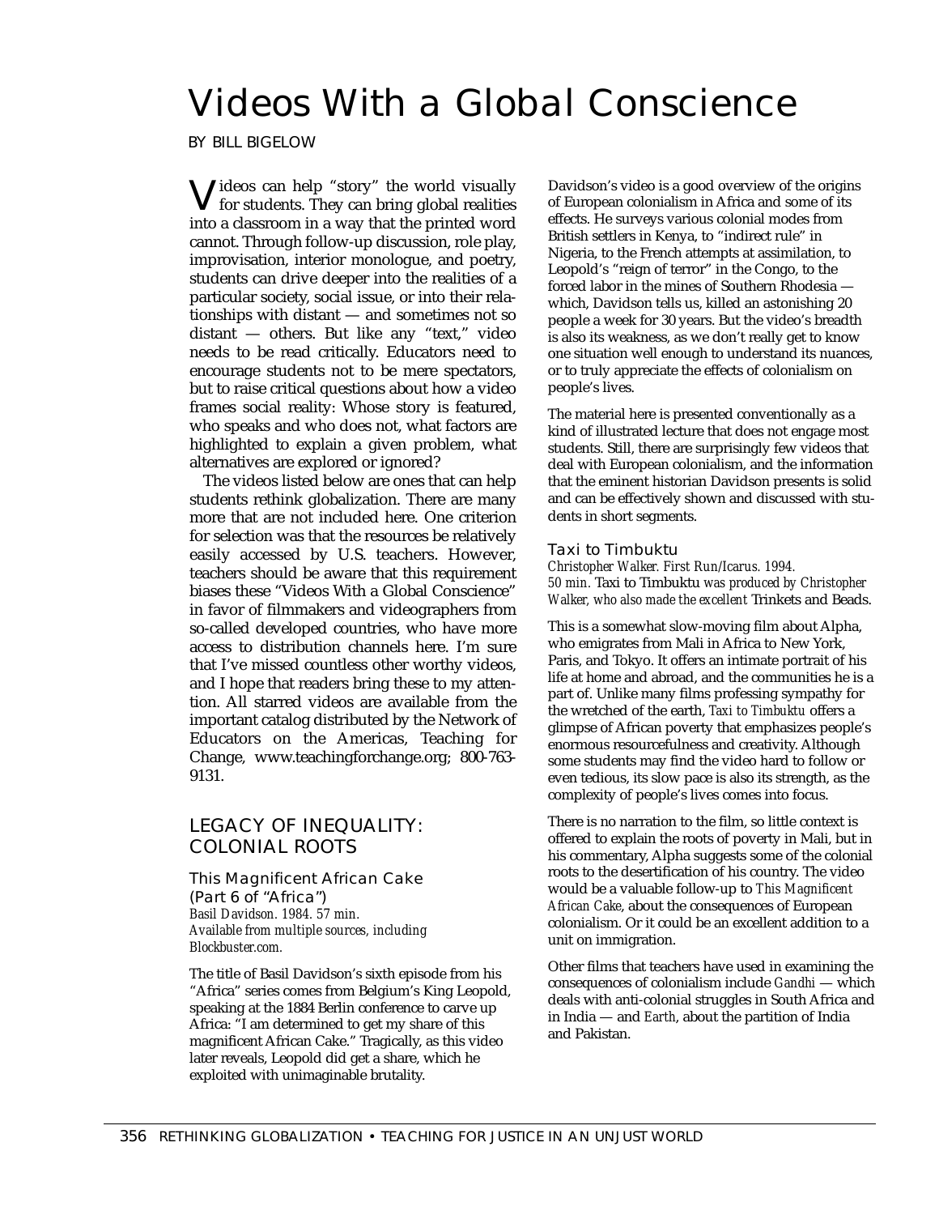# Videos With a Global Conscience

BY BILL BIGELOW

Videos can help "story" the world visually for students. They can bring global realities into a classroom in a way that the printed word cannot. Through follow-up discussion, role play, improvisation, interior monologue, and poetry, students can drive deeper into the realities of a particular society, social issue, or into their relationships with distant — and sometimes not so distant — others. But like any "text," video needs to be read critically. Educators need to encourage students not to be mere spectators, but to raise critical questions about how a video frames social reality: Whose story is featured, who speaks and who does not, what factors are highlighted to explain a given problem, what alternatives are explored or ignored?

The videos listed below are ones that can help students rethink globalization. There are many more that are not included here. One criterion for selection was that the resources be relatively easily accessed by U.S. teachers. However, teachers should be aware that this requirement biases these "Videos With a Global Conscience" in favor of filmmakers and videographers from so-called developed countries, who have more access to distribution channels here. I'm sure that I've missed countless other worthy videos, and I hope that readers bring these to my attention. All starred videos are available from the important catalog distributed by the Network of Educators on the Americas, Teaching for Change, www.teachingforchange.org; 800-763-9131.

## LEGACY OF INEQUALITY: COLONIAL ROOTS

### This Magnificent African Cake (Part 6 of "Africa")

*Basil Davidson. 1984. 57 min. Available from multiple sources, including Blockbuster.com.*

The title of Basil Davidson's sixth episode from his "Africa" series comes from Belgium's King Leopold, speaking at the 1884 Berlin conference to carve up Africa: "I am determined to get my share of this magnificent African Cake." Tragically, as this video later reveals, Leopold did get a share, which he exploited with unimaginable brutality.

Davidson's video is a good overview of the origins of European colonialism in Africa and some of its effects. He surveys various colonial modes from British settlers in Kenya, to "indirect rule" in Nigeria, to the French attempts at assimilation, to Leopold's "reign of terror" in the Congo, to the forced labor in the mines of Southern Rhodesia — which, Davidson tells us, killed an astonishing 20 people a week for 30 years. But the video's breadth is also its weakness, as we don't really get to know one situation well enough to understand its nuances, or to truly appreciate the effects of colonialism on people's lives.

The material here is presented conventionally as a kind of illustrated lecture that does not engage most students. Still, there are surprisingly few videos that deal with European colonialism, and the information that the eminent historian Davidson presents is solid and can be effectively shown and discussed with students in short segments.

### Taxi to Timbuktu

*Christopher Walker. First Run/Icarus. 1994. 50 min.* Taxi to Timbuktu *was produced by Christopher Walker, who also made the excellent* Trinkets and Beads.

This is a somewhat slow-moving film about Alpha, who emigrates from Mali in Africa to New York, Paris, and Tokyo. It offers an intimate portrait of his life at home and abroad, and the communities he is a part of. Unlike many films professing sympathy for the wretched of the earth, *Taxi to Timbuktu* offers a glimpse of African poverty that emphasizes people's enormous resourcefulness and creativity. Although some students may find the video hard to follow or even tedious, its slow pace is also its strength, as the complexity of people's lives comes into focus.

There is no narration to the film, so little context is offered to explain the roots of poverty in Mali, but in his commentary, Alpha suggests some of the colonial roots to the desertification of his country. The video would be a valuable follow-up to *This Magnificent African Cake*, about the consequences of European colonialism. Or it could be an excellent addition to a unit on immigration.

Other films that teachers have used in examining the consequences of colonialism include *Gandhi* — which deals with anti-colonial struggles in South Africa and in India — and *Earth*, about the partition of India and Pakistan.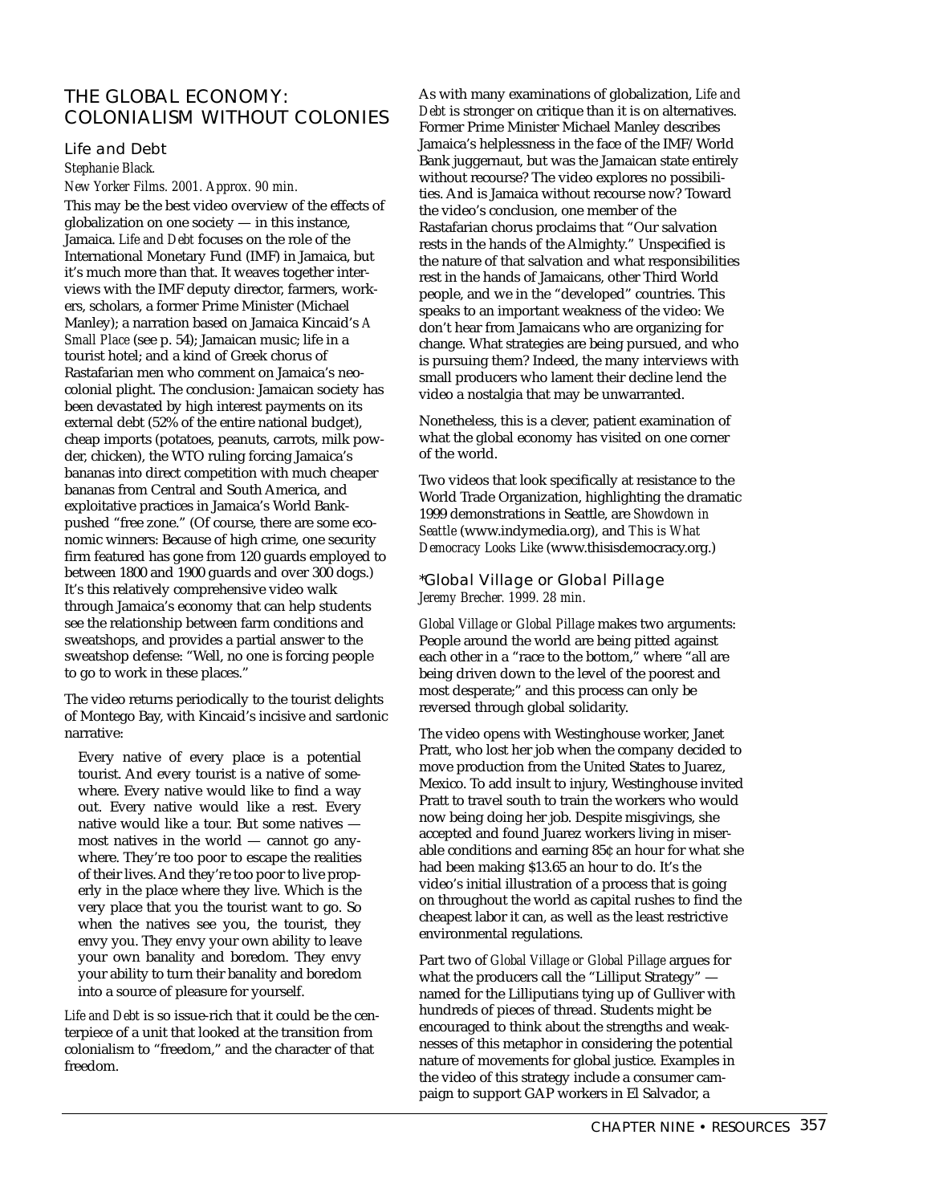## THE GLOBAL ECONOMY: COLONIALISM WITHOUT COLONIES

### Life and Debt

*Stephanie Black.*

*New Yorker Films. 2001. Approx. 90 min.*

This may be the best video overview of the effects of globalization on one society — in this instance, Jamaica. *Life and Debt* focuses on the role of the International Monetary Fund (IMF) in Jamaica, but it's much more than that. It weaves together interviews with the IMF deputy director, farmers, workers, scholars, a former Prime Minister (Michael Manley); a narration based on Jamaica Kincaid's *A Small Place* (see p. 54); Jamaican music; life in a tourist hotel; and a kind of Greek chorus of Rastafarian men who comment on Jamaica's neocolonial plight. The conclusion: Jamaican society has been devastated by high interest payments on its external debt (52% of the entire national budget), cheap imports (potatoes, peanuts, carrots, milk powder, chicken), the WTO ruling forcing Jamaica's bananas into direct competition with much cheaper bananas from Central and South America, and exploitative practices in Jamaica's World Bank-pushed "free zone." (Of course, there are some economic winners: Because of high crime, one security firm featured has gone from 120 guards employed to between 1800 and 1900 guards and over 300 dogs.) It's this relatively comprehensive video walk through Jamaica's economy that can help students see the relationship between farm conditions and sweatshops, and provides a partial answer to the sweatshop defense: "Well, no one is forcing people to go to work in these places."

The video returns periodically to the tourist delights of Montego Bay, with Kincaid's incisive and sardonic narrative:

> Every native of every place is a potential tourist. And every tourist is a native of somewhere. Every native would like to find a way out. Every native would like a rest. Every native would like a tour. But some natives — most natives in the world — cannot go anywhere. They're too poor to escape the realities of their lives. And they're too poor to live properly in the place where they live. Which is the very place that you the tourist want to go. So when the natives see you, the tourist, they envy you. They envy your own ability to leave your own banality and boredom. They envy your ability to turn their banality and boredom into a source of pleasure for yourself.

*Life and Debt* is so issue-rich that it could be the centerpiece of a unit that looked at the transition from colonialism to "freedom," and the character of that freedom.

As with many examinations of globalization, *Life and Debt* is stronger on critique than it is on alternatives. Former Prime Minister Michael Manley describes Jamaica's helplessness in the face of the IMF/World Bank juggernaut, but was the Jamaican state entirely without recourse? The video explores no possibilities. And is Jamaica without recourse now? Toward the video's conclusion, one member of the Rastafarian chorus proclaims that "Our salvation rests in the hands of the Almighty." Unspecified is the nature of that salvation and what responsibilities rest in the hands of Jamaicans, other Third World people, and we in the "developed" countries. This speaks to an important weakness of the video: We don't hear from Jamaicans who are organizing for change. What strategies are being pursued, and who is pursuing them? Indeed, the many interviews with small producers who lament their decline lend the video a nostalgia that may be unwarranted.

Nonetheless, this is a clever, patient examination of what the global economy has visited on one corner of the world.

Two videos that look specifically at resistance to the World Trade Organization, highlighting the dramatic 1999 demonstrations in Seattle, are *Showdown in Seattle* (www.indymedia.org), and *This is What Democracy Looks Like* (www.thisisdemocracy.org.)

### *Global Village or Global Pillage

*Jeremy Brecher. 1999. 28 min.*

*Global Village or Global Pillage* makes two arguments: People around the world are being pitted against each other in a "race to the bottom," where "all are being driven down to the level of the poorest and most desperate;" and this process can only be reversed through global solidarity.

The video opens with Westinghouse worker, Janet Pratt, who lost her job when the company decided to move production from the United States to Juarez, Mexico. To add insult to injury, Westinghouse invited Pratt to travel south to train the workers who would now being doing her job. Despite misgivings, she accepted and found Juarez workers living in miserable conditions and earning 85¢ an hour for what she had been making $13.65 an hour to do. It's the video's initial illustration of a process that is going on throughout the world as capital rushes to find the cheapest labor it can, as well as the least restrictive environmental regulations.

Part two of *Global Village or Global Pillage* argues for what the producers call the "Lilliput Strategy" — named for the Lilliputians tying up of Gulliver with hundreds of pieces of thread. Students might be encouraged to think about the strengths and weaknesses of this metaphor in considering the potential nature of movements for global justice. Examples in the video of this strategy include a consumer campaign to support GAP workers in El Salvador, a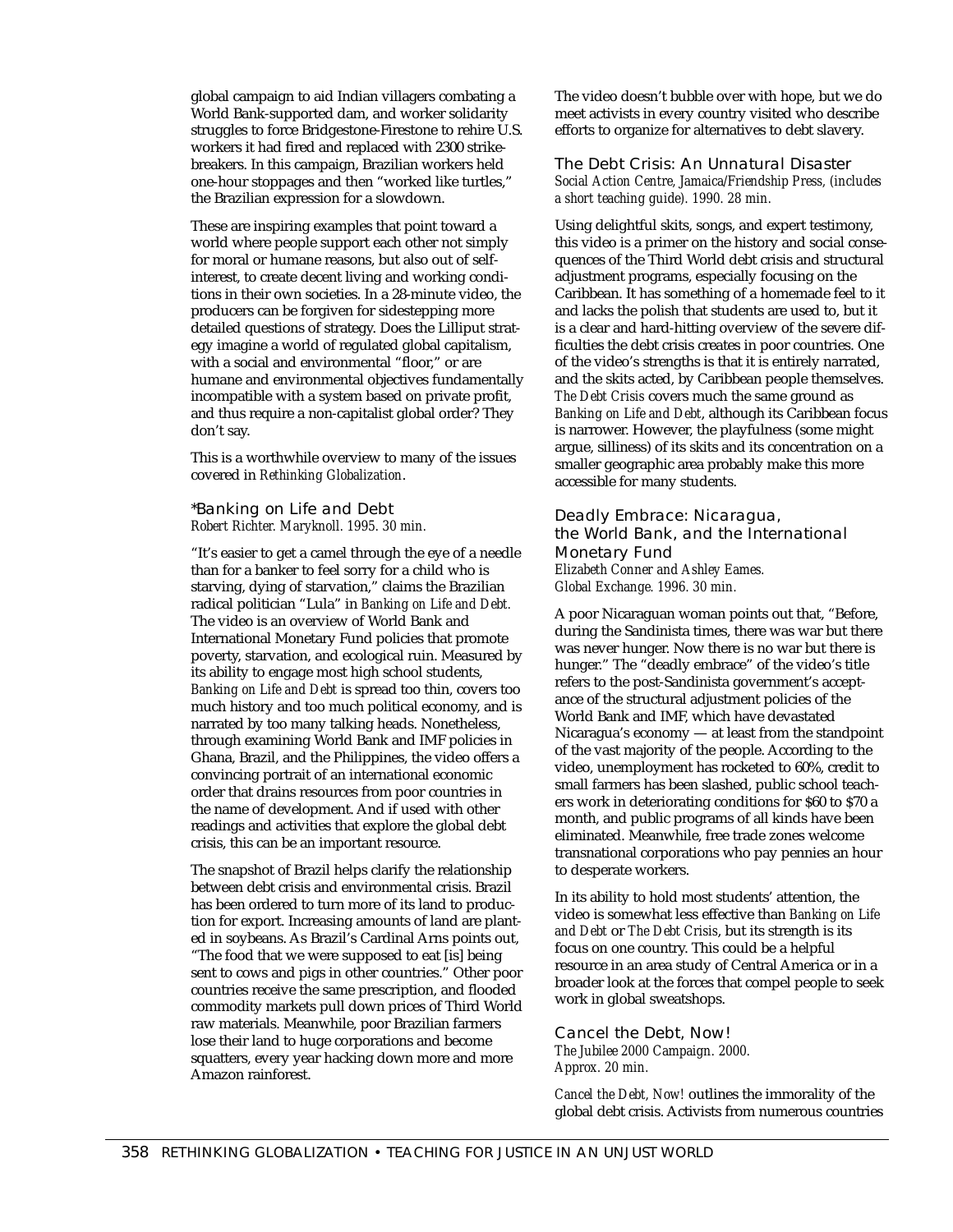global campaign to aid Indian villagers combating a World Bank-supported dam, and worker solidarity struggles to force Bridgestone-Firestone to rehire U.S. workers it had fired and replaced with 2300 strikebreakers. In this campaign, Brazilian workers held one-hour stoppages and then "worked like turtles," the Brazilian expression for a slowdown.

These are inspiring examples that point toward a world where people support each other not simply for moral or humane reasons, but also out of self-interest, to create decent living and working conditions in their own societies. In a 28-minute video, the producers can be forgiven for sidestepping more detailed questions of strategy. Does the Lilliput strategy imagine a world of regulated global capitalism, with a social and environmental "floor," or are humane and environmental objectives fundamentally incompatible with a system based on private profit, and thus require a non-capitalist global order? They don't say.

This is a worthwhile overview to many of the issues covered in *Rethinking Globalization*.

### *Banking on Life and Debt

*Robert Richter. Maryknoll. 1995. 30 min.*

"It's easier to get a camel through the eye of a needle than for a banker to feel sorry for a child who is starving, dying of starvation," claims the Brazilian radical politician "Lula" in *Banking on Life and Debt.* The video is an overview of World Bank and International Monetary Fund policies that promote poverty, starvation, and ecological ruin. Measured by its ability to engage most high school students, *Banking on Life and Debt* is spread too thin, covers too much history and too much political economy, and is narrated by too many talking heads. Nonetheless, through examining World Bank and IMF policies in Ghana, Brazil, and the Philippines, the video offers a convincing portrait of an international economic order that drains resources from poor countries in the name of development. And if used with other readings and activities that explore the global debt crisis, this can be an important resource.

The snapshot of Brazil helps clarify the relationship between debt crisis and environmental crisis. Brazil has been ordered to turn more of its land to production for export. Increasing amounts of land are planted in soybeans. As Brazil's Cardinal Arns points out, "The food that we were supposed to eat [is] being sent to cows and pigs in other countries." Other poor countries receive the same prescription, and flooded commodity markets pull down prices of Third World raw materials. Meanwhile, poor Brazilian farmers lose their land to huge corporations and become squatters, every year hacking down more and more Amazon rainforest.

The video doesn't bubble over with hope, but we do meet activists in every country visited who describe efforts to organize for alternatives to debt slavery.

### The Debt Crisis: An Unnatural Disaster

*Social Action Centre, Jamaica/Friendship Press, (includes a short teaching guide). 1990. 28 min.*

Using delightful skits, songs, and expert testimony, this video is a primer on the history and social consequences of the Third World debt crisis and structural adjustment programs, especially focusing on the Caribbean. It has something of a homemade feel to it and lacks the polish that students are used to, but it is a clear and hard-hitting overview of the severe difficulties the debt crisis creates in poor countries. One of the video's strengths is that it is entirely narrated, and the skits acted, by Caribbean people themselves. *The Debt Crisis* covers much the same ground as *Banking on Life and Debt*, although its Caribbean focus is narrower. However, the playfulness (some might argue, silliness) of its skits and its concentration on a smaller geographic area probably make this more accessible for many students.

### Deadly Embrace: Nicaragua, the World Bank, and the International Monetary Fund

*Elizabeth Conner and Ashley Eames. Global Exchange. 1996. 30 min.*

A poor Nicaraguan woman points out that, "Before, during the Sandinista times, there was war but there was never hunger. Now there is no war but there is hunger." The "deadly embrace" of the video's title refers to the post-Sandinista government's acceptance of the structural adjustment policies of the World Bank and IMF, which have devastated Nicaragua's economy — at least from the standpoint of the vast majority of the people. According to the video, unemployment has rocketed to 60%, credit to small farmers has been slashed, public school teachers work in deteriorating conditions for $60 to $70 a month, and public programs of all kinds have been eliminated. Meanwhile, free trade zones welcome transnational corporations who pay pennies an hour to desperate workers.

In its ability to hold most students' attention, the video is somewhat less effective than *Banking on Life and Debt* or *The Debt Crisis*, but its strength is its focus on one country. This could be a helpful resource in an area study of Central America or in a broader look at the forces that compel people to seek work in global sweatshops.

### Cancel the Debt, Now!

*The Jubilee 2000 Campaign. 2000. Approx. 20 min.*

*Cancel the Debt, Now!* outlines the immorality of the global debt crisis. Activists from numerous countries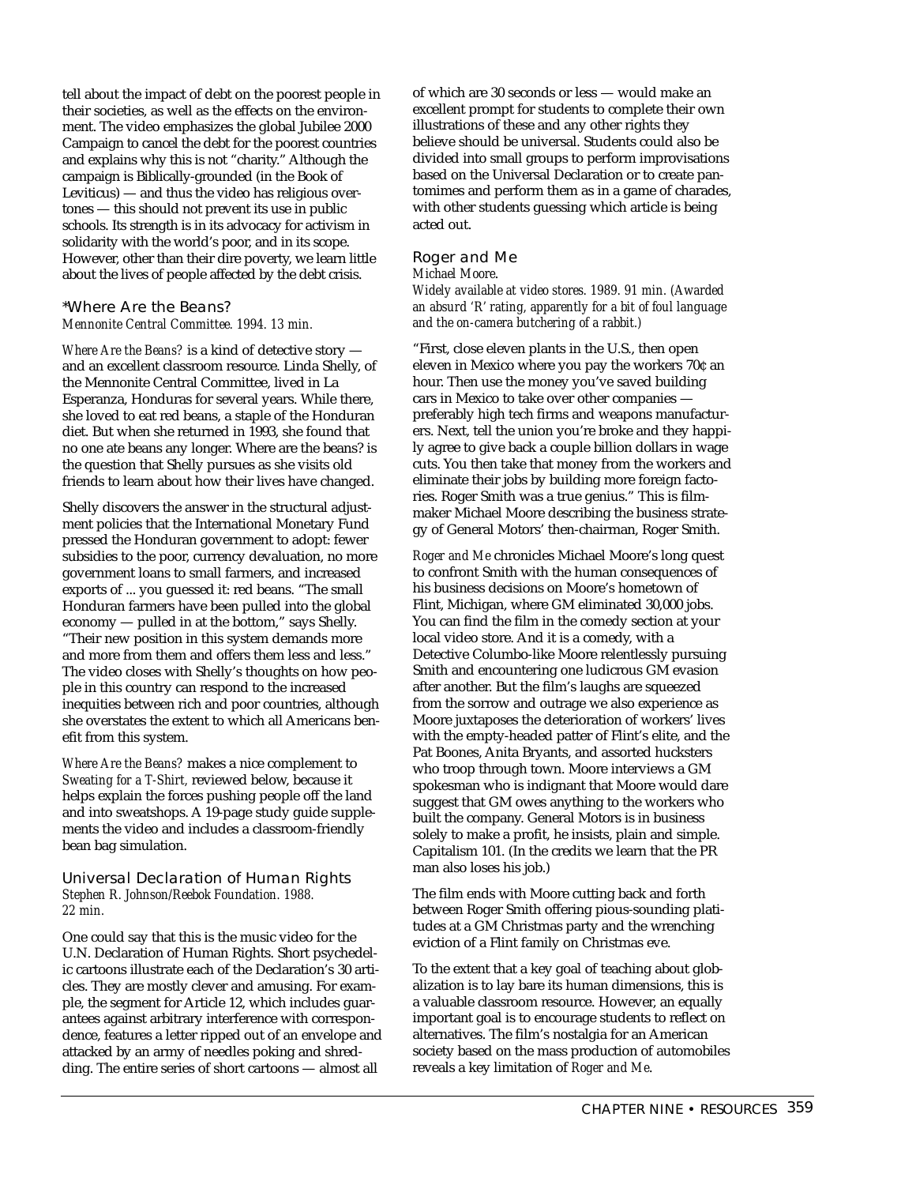tell about the impact of debt on the poorest people in their societies, as well as the effects on the environment. The video emphasizes the global Jubilee 2000 Campaign to cancel the debt for the poorest countries and explains why this is not "charity." Although the campaign is Biblically-grounded (in the Book of Leviticus) — and thus the video has religious overtones — this should not prevent its use in public schools. Its strength is in its advocacy for activism in solidarity with the world's poor, and in its scope. However, other than their dire poverty, we learn little about the lives of people affected by the debt crisis.

### *Where Are the Beans?

*Mennonite Central Committee. 1994. 13 min.*

*Where Are the Beans?* is a kind of detective story — and an excellent classroom resource. Linda Shelly, of the Mennonite Central Committee, lived in La Esperanza, Honduras for several years. While there, she loved to eat red beans, a staple of the Honduran diet. But when she returned in 1993, she found that no one ate beans any longer. Where are the beans? is the question that Shelly pursues as she visits old friends to learn about how their lives have changed.

Shelly discovers the answer in the structural adjustment policies that the International Monetary Fund pressed the Honduran government to adopt: fewer subsidies to the poor, currency devaluation, no more government loans to small farmers, and increased exports of ... you guessed it: red beans. "The small Honduran farmers have been pulled into the global economy — pulled in at the bottom," says Shelly. "Their new position in this system demands more and more from them and offers them less and less." The video closes with Shelly's thoughts on how people in this country can respond to the increased inequities between rich and poor countries, although she overstates the extent to which all Americans benefit from this system.

*Where Are the Beans?* makes a nice complement to *Sweating for a T-Shirt,* reviewed below, because it helps explain the forces pushing people off the land and into sweatshops. A 19-page study guide supplements the video and includes a classroom-friendly bean bag simulation.

### Universal Declaration of Human Rights

*Stephen R. Johnson/Reebok Foundation. 1988. 22 min.*

One could say that this is the music video for the U.N. Declaration of Human Rights. Short psychedelic cartoons illustrate each of the Declaration's 30 articles. They are mostly clever and amusing. For example, the segment for Article 12, which includes guarantees against arbitrary interference with correspondence, features a letter ripped out of an envelope and attacked by an army of needles poking and shredding. The entire series of short cartoons — almost all of which are 30 seconds or less — would make an excellent prompt for students to complete their own illustrations of these and any other rights they believe should be universal. Students could also be divided into small groups to perform improvisations based on the Universal Declaration or to create pantomimes and perform them as in a game of charades, with other students guessing which article is being acted out.

### Roger and Me

*Michael Moore.*

*Widely available at video stores. 1989. 91 min. (Awarded an absurd 'R' rating, apparently for a bit of foul language and the on-camera butchering of a rabbit.)*

"First, close eleven plants in the U.S., then open eleven in Mexico where you pay the workers 70¢ an hour. Then use the money you've saved building cars in Mexico to take over other companies — preferably high tech firms and weapons manufacturers. Next, tell the union you're broke and they happily agree to give back a couple billion dollars in wage cuts. You then take that money from the workers and eliminate their jobs by building more foreign factories. Roger Smith was a true genius." This is filmmaker Michael Moore describing the business strategy of General Motors' then-chairman, Roger Smith.

*Roger and Me* chronicles Michael Moore's long quest to confront Smith with the human consequences of his business decisions on Moore's hometown of Flint, Michigan, where GM eliminated 30,000 jobs. You can find the film in the comedy section at your local video store. And it is a comedy, with a Detective Columbo-like Moore relentlessly pursuing Smith and encountering one ludicrous GM evasion after another. But the film's laughs are squeezed from the sorrow and outrage we also experience as Moore juxtaposes the deterioration of workers' lives with the empty-headed patter of Flint's elite, and the Pat Boones, Anita Bryants, and assorted hucksters who troop through town. Moore interviews a GM spokesman who is indignant that Moore would dare suggest that GM owes anything to the workers who built the company. General Motors is in business solely to make a profit, he insists, plain and simple. Capitalism 101. (In the credits we learn that the PR man also loses his job.)

The film ends with Moore cutting back and forth between Roger Smith offering pious-sounding platitudes at a GM Christmas party and the wrenching eviction of a Flint family on Christmas eve.

To the extent that a key goal of teaching about globalization is to lay bare its human dimensions, this is a valuable classroom resource. However, an equally important goal is to encourage students to reflect on alternatives. The film's nostalgia for an American society based on the mass production of automobiles reveals a key limitation of *Roger and Me.*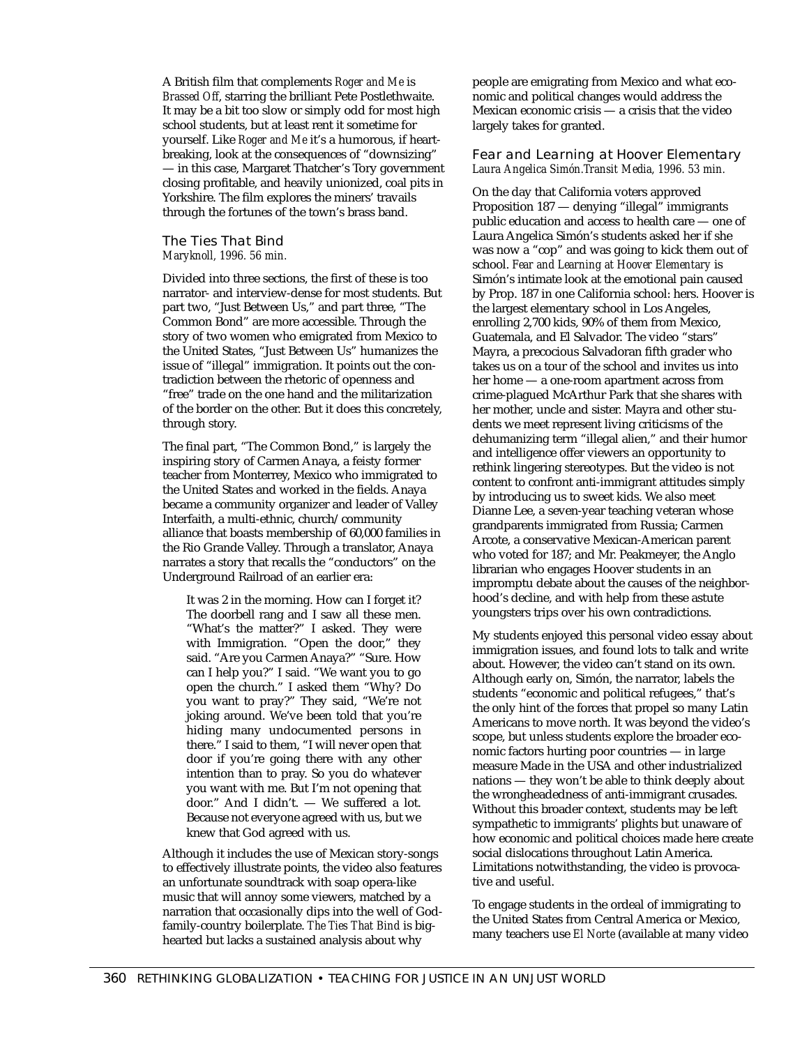A British film that complements *Roger and Me* is *Brassed Off*, starring the brilliant Pete Postlethwaite. It may be a bit too slow or simply odd for most high school students, but at least rent it sometime for yourself. Like *Roger and Me* it's a humorous, if heartbreaking, look at the consequences of "downsizing" — in this case, Margaret Thatcher's Tory government closing profitable, and heavily unionized, coal pits in Yorkshire. The film explores the miners' travails through the fortunes of the town's brass band.

### The Ties That Bind

*Maryknoll, 1996. 56 min.*

Divided into three sections, the first of these is too narrator- and interview-dense for most students. But part two, "Just Between Us," and part three, "The Common Bond" are more accessible. Through the story of two women who emigrated from Mexico to the United States, "Just Between Us" humanizes the issue of "illegal" immigration. It points out the contradiction between the rhetoric of openness and "free" trade on the one hand and the militarization of the border on the other. But it does this concretely, through story.

The final part, "The Common Bond," is largely the inspiring story of Carmen Anaya, a feisty former teacher from Monterrey, Mexico who immigrated to the United States and worked in the fields. Anaya became a community organizer and leader of Valley Interfaith, a multi-ethnic, church/community alliance that boasts membership of 60,000 families in the Rio Grande Valley. Through a translator, Anaya narrates a story that recalls the "conductors" on the Underground Railroad of an earlier era:

> It was 2 in the morning. How can I forget it? The doorbell rang and I saw all these men. "What's the matter?" I asked. They were with Immigration. "Open the door," they said. "Are you Carmen Anaya?" "Sure. How can I help you?" I said. "We want you to go open the church." I asked them "Why? Do you want to pray?" They said, "We're not joking around. We've been told that you're hiding many undocumented persons in there." I said to them, "I will never open that door if you're going there with any other intention than to pray. So you do whatever you want with me. But I'm not opening that door." And I didn't. — We suffered a lot. Because not everyone agreed with us, but we knew that God agreed with us.

Although it includes the use of Mexican story-songs to effectively illustrate points, the video also features an unfortunate soundtrack with soap opera-like music that will annoy some viewers, matched by a narration that occasionally dips into the well of God-family-country boilerplate. *The Ties That Bind* is big-hearted but lacks a sustained analysis about why people are emigrating from Mexico and what economic and political changes would address the Mexican economic crisis — a crisis that the video largely takes for granted.

### Fear and Learning at Hoover Elementary

*Laura Angelica Simón.Transit Media, 1996. 53 min.*

On the day that California voters approved Proposition 187 — denying "illegal" immigrants public education and access to health care — one of Laura Angelica Simón's students asked her if she was now a "cop" and was going to kick them out of school. *Fear and Learning at Hoover Elementary* is Simón's intimate look at the emotional pain caused by Prop. 187 in one California school: hers. Hoover is the largest elementary school in Los Angeles, enrolling 2,700 kids, 90% of them from Mexico, Guatemala, and El Salvador. The video "stars" Mayra, a precocious Salvadoran fifth grader who takes us on a tour of the school and invites us into her home — a one-room apartment across from crime-plagued McArthur Park that she shares with her mother, uncle and sister. Mayra and other students we meet represent living criticisms of the dehumanizing term "illegal alien," and their humor and intelligence offer viewers an opportunity to rethink lingering stereotypes. But the video is not content to confront anti-immigrant attitudes simply by introducing us to sweet kids. We also meet Dianne Lee, a seven-year teaching veteran whose grandparents immigrated from Russia; Carmen Arcote, a conservative Mexican-American parent who voted for 187; and Mr. Peakmeyer, the Anglo librarian who engages Hoover students in an impromptu debate about the causes of the neighborhood's decline, and with help from these astute youngsters trips over his own contradictions.

My students enjoyed this personal video essay about immigration issues, and found lots to talk and write about. However, the video can't stand on its own. Although early on, Simón, the narrator, labels the students "economic and political refugees," that's the only hint of the forces that propel so many Latin Americans to move north. It was beyond the video's scope, but unless students explore the broader economic factors hurting poor countries — in large measure Made in the USA and other industrialized nations — they won't be able to think deeply about the wrongheadedness of anti-immigrant crusades. Without this broader context, students may be left sympathetic to immigrants' plights but unaware of how economic and political choices made here create social dislocations throughout Latin America. Limitations notwithstanding, the video is provocative and useful.

To engage students in the ordeal of immigrating to the United States from Central America or Mexico, many teachers use *El Norte* (available at many video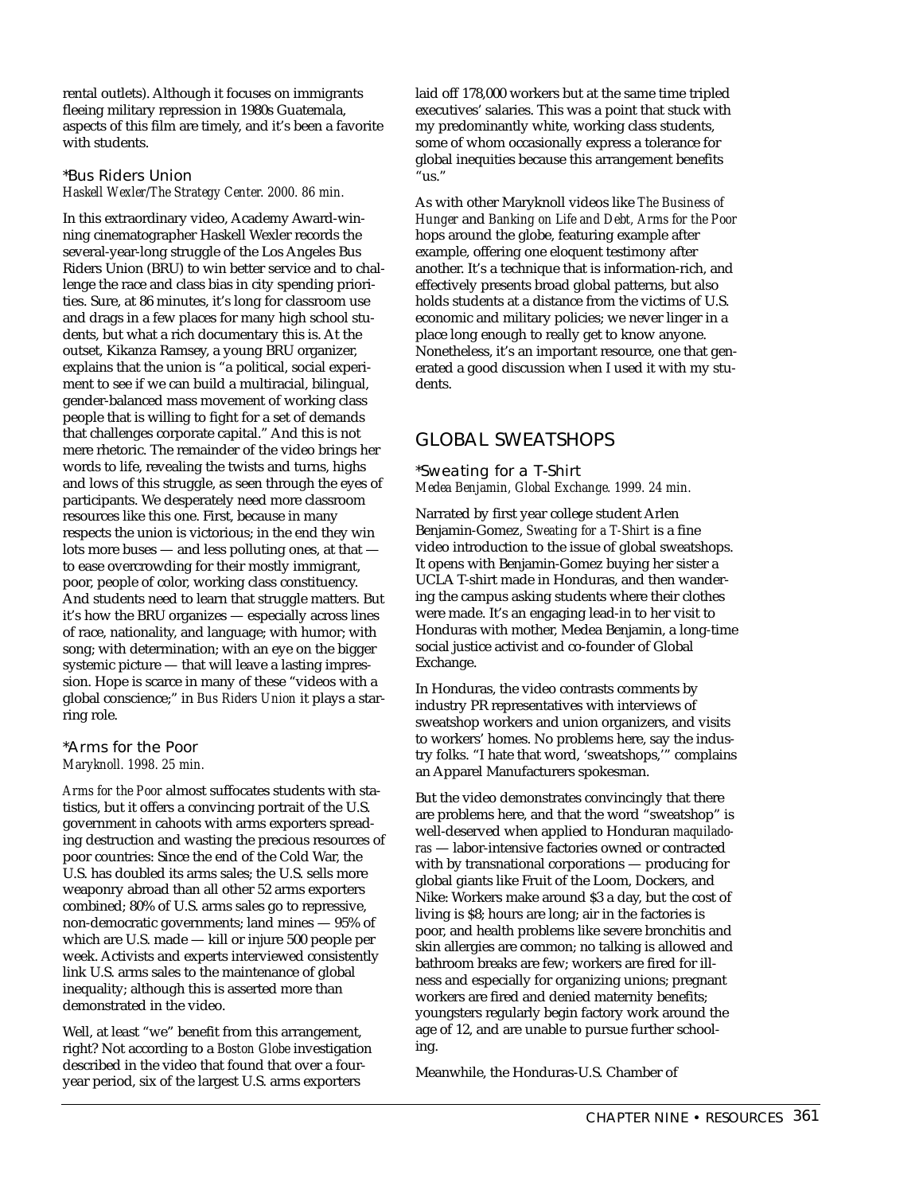rental outlets). Although it focuses on immigrants fleeing military repression in 1980s Guatemala, aspects of this film are timely, and it's been a favorite with students.

### *Bus Riders Union

*Haskell Wexler/The Strategy Center. 2000. 86 min.*

In this extraordinary video, Academy Award-winning cinematographer Haskell Wexler records the several-year-long struggle of the Los Angeles Bus Riders Union (BRU) to win better service and to challenge the race and class bias in city spending priorities. Sure, at 86 minutes, it's long for classroom use and drags in a few places for many high school students, but what a rich documentary this is. At the outset, Kikanza Ramsey, a young BRU organizer, explains that the union is "a political, social experiment to see if we can build a multiracial, bilingual, gender-balanced mass movement of working class people that is willing to fight for a set of demands that challenges corporate capital." And this is not mere rhetoric. The remainder of the video brings her words to life, revealing the twists and turns, highs and lows of this struggle, as seen through the eyes of participants. We desperately need more classroom resources like this one. First, because in many respects the union is victorious; in the end they win lots more buses — and less polluting ones, at that — to ease overcrowding for their mostly immigrant, poor, people of color, working class constituency. And students need to learn that struggle matters. But it's how the BRU organizes — especially across lines of race, nationality, and language; with humor; with song; with determination; with an eye on the bigger systemic picture — that will leave a lasting impression. Hope is scarce in many of these "videos with a global conscience;" in *Bus Riders Union* it plays a starring role.

### *Arms for the Poor

*Maryknoll. 1998. 25 min.*

*Arms for the Poor* almost suffocates students with statistics, but it offers a convincing portrait of the U.S. government in cahoots with arms exporters spreading destruction and wasting the precious resources of poor countries: Since the end of the Cold War, the U.S. has doubled its arms sales; the U.S. sells more weaponry abroad than all other 52 arms exporters combined; 80% of U.S. arms sales go to repressive, non-democratic governments; land mines — 95% of which are U.S. made — kill or injure 500 people per week. Activists and experts interviewed consistently link U.S. arms sales to the maintenance of global inequality; although this is asserted more than demonstrated in the video.

Well, at least "we" benefit from this arrangement, right? Not according to a *Boston Globe* investigation described in the video that found that over a four-year period, six of the largest U.S. arms exporters laid off 178,000 workers but at the same time tripled executives' salaries. This was a point that stuck with my predominantly white, working class students, some of whom occasionally express a tolerance for global inequities because this arrangement benefits "us."

As with other Maryknoll videos like *The Business of Hunger* and *Banking on Life and Debt, Arms for the Poor* hops around the globe, featuring example after example, offering one eloquent testimony after another. It's a technique that is information-rich, and effectively presents broad global patterns, but also holds students at a distance from the victims of U.S. economic and military policies; we never linger in a place long enough to really get to know anyone. Nonetheless, it's an important resource, one that generated a good discussion when I used it with my students.

## GLOBAL SWEATSHOPS

### *Sweating for a T-Shirt

*Medea Benjamin, Global Exchange. 1999. 24 min.*

Narrated by first year college student Arlen Benjamin-Gomez, *Sweating for a T-Shirt* is a fine video introduction to the issue of global sweatshops. It opens with Benjamin-Gomez buying her sister a UCLA T-shirt made in Honduras, and then wandering the campus asking students where their clothes were made. It's an engaging lead-in to her visit to Honduras with mother, Medea Benjamin, a long-time social justice activist and co-founder of Global Exchange.

In Honduras, the video contrasts comments by industry PR representatives with interviews of sweatshop workers and union organizers, and visits to workers' homes. No problems here, say the industry folks. "I hate that word, 'sweatshops,'" complains an Apparel Manufacturers spokesman.

But the video demonstrates convincingly that there are problems here, and that the word "sweatshop" is well-deserved when applied to Honduran *maquiladoras* — labor-intensive factories owned or contracted with by transnational corporations — producing for global giants like Fruit of the Loom, Dockers, and Nike: Workers make around $3 a day, but the cost of living is $8; hours are long; air in the factories is poor, and health problems like severe bronchitis and skin allergies are common; no talking is allowed and bathroom breaks are few; workers are fired for illness and especially for organizing unions; pregnant workers are fired and denied maternity benefits; youngsters regularly begin factory work around the age of 12, and are unable to pursue further schooling.

Meanwhile, the Honduras-U.S. Chamber of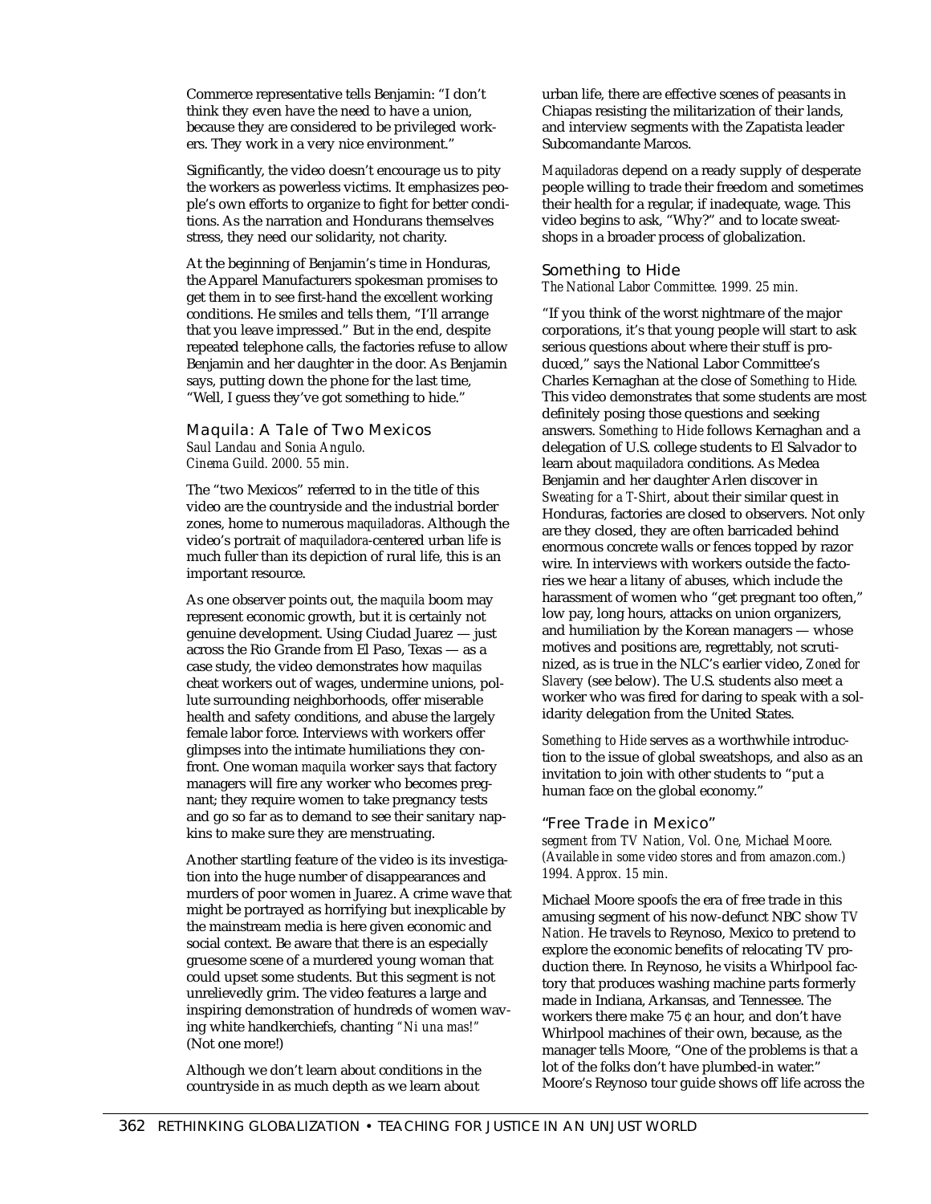Commerce representative tells Benjamin: "I don't think they even have the need to have a union, because they are considered to be privileged workers. They work in a very nice environment."

Significantly, the video doesn't encourage us to pity the workers as powerless victims. It emphasizes people's own efforts to organize to fight for better conditions. As the narration and Hondurans themselves stress, they need our solidarity, not charity.

At the beginning of Benjamin's time in Honduras, the Apparel Manufacturers spokesman promises to get them in to see first-hand the excellent working conditions. He smiles and tells them, "I'll arrange that you leave impressed." But in the end, despite repeated telephone calls, the factories refuse to allow Benjamin and her daughter in the door. As Benjamin says, putting down the phone for the last time, "Well, I guess they've got something to hide."

### Maquila: A Tale of Two Mexicos

*Saul Landau and Sonia Angulo. Cinema Guild. 2000. 55 min.*

The "two Mexicos" referred to in the title of this video are the countryside and the industrial border zones, home to numerous *maquiladoras*. Although the video's portrait of *maquiladora*-centered urban life is much fuller than its depiction of rural life, this is an important resource.

As one observer points out, the *maquila* boom may represent economic growth, but it is certainly not genuine development. Using Ciudad Juarez — just across the Rio Grande from El Paso, Texas — as a case study, the video demonstrates how *maquilas* cheat workers out of wages, undermine unions, pollute surrounding neighborhoods, offer miserable health and safety conditions, and abuse the largely female labor force. Interviews with workers offer glimpses into the intimate humiliations they confront. One woman *maquila* worker says that factory managers will fire any worker who becomes pregnant; they require women to take pregnancy tests and go so far as to demand to see their sanitary napkins to make sure they are menstruating.

Another startling feature of the video is its investigation into the huge number of disappearances and murders of poor women in Juarez. A crime wave that might be portrayed as horrifying but inexplicable by the mainstream media is here given economic and social context. Be aware that there is an especially gruesome scene of a murdered young woman that could upset some students. But this segment is not unrelievedly grim. The video features a large and inspiring demonstration of hundreds of women waving white handkerchiefs, chanting *"Ni una mas!"* (Not one more!)

Although we don't learn about conditions in the countryside in as much depth as we learn about urban life, there are effective scenes of peasants in Chiapas resisting the militarization of their lands, and interview segments with the Zapatista leader Subcomandante Marcos.

*Maquiladoras* depend on a ready supply of desperate people willing to trade their freedom and sometimes their health for a regular, if inadequate, wage. This video begins to ask, "Why?" and to locate sweatshops in a broader process of globalization.

### Something to Hide

*The National Labor Committee. 1999. 25 min.*

"If you think of the worst nightmare of the major corporations, it's that young people will start to ask serious questions about where their stuff is produced," says the National Labor Committee's Charles Kernaghan at the close of *Something to Hide*. This video demonstrates that some students are most definitely posing those questions and seeking answers. *Something to Hide* follows Kernaghan and a delegation of U.S. college students to El Salvador to learn about *maquiladora* conditions. As Medea Benjamin and her daughter Arlen discover in *Sweating for a T-Shirt*, about their similar quest in Honduras, factories are closed to observers. Not only are they closed, they are often barricaded behind enormous concrete walls or fences topped by razor wire. In interviews with workers outside the factories we hear a litany of abuses, which include the harassment of women who "get pregnant too often," low pay, long hours, attacks on union organizers, and humiliation by the Korean managers — whose motives and positions are, regrettably, not scrutinized, as is true in the NLC's earlier video, *Zoned for Slavery* (see below). The U.S. students also meet a worker who was fired for daring to speak with a solidarity delegation from the United States.

*Something to Hide* serves as a worthwhile introduction to the issue of global sweatshops, and also as an invitation to join with other students to "put a human face on the global economy."

### "Free Trade in Mexico"

*segment from TV Nation, Vol. One, Michael Moore. (Available in some video stores and from amazon.com.) 1994. Approx. 15 min.*

Michael Moore spoofs the era of free trade in this amusing segment of his now-defunct NBC show *TV Nation*. He travels to Reynoso, Mexico to pretend to explore the economic benefits of relocating TV production there. In Reynoso, he visits a Whirlpool factory that produces washing machine parts formerly made in Indiana, Arkansas, and Tennessee. The workers there make 75 ¢ an hour, and don't have Whirlpool machines of their own, because, as the manager tells Moore, "One of the problems is that a lot of the folks don't have plumbed-in water." Moore's Reynoso tour guide shows off life across the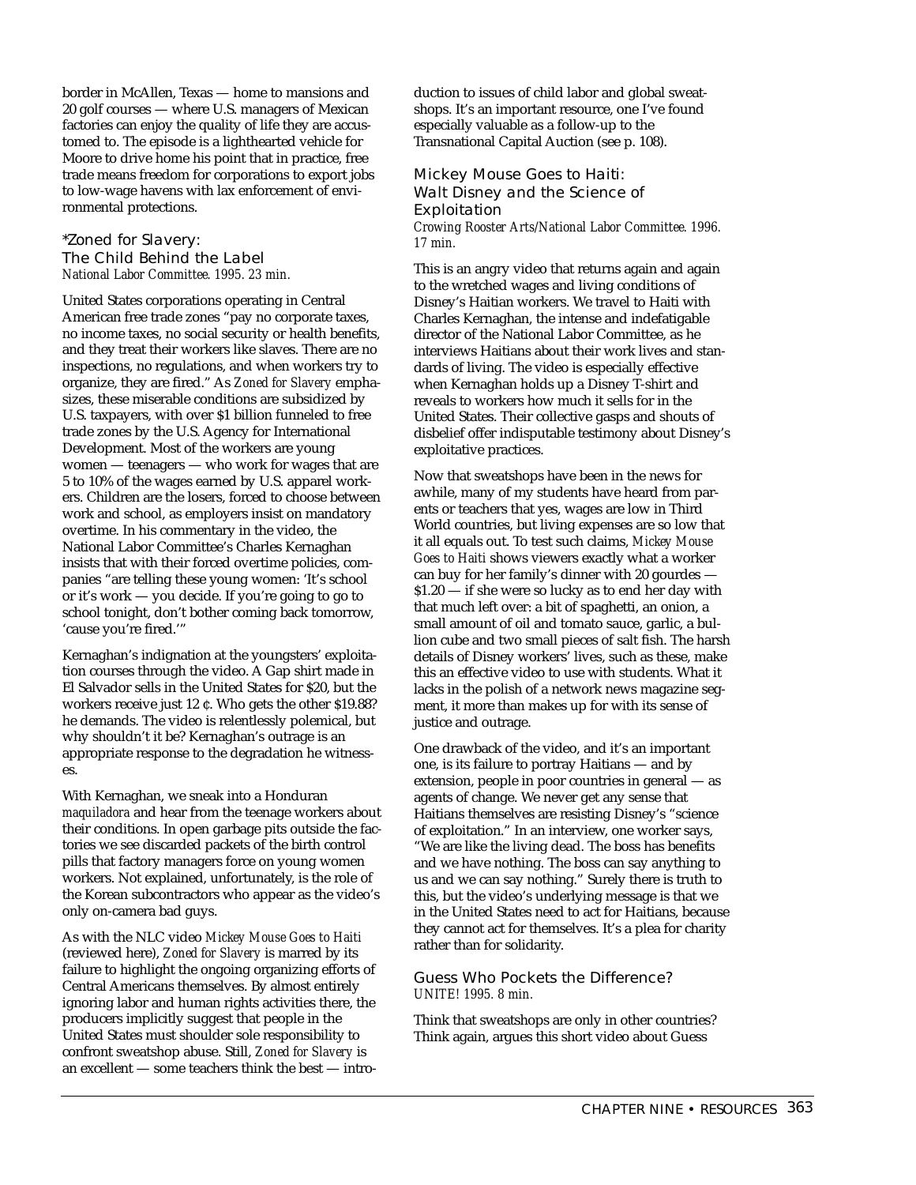border in McAllen, Texas — home to mansions and 20 golf courses — where U.S. managers of Mexican factories can enjoy the quality of life they are accustomed to. The episode is a lighthearted vehicle for Moore to drive home his point that in practice, free trade means freedom for corporations to export jobs to low-wage havens with lax enforcement of environmental protections.

### *Zoned for Slavery: The Child Behind the Label

*National Labor Committee. 1995. 23 min.*

United States corporations operating in Central American free trade zones "pay no corporate taxes, no income taxes, no social security or health benefits, and they treat their workers like slaves. There are no inspections, no regulations, and when workers try to organize, they are fired." As *Zoned for Slavery* emphasizes, these miserable conditions are subsidized by U.S. taxpayers, with over $1 billion funneled to free trade zones by the U.S. Agency for International Development. Most of the workers are young women — teenagers — who work for wages that are 5 to 10% of the wages earned by U.S. apparel workers. Children are the losers, forced to choose between work and school, as employers insist on mandatory overtime. In his commentary in the video, the National Labor Committee's Charles Kernaghan insists that with their forced overtime policies, companies "are telling these young women: 'It's school or it's work — you decide. If you're going to go to school tonight, don't bother coming back tomorrow, 'cause you're fired.'"

Kernaghan's indignation at the youngsters' exploitation courses through the video. A Gap shirt made in El Salvador sells in the United States for $20, but the workers receive just 12 ¢. Who gets the other $19.88? he demands. The video is relentlessly polemical, but why shouldn't it be? Kernaghan's outrage is an appropriate response to the degradation he witnesses.

With Kernaghan, we sneak into a Honduran *maquiladora* and hear from the teenage workers about their conditions. In open garbage pits outside the factories we see discarded packets of the birth control pills that factory managers force on young women workers. Not explained, unfortunately, is the role of the Korean subcontractors who appear as the video's only on-camera bad guys.

As with the NLC video *Mickey Mouse Goes to Haiti* (reviewed here), *Zoned for Slavery* is marred by its failure to highlight the ongoing organizing efforts of Central Americans themselves. By almost entirely ignoring labor and human rights activities there, the producers implicitly suggest that people in the United States must shoulder sole responsibility to confront sweatshop abuse. Still, *Zoned for Slavery* is an excellent — some teachers think the best — introduction to issues of child labor and global sweatshops. It's an important resource, one I've found especially valuable as a follow-up to the Transnational Capital Auction (see p. 108).

### Mickey Mouse Goes to Haiti: Walt Disney and the Science of Exploitation

*Crowing Rooster Arts/National Labor Committee. 1996. 17 min.*

This is an angry video that returns again and again to the wretched wages and living conditions of Disney's Haitian workers. We travel to Haiti with Charles Kernaghan, the intense and indefatigable director of the National Labor Committee, as he interviews Haitians about their work lives and standards of living. The video is especially effective when Kernaghan holds up a Disney T-shirt and reveals to workers how much it sells for in the United States. Their collective gasps and shouts of disbelief offer indisputable testimony about Disney's exploitative practices.

Now that sweatshops have been in the news for awhile, many of my students have heard from parents or teachers that yes, wages are low in Third World countries, but living expenses are so low that it all equals out. To test such claims, *Mickey Mouse Goes to Haiti* shows viewers exactly what a worker can buy for her family's dinner with 20 gourdes — $1.20 — if she were so lucky as to end her day with that much left over: a bit of spaghetti, an onion, a small amount of oil and tomato sauce, garlic, a bullion cube and two small pieces of salt fish. The harsh details of Disney workers' lives, such as these, make this an effective video to use with students. What it lacks in the polish of a network news magazine segment, it more than makes up for with its sense of justice and outrage.

One drawback of the video, and it's an important one, is its failure to portray Haitians — and by extension, people in poor countries in general — as agents of change. We never get any sense that Haitians themselves are resisting Disney's "science of exploitation." In an interview, one worker says, "We are like the living dead. The boss has benefits and we have nothing. The boss can say anything to us and we can say nothing." Surely there is truth to this, but the video's underlying message is that we in the United States need to act for Haitians, because they cannot act for themselves. It's a plea for charity rather than for solidarity.

### Guess Who Pockets the Difference?

*UNITE! 1995. 8 min.*

Think that sweatshops are only in other countries? Think again, argues this short video about Guess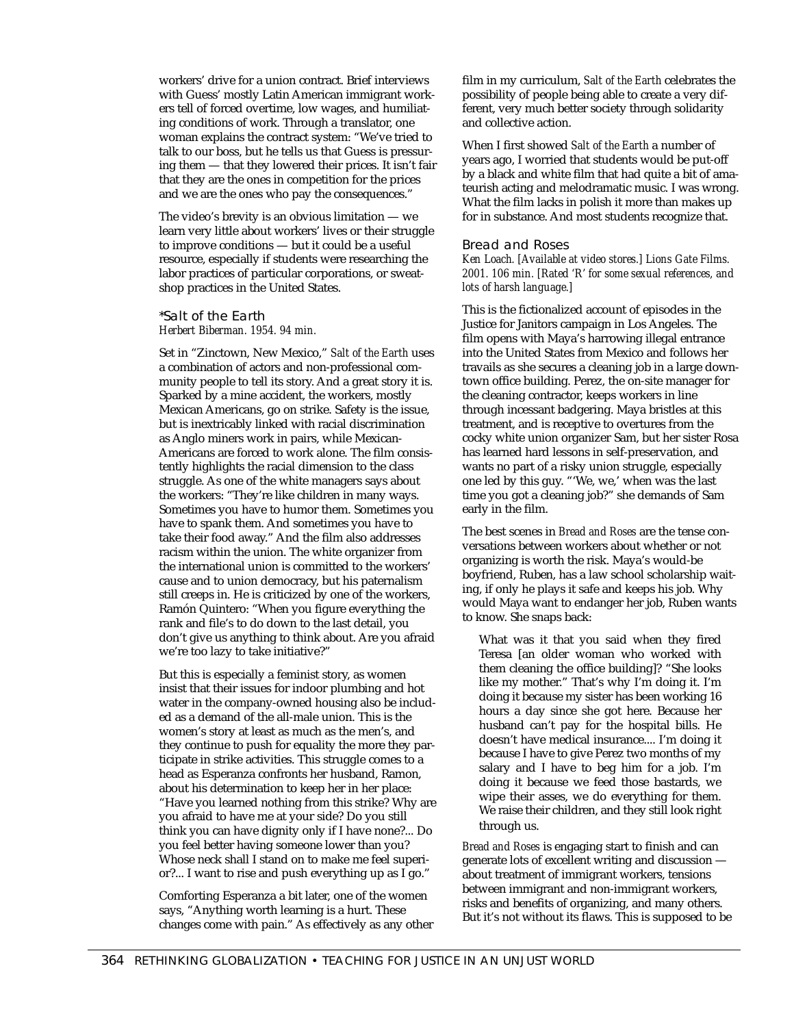workers' drive for a union contract. Brief interviews with Guess' mostly Latin American immigrant workers tell of forced overtime, low wages, and humiliating conditions of work. Through a translator, one woman explains the contract system: "We've tried to talk to our boss, but he tells us that Guess is pressuring them — that they lowered their prices. It isn't fair that they are the ones in competition for the prices and we are the ones who pay the consequences."

The video's brevity is an obvious limitation — we learn very little about workers' lives or their struggle to improve conditions — but it could be a useful resource, especially if students were researching the labor practices of particular corporations, or sweatshop practices in the United States.

### *Salt of the Earth

*Herbert Biberman. 1954. 94 min.*

Set in "Zinctown, New Mexico," *Salt of the Earth* uses a combination of actors and non-professional community people to tell its story. And a great story it is. Sparked by a mine accident, the workers, mostly Mexican Americans, go on strike. Safety is the issue, but is inextricably linked with racial discrimination as Anglo miners work in pairs, while Mexican-Americans are forced to work alone. The film consistently highlights the racial dimension to the class struggle. As one of the white managers says about the workers: "They're like children in many ways. Sometimes you have to humor them. Sometimes you have to spank them. And sometimes you have to take their food away." And the film also addresses racism within the union. The white organizer from the international union is committed to the workers' cause and to union democracy, but his paternalism still creeps in. He is criticized by one of the workers, Ramón Quintero: "When you figure everything the rank and file's to do down to the last detail, you don't give us anything to think about. Are you afraid we're too lazy to take initiative?"

But this is especially a feminist story, as women insist that their issues for indoor plumbing and hot water in the company-owned housing also be included as a demand of the all-male union. This is the women's story at least as much as the men's, and they continue to push for equality the more they participate in strike activities. This struggle comes to a head as Esperanza confronts her husband, Ramon, about his determination to keep her in her place: "Have you learned nothing from this strike? Why are you afraid to have me at your side? Do you still think you can have dignity only if I have none?... Do you feel better having someone lower than you? Whose neck shall I stand on to make me feel superior?... I want to rise and push everything up as I go."

Comforting Esperanza a bit later, one of the women says, "Anything worth learning is a hurt. These changes come with pain." As effectively as any other film in my curriculum, *Salt of the Earth* celebrates the possibility of people being able to create a very different, very much better society through solidarity and collective action.

When I first showed *Salt of the Earth* a number of years ago, I worried that students would be put-off by a black and white film that had quite a bit of amateurish acting and melodramatic music. I was wrong. What the film lacks in polish it more than makes up for in substance. And most students recognize that.

### Bread and Roses

*Ken Loach. [Available at video stores.] Lions Gate Films. 2001. 106 min. [Rated 'R' for some sexual references, and lots of harsh language.]*

This is the fictionalized account of episodes in the Justice for Janitors campaign in Los Angeles. The film opens with Maya's harrowing illegal entrance into the United States from Mexico and follows her travails as she secures a cleaning job in a large downtown office building. Perez, the on-site manager for the cleaning contractor, keeps workers in line through incessant badgering. Maya bristles at this treatment, and is receptive to overtures from the cocky white union organizer Sam, but her sister Rosa has learned hard lessons in self-preservation, and wants no part of a risky union struggle, especially one led by this guy. "'We, we,' when was the last time you got a cleaning job?" she demands of Sam early in the film.

The best scenes in *Bread and Roses* are the tense conversations between workers about whether or not organizing is worth the risk. Maya's would-be boyfriend, Ruben, has a law school scholarship waiting, if only he plays it safe and keeps his job. Why would Maya want to endanger her job, Ruben wants to know. She snaps back:

> What was it that you said when they fired Teresa [an older woman who worked with them cleaning the office building]? "She looks like my mother." That's why I'm doing it. I'm doing it because my sister has been working 16 hours a day since she got here. Because her husband can't pay for the hospital bills. He doesn't have medical insurance.... I'm doing it because I have to give Perez two months of my salary and I have to beg him for a job. I'm doing it because we feed those bastards, we wipe their asses, we do everything for them. We raise their children, and they still look right through us.

*Bread and Roses* is engaging start to finish and can generate lots of excellent writing and discussion — about treatment of immigrant workers, tensions between immigrant and non-immigrant workers, risks and benefits of organizing, and many others. But it's not without its flaws. This is supposed to be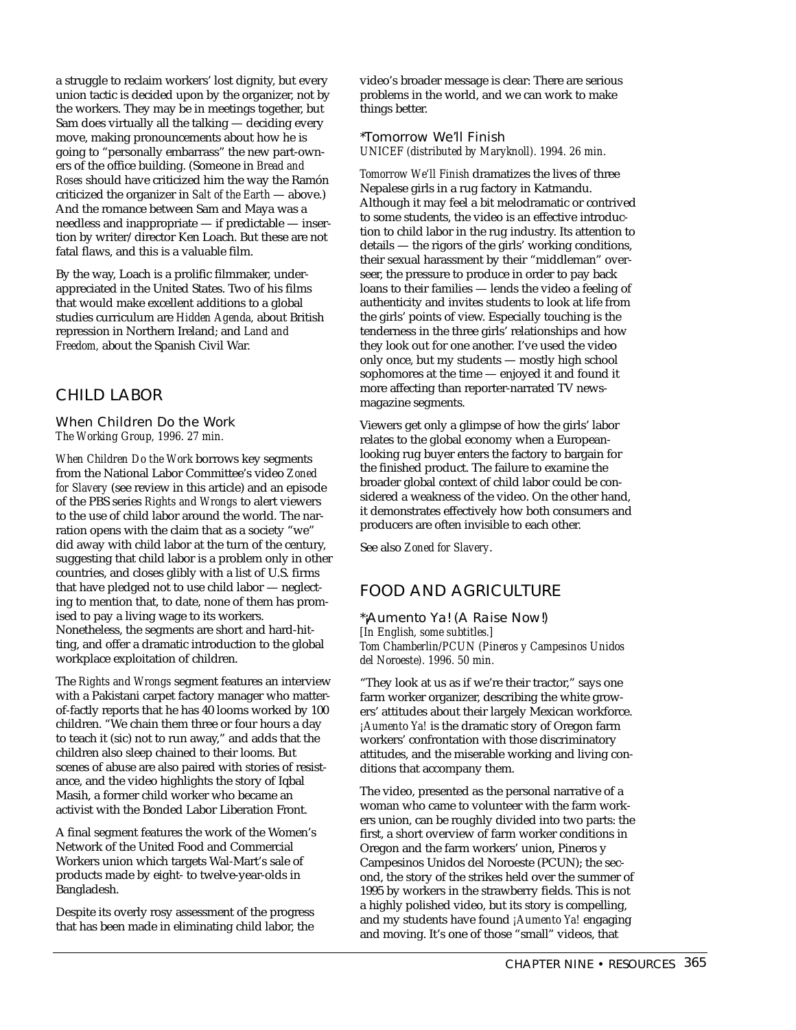a struggle to reclaim workers' lost dignity, but every union tactic is decided upon by the organizer, not by the workers. They may be in meetings together, but Sam does virtually all the talking — deciding every move, making pronouncements about how he is going to "personally embarrass" the new part-owners of the office building. (Someone in *Bread and Roses* should have criticized him the way the Ramón criticized the organizer in *Salt of the Earth* — above.) And the romance between Sam and Maya was a needless and inappropriate — if predictable — insertion by writer/director Ken Loach. But these are not fatal flaws, and this is a valuable film.

By the way, Loach is a prolific filmmaker, underappreciated in the United States. Two of his films that would make excellent additions to a global studies curriculum are *Hidden Agenda*, about British repression in Northern Ireland; and *Land and Freedom*, about the Spanish Civil War.

## CHILD LABOR

### When Children Do the Work

*The Working Group, 1996. 27 min.*

*When Children Do the Work* borrows key segments from the National Labor Committee's video *Zoned for Slavery* (see review in this article) and an episode of the PBS series *Rights and Wrongs* to alert viewers to the use of child labor around the world. The narration opens with the claim that as a society "we" did away with child labor at the turn of the century, suggesting that child labor is a problem only in other countries, and closes glibly with a list of U.S. firms that have pledged not to use child labor — neglecting to mention that, to date, none of them has promised to pay a living wage to its workers. Nonetheless, the segments are short and hard-hitting, and offer a dramatic introduction to the global workplace exploitation of children.

The *Rights and Wrongs* segment features an interview with a Pakistani carpet factory manager who matter-of-factly reports that he has 40 looms worked by 100 children. "We chain them three or four hours a day to teach it (sic) not to run away," and adds that the children also sleep chained to their looms. But scenes of abuse are also paired with stories of resistance, and the video highlights the story of Iqbal Masih, a former child worker who became an activist with the Bonded Labor Liberation Front.

A final segment features the work of the Women's Network of the United Food and Commercial Workers union which targets Wal-Mart's sale of products made by eight- to twelve-year-olds in Bangladesh.

Despite its overly rosy assessment of the progress that has been made in eliminating child labor, the video's broader message is clear: There are serious problems in the world, and we can work to make things better.

### *Tomorrow We'll Finish

*UNICEF (distributed by Maryknoll). 1994. 26 min.*

*Tomorrow We'll Finish* dramatizes the lives of three Nepalese girls in a rug factory in Katmandu. Although it may feel a bit melodramatic or contrived to some students, the video is an effective introduction to child labor in the rug industry. Its attention to details — the rigors of the girls' working conditions, their sexual harassment by their "middleman" overseer, the pressure to produce in order to pay back loans to their families — lends the video a feeling of authenticity and invites students to look at life from the girls' points of view. Especially touching is the tenderness in the three girls' relationships and how they look out for one another. I've used the video only once, but my students — mostly high school sophomores at the time — enjoyed it and found it more affecting than reporter-narrated TV news-magazine segments.

Viewers get only a glimpse of how the girls' labor relates to the global economy when a European-looking rug buyer enters the factory to bargain for the finished product. The failure to examine the broader global context of child labor could be considered a weakness of the video. On the other hand, it demonstrates effectively how both consumers and producers are often invisible to each other.

See also *Zoned for Slavery*.

## FOOD AND AGRICULTURE

### *¡Aumento Ya! (A Raise Now!)

*[In English, some subtitles.]*
*Tom Chamberlin/PCUN (Pineros y Campesinos Unidos del Noroeste). 1996. 50 min.*

"They look at us as if we're their tractor," says one farm worker organizer, describing the white growers' attitudes about their largely Mexican workforce. *¡Aumento Ya!* is the dramatic story of Oregon farm workers' confrontation with those discriminatory attitudes, and the miserable working and living conditions that accompany them.

The video, presented as the personal narrative of a woman who came to volunteer with the farm workers union, can be roughly divided into two parts: the first, a short overview of farm worker conditions in Oregon and the farm workers' union, Pineros y Campesinos Unidos del Noroeste (PCUN); the second, the story of the strikes held over the summer of 1995 by workers in the strawberry fields. This is not a highly polished video, but its story is compelling, and my students have found *¡Aumento Ya!* engaging and moving. It's one of those "small" videos, that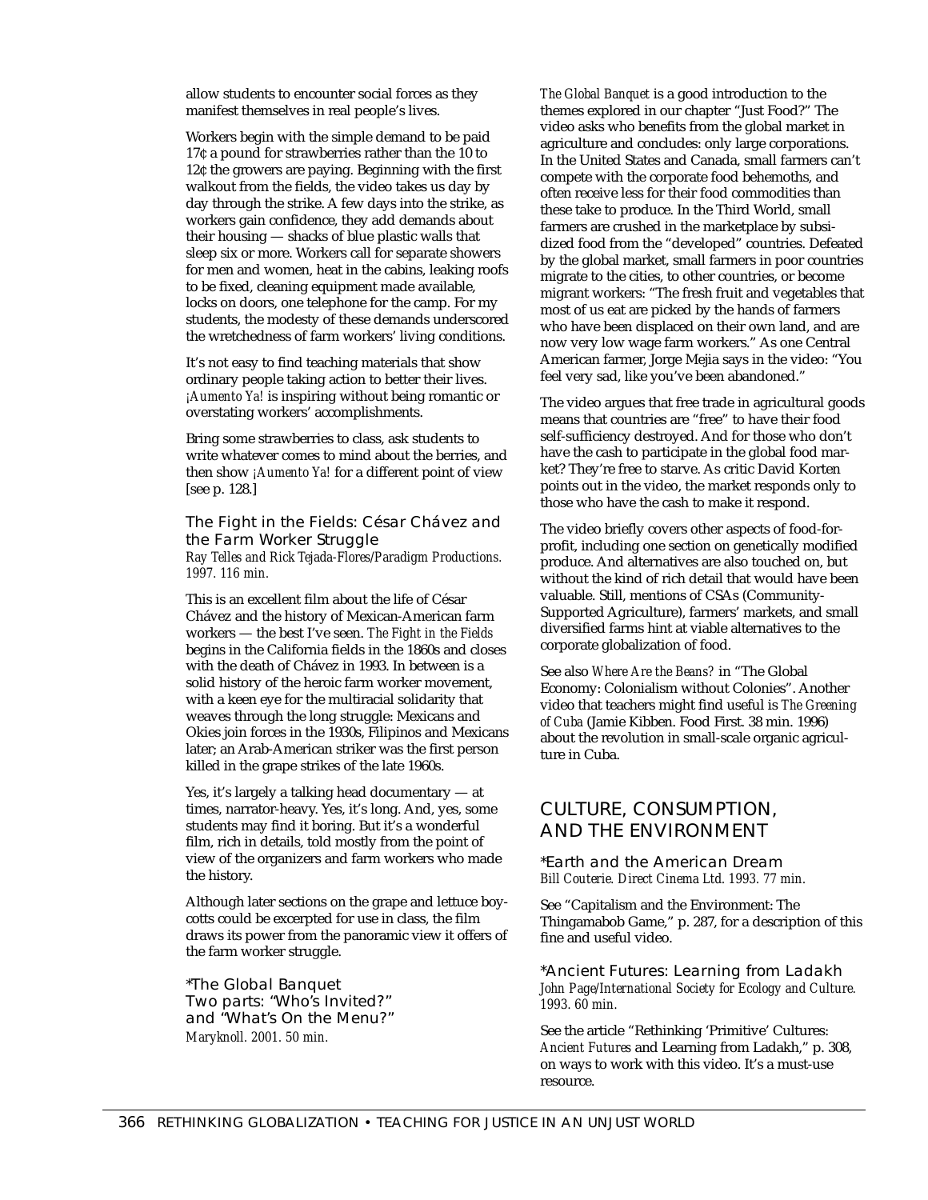allow students to encounter social forces as they manifest themselves in real people's lives.

Workers begin with the simple demand to be paid 17¢ a pound for strawberries rather than the 10 to 12¢ the growers are paying. Beginning with the first walkout from the fields, the video takes us day by day through the strike. A few days into the strike, as workers gain confidence, they add demands about their housing — shacks of blue plastic walls that sleep six or more. Workers call for separate showers for men and women, heat in the cabins, leaking roofs to be fixed, cleaning equipment made available, locks on doors, one telephone for the camp. For my students, the modesty of these demands underscored the wretchedness of farm workers' living conditions.

It's not easy to find teaching materials that show ordinary people taking action to better their lives. *¡Aumento Ya!* is inspiring without being romantic or overstating workers' accomplishments.

Bring some strawberries to class, ask students to write whatever comes to mind about the berries, and then show *¡Aumento Ya!* for a different point of view [see p. 128.]

### The Fight in the Fields: César Chávez and the Farm Worker Struggle

*Ray Telles and Rick Tejada-Flores/Paradigm Productions. 1997. 116 min.*

This is an excellent film about the life of César Chávez and the history of Mexican-American farm workers — the best I've seen. *The Fight in the Fields* begins in the California fields in the 1860s and closes with the death of Chávez in 1993. In between is a solid history of the heroic farm worker movement, with a keen eye for the multiracial solidarity that weaves through the long struggle: Mexicans and Okies join forces in the 1930s, Filipinos and Mexicans later; an Arab-American striker was the first person killed in the grape strikes of the late 1960s.

Yes, it's largely a talking head documentary — at times, narrator-heavy. Yes, it's long. And, yes, some students may find it boring. But it's a wonderful film, rich in details, told mostly from the point of view of the organizers and farm workers who made the history.

Although later sections on the grape and lettuce boycotts could be excerpted for use in class, the film draws its power from the panoramic view it offers of the farm worker struggle.

### *The Global Banquet Two parts: "Who's Invited?" and "What's On the Menu?"

*Maryknoll. 2001. 50 min.*

*The Global Banquet* is a good introduction to the themes explored in our chapter "Just Food?" The video asks who benefits from the global market in agriculture and concludes: only large corporations. In the United States and Canada, small farmers can't compete with the corporate food behemoths, and often receive less for their food commodities than these take to produce. In the Third World, small farmers are crushed in the marketplace by subsidized food from the "developed" countries. Defeated by the global market, small farmers in poor countries migrate to the cities, to other countries, or become migrant workers: "The fresh fruit and vegetables that most of us eat are picked by the hands of farmers who have been displaced on their own land, and are now very low wage farm workers." As one Central American farmer, Jorge Mejia says in the video: "You feel very sad, like you've been abandoned."

The video argues that free trade in agricultural goods means that countries are "free" to have their food self-sufficiency destroyed. And for those who don't have the cash to participate in the global food market? They're free to starve. As critic David Korten points out in the video, the market responds only to those who have the cash to make it respond.

The video briefly covers other aspects of food-for-profit, including one section on genetically modified produce. And alternatives are also touched on, but without the kind of rich detail that would have been valuable. Still, mentions of CSAs (Community-Supported Agriculture), farmers' markets, and small diversified farms hint at viable alternatives to the corporate globalization of food.

See also *Where Are the Beans?* in "The Global Economy: Colonialism without Colonies". Another video that teachers might find useful is *The Greening of Cuba* (Jamie Kibben. Food First. 38 min. 1996) about the revolution in small-scale organic agriculture in Cuba.

## CULTURE, CONSUMPTION, AND THE ENVIRONMENT

### *Earth and the American Dream

*Bill Couterie. Direct Cinema Ltd. 1993. 77 min.*

See "Capitalism and the Environment: The Thingamabob Game," p. 287, for a description of this fine and useful video.

### *Ancient Futures: Learning from Ladakh

*John Page/International Society for Ecology and Culture. 1993. 60 min.*

See the article "Rethinking 'Primitive' Cultures: *Ancient Futures* and Learning from Ladakh," p. 308, on ways to work with this video. It's a must-use resource.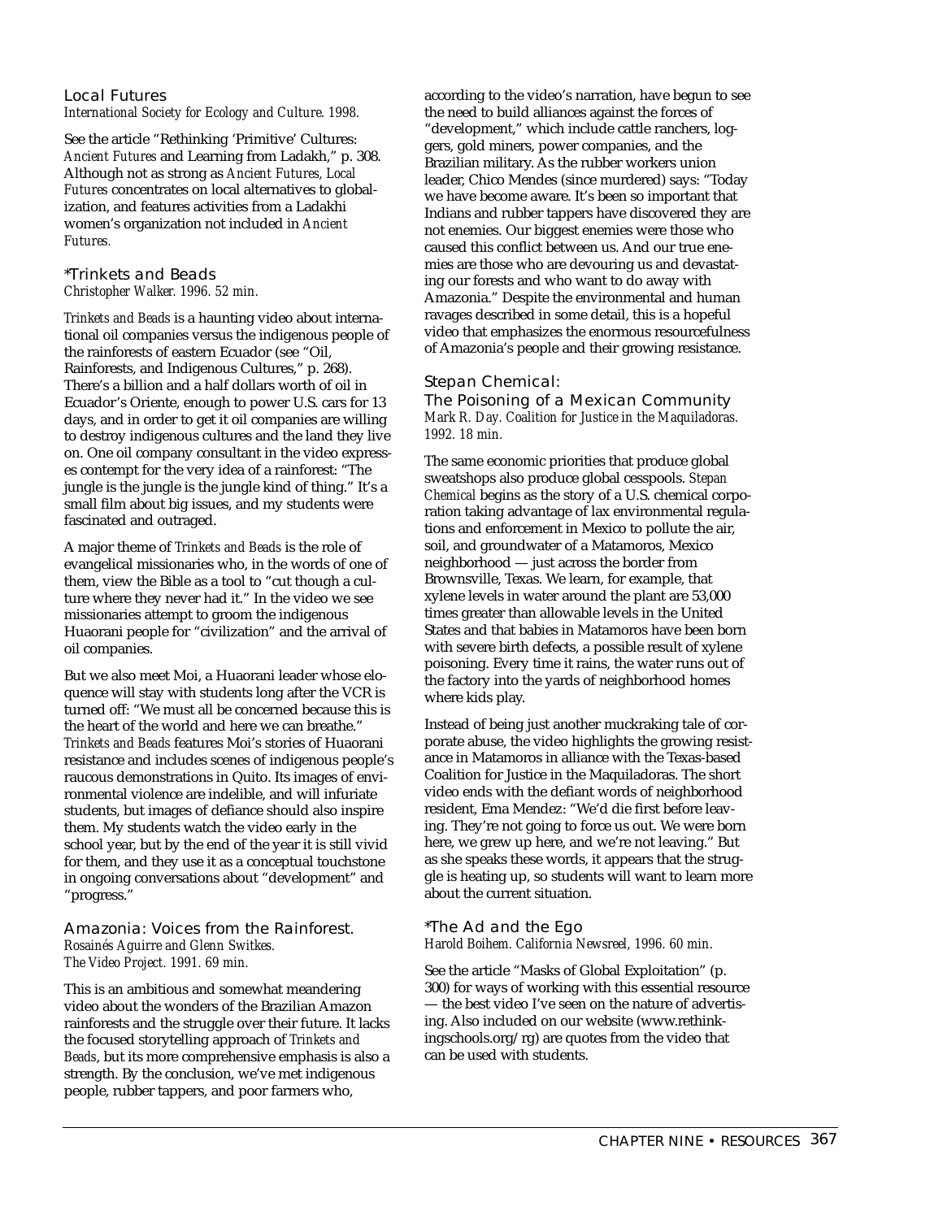### Local Futures

*International Society for Ecology and Culture. 1998.*

See the article "Rethinking 'Primitive' Cultures: *Ancient Futures* and Learning from Ladakh," p. 308. Although not as strong as *Ancient Futures, Local Futures* concentrates on local alternatives to globalization, and features activities from a Ladakhi women's organization not included in *Ancient Futures.*

### *Trinkets and Beads

*Christopher Walker. 1996. 52 min.*

*Trinkets and Beads* is a haunting video about international oil companies versus the indigenous people of the rainforests of eastern Ecuador (see "Oil, Rainforests, and Indigenous Cultures," p. 268). There's a billion and a half dollars worth of oil in Ecuador's Oriente, enough to power U.S. cars for 13 days, and in order to get it oil companies are willing to destroy indigenous cultures and the land they live on. One oil company consultant in the video expresses contempt for the very idea of a rainforest: "The jungle is the jungle is the jungle kind of thing." It's a small film about big issues, and my students were fascinated and outraged.

A major theme of *Trinkets and Beads* is the role of evangelical missionaries who, in the words of one of them, view the Bible as a tool to "cut though a culture where they never had it." In the video we see missionaries attempt to groom the indigenous Huaorani people for "civilization" and the arrival of oil companies.

But we also meet Moi, a Huaorani leader whose eloquence will stay with students long after the VCR is turned off: "We must all be concerned because this is the heart of the world and here we can breathe." *Trinkets and Beads* features Moi's stories of Huaorani resistance and includes scenes of indigenous people's raucous demonstrations in Quito. Its images of environmental violence are indelible, and will infuriate students, but images of defiance should also inspire them. My students watch the video early in the school year, but by the end of the year it is still vivid for them, and they use it as a conceptual touchstone in ongoing conversations about "development" and "progress."

### Amazonia: Voices from the Rainforest.

*Rosainés Aguirre and Glenn Switkes. The Video Project. 1991. 69 min.*

This is an ambitious and somewhat meandering video about the wonders of the Brazilian Amazon rainforests and the struggle over their future. It lacks the focused storytelling approach of *Trinkets and Beads*, but its more comprehensive emphasis is also a strength. By the conclusion, we've met indigenous people, rubber tappers, and poor farmers who, according to the video's narration, have begun to see the need to build alliances against the forces of "development," which include cattle ranchers, loggers, gold miners, power companies, and the Brazilian military. As the rubber workers union leader, Chico Mendes (since murdered) says: "Today we have become aware. It's been so important that Indians and rubber tappers have discovered they are not enemies. Our biggest enemies were those who caused this conflict between us. And our true enemies are those who are devouring us and devastating our forests and who want to do away with Amazonia." Despite the environmental and human ravages described in some detail, this is a hopeful video that emphasizes the enormous resourcefulness of Amazonia's people and their growing resistance.

### Stepan Chemical: The Poisoning of a Mexican Community

*Mark R. Day. Coalition for Justice in the Maquiladoras. 1992. 18 min.*

The same economic priorities that produce global sweatshops also produce global cesspools. *Stepan Chemical* begins as the story of a U.S. chemical corporation taking advantage of lax environmental regulations and enforcement in Mexico to pollute the air, soil, and groundwater of a Matamoros, Mexico neighborhood — just across the border from Brownsville, Texas. We learn, for example, that xylene levels in water around the plant are 53,000 times greater than allowable levels in the United States and that babies in Matamoros have been born with severe birth defects, a possible result of xylene poisoning. Every time it rains, the water runs out of the factory into the yards of neighborhood homes where kids play.

Instead of being just another muckraking tale of corporate abuse, the video highlights the growing resistance in Matamoros in alliance with the Texas-based Coalition for Justice in the Maquiladoras. The short video ends with the defiant words of neighborhood resident, Ema Mendez: "We'd die first before leaving. They're not going to force us out. We were born here, we grew up here, and we're not leaving." But as she speaks these words, it appears that the struggle is heating up, so students will want to learn more about the current situation.

### *The Ad and the Ego

*Harold Boihem. California Newsreel, 1996. 60 min.*

See the article "Masks of Global Exploitation" (p. 300) for ways of working with this essential resource — the best video I've seen on the nature of advertising. Also included on our website (www.rethinkingschools.org/rg) are quotes from the video that can be used with students.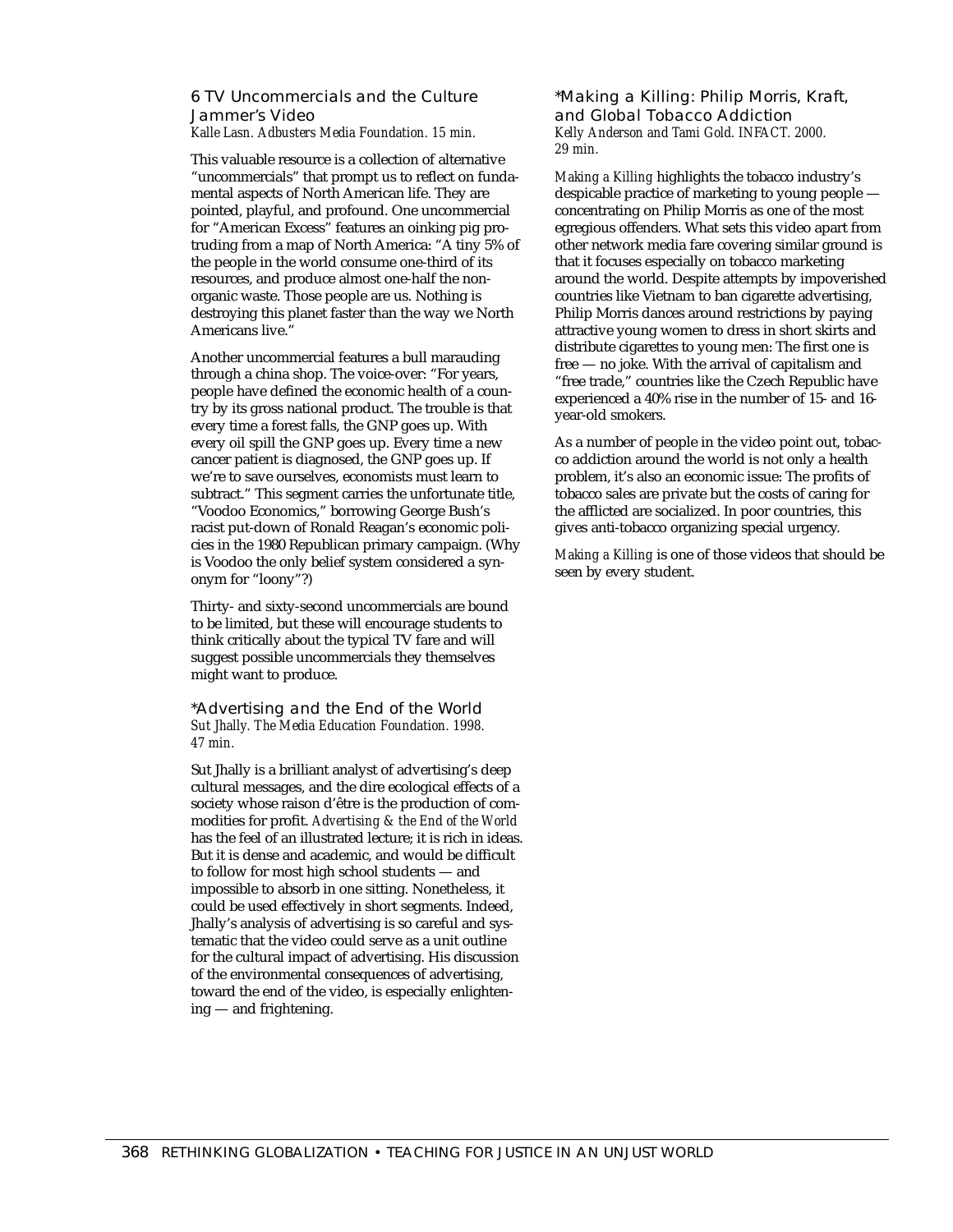### 6 TV Uncommercials and the Culture Jammer's Video

*Kalle Lasn. Adbusters Media Foundation. 15 min.*

This valuable resource is a collection of alternative "uncommercials" that prompt us to reflect on fundamental aspects of North American life. They are pointed, playful, and profound. One uncommercial for "American Excess" features an oinking pig protruding from a map of North America: "A tiny 5% of the people in the world consume one-third of its resources, and produce almost one-half the non-organic waste. Those people are us. Nothing is destroying this planet faster than the way we North Americans live."

Another uncommercial features a bull marauding through a china shop. The voice-over: "For years, people have defined the economic health of a country by its gross national product. The trouble is that every time a forest falls, the GNP goes up. With every oil spill the GNP goes up. Every time a new cancer patient is diagnosed, the GNP goes up. If we're to save ourselves, economists must learn to subtract." This segment carries the unfortunate title, "Voodoo Economics," borrowing George Bush's racist put-down of Ronald Reagan's economic policies in the 1980 Republican primary campaign. (Why is Voodoo the only belief system considered a synonym for "loony"?)

Thirty- and sixty-second uncommercials are bound to be limited, but these will encourage students to think critically about the typical TV fare and will suggest possible uncommercials they themselves might want to produce.

### *Advertising and the End of the World

*Sut Jhally. The Media Education Foundation. 1998. 47 min.*

Sut Jhally is a brilliant analyst of advertising's deep cultural messages, and the dire ecological effects of a society whose raison d'être is the production of commodities for profit. *Advertising & the End of the World* has the feel of an illustrated lecture; it is rich in ideas. But it is dense and academic, and would be difficult to follow for most high school students — and impossible to absorb in one sitting. Nonetheless, it could be used effectively in short segments. Indeed, Jhally's analysis of advertising is so careful and systematic that the video could serve as a unit outline for the cultural impact of advertising. His discussion of the environmental consequences of advertising, toward the end of the video, is especially enlightening — and frightening.

### *Making a Killing: Philip Morris, Kraft, and Global Tobacco Addiction

*Kelly Anderson and Tami Gold. INFACT. 2000. 29 min.*

*Making a Killing* highlights the tobacco industry's despicable practice of marketing to young people — concentrating on Philip Morris as one of the most egregious offenders. What sets this video apart from other network media fare covering similar ground is that it focuses especially on tobacco marketing around the world. Despite attempts by impoverished countries like Vietnam to ban cigarette advertising, Philip Morris dances around restrictions by paying attractive young women to dress in short skirts and distribute cigarettes to young men: The first one is free — no joke. With the arrival of capitalism and "free trade," countries like the Czech Republic have experienced a 40% rise in the number of 15- and 16-year-old smokers.

As a number of people in the video point out, tobacco addiction around the world is not only a health problem, it's also an economic issue: The profits of tobacco sales are private but the costs of caring for the afflicted are socialized. In poor countries, this gives anti-tobacco organizing special urgency.

*Making a Killing* is one of those videos that should be seen by every student.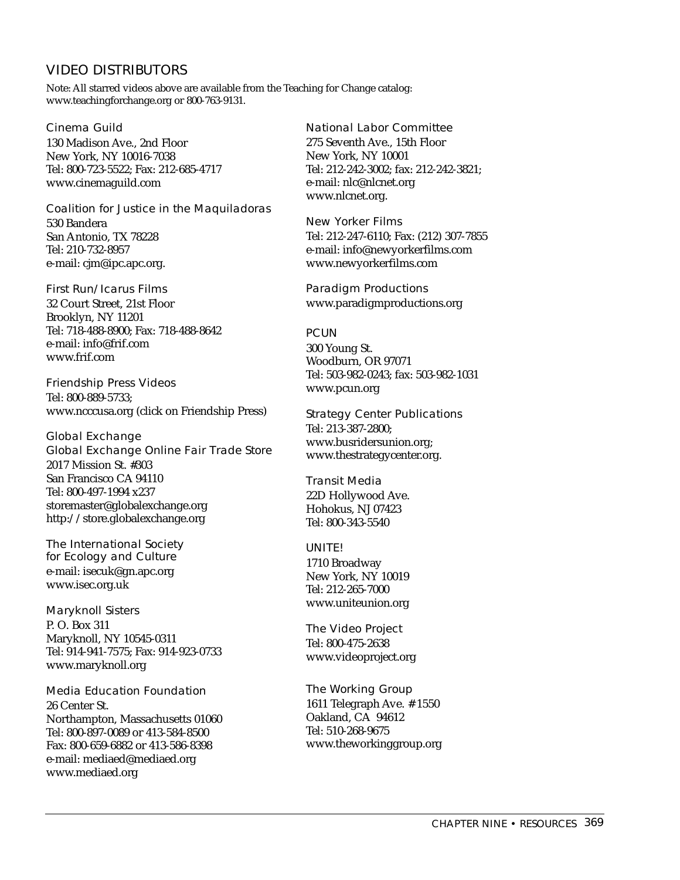## VIDEO DISTRIBUTORS

Note: All starred videos above are available from the Teaching for Change catalog: www.teachingforchange.org or 800-763-9131.

### Cinema Guild

130 Madison Ave., 2nd Floor
New York, NY 10016-7038
Tel: 800-723-5522; Fax: 212-685-4717
www.cinemaguild.com

### Coalition for Justice in the Maquiladoras

530 Bandera
San Antonio, TX 78228
Tel: 210-732-8957
e-mail: cjm@ipc.apc.org.

### First Run/Icarus Films

32 Court Street, 21st Floor
Brooklyn, NY 11201
Tel: 718-488-8900; Fax: 718-488-8642
e-mail: info@frif.com
www.frif.com

### Friendship Press Videos

Tel: 800-889-5733;
www.ncccusa.org (click on Friendship Press)

### Global Exchange
### Global Exchange Online Fair Trade Store

2017 Mission St. #303
San Francisco CA 94110
Tel: 800-497-1994 x237
storemaster@globalexchange.org
http://store.globalexchange.org

### The International Society for Ecology and Culture

e-mail: isecuk@gn.apc.org
www.isec.org.uk

### Maryknoll Sisters

P. O. Box 311
Maryknoll, NY 10545-0311
Tel: 914-941-7575; Fax: 914-923-0733
www.maryknoll.org

### Media Education Foundation

26 Center St.
Northampton, Massachusetts 01060
Tel: 800-897-0089 or 413-584-8500
Fax: 800-659-6882 or 413-586-8398
e-mail: mediaed@mediaed.org
www.mediaed.org

### National Labor Committee

275 Seventh Ave., 15th Floor
New York, NY 10001
Tel: 212-242-3002; fax: 212-242-3821;
e-mail: nlc@nlcnet.org
www.nlcnet.org.

### New Yorker Films

Tel: 212-247-6110; Fax: (212) 307-7855
e-mail: info@newyorkerfilms.com
www.newyorkerfilms.com

### Paradigm Productions

www.paradigmproductions.org

### PCUN

300 Young St.
Woodburn, OR 97071
Tel: 503-982-0243; fax: 503-982-1031
www.pcun.org

### Strategy Center Publications

Tel: 213-387-2800;
www.busridersunion.org;
www.thestrategycenter.org.

### Transit Media

22D Hollywood Ave.
Hohokus, NJ 07423
Tel: 800-343-5540

### UNITE!

1710 Broadway
New York, NY 10019
Tel: 212-265-7000
www.uniteunion.org

### The Video Project

Tel: 800-475-2638
www.videoproject.org

### The Working Group

1611 Telegraph Ave. #1550
Oakland, CA 94612
Tel: 510-268-9675
www.theworkinggroup.org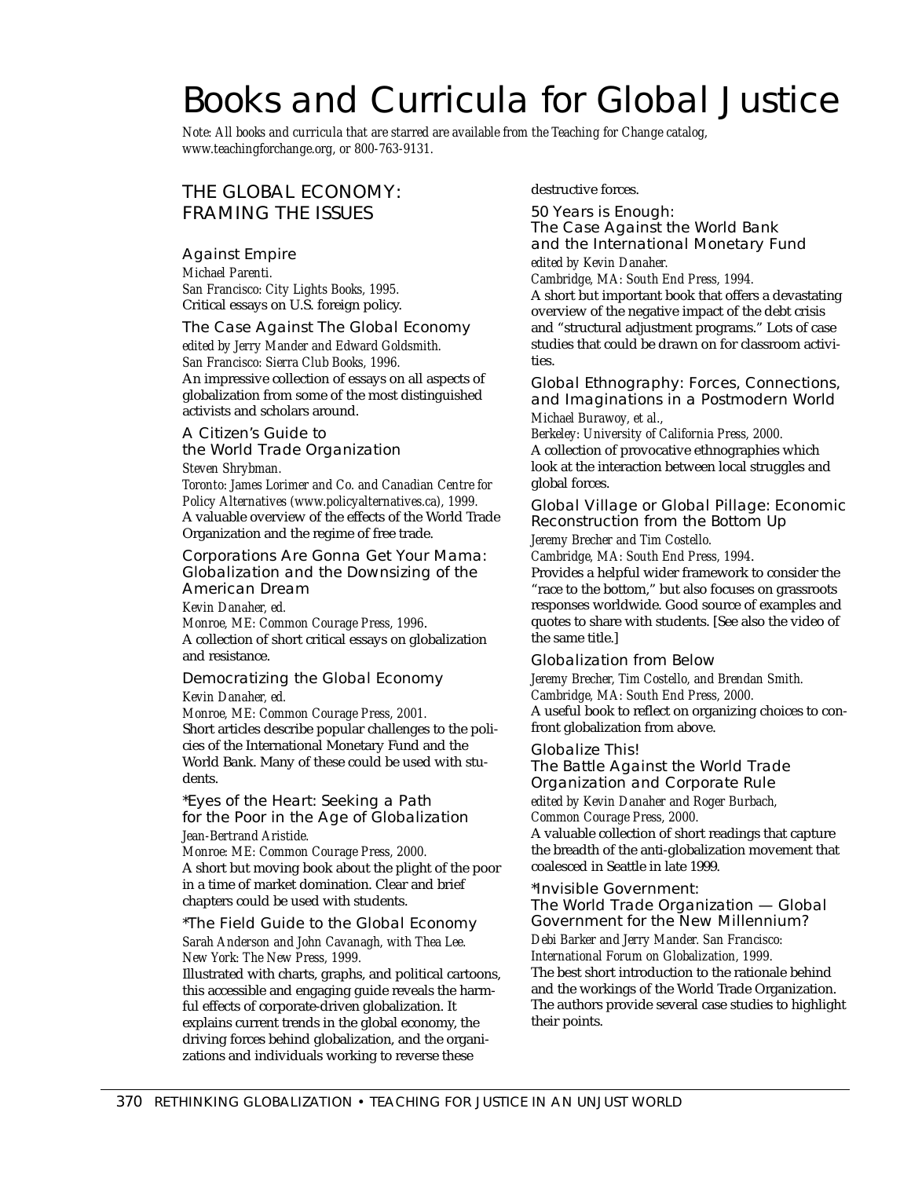# Books and Curricula for Global Justice

*Note: All books and curricula that are starred are available from the Teaching for Change catalog, www.teachingforchange.org, or 800-763-9131.*

## THE GLOBAL ECONOMY: FRAMING THE ISSUES

### Against Empire

*Michael Parenti.*
*San Francisco: City Lights Books, 1995.*
Critical essays on U.S. foreign policy.

### The Case Against The Global Economy

*edited by Jerry Mander and Edward Goldsmith.*
*San Francisco: Sierra Club Books, 1996.*
An impressive collection of essays on all aspects of globalization from some of the most distinguished activists and scholars around.

### A Citizen's Guide to the World Trade Organization

*Steven Shrybman.*
*Toronto: James Lorimer and Co. and Canadian Centre for Policy Alternatives (www.policyalternatives.ca), 1999.*
A valuable overview of the effects of the World Trade Organization and the regime of free trade.

### Corporations Are Gonna Get Your Mama: Globalization and the Downsizing of the American Dream

*Kevin Danaher, ed.*
*Monroe, ME: Common Courage Press, 1996.*
A collection of short critical essays on globalization and resistance.

### Democratizing the Global Economy

*Kevin Danaher, ed.*
*Monroe, ME: Common Courage Press, 2001.*
Short articles describe popular challenges to the policies of the International Monetary Fund and the World Bank. Many of these could be used with students.

### *Eyes of the Heart: Seeking a Path for the Poor in the Age of Globalization

*Jean-Bertrand Aristide.*
*Monroe: ME: Common Courage Press, 2000.*
A short but moving book about the plight of the poor in a time of market domination. Clear and brief chapters could be used with students.

### *The Field Guide to the Global Economy

*Sarah Anderson and John Cavanagh, with Thea Lee.*
*New York: The New Press, 1999.*
Illustrated with charts, graphs, and political cartoons, this accessible and engaging guide reveals the harmful effects of corporate-driven globalization. It explains current trends in the global economy, the driving forces behind globalization, and the organizations and individuals working to reverse these destructive forces.

### 50 Years is Enough: The Case Against the World Bank and the International Monetary Fund

*edited by Kevin Danaher.*
*Cambridge, MA: South End Press, 1994.*
A short but important book that offers a devastating overview of the negative impact of the debt crisis and "structural adjustment programs." Lots of case studies that could be drawn on for classroom activities.

### Global Ethnography: Forces, Connections, and Imaginations in a Postmodern World

*Michael Burawoy, et al.,*
*Berkeley: University of California Press, 2000.*
A collection of provocative ethnographies which look at the interaction between local struggles and global forces.

### Global Village or Global Pillage: Economic Reconstruction from the Bottom Up

*Jeremy Brecher and Tim Costello.*
*Cambridge, MA: South End Press, 1994.*
Provides a helpful wider framework to consider the "race to the bottom," but also focuses on grassroots responses worldwide. Good source of examples and quotes to share with students. [See also the video of the same title.]

### Globalization from Below

*Jeremy Brecher, Tim Costello, and Brendan Smith.*
*Cambridge, MA: South End Press, 2000.*
A useful book to reflect on organizing choices to confront globalization from above.

### Globalize This! The Battle Against the World Trade Organization and Corporate Rule

*edited by Kevin Danaher and Roger Burbach,*
*Common Courage Press, 2000.*
A valuable collection of short readings that capture the breadth of the anti-globalization movement that coalesced in Seattle in late 1999.

### *Invisible Government: The World Trade Organization — Global Government for the New Millennium?

*Debi Barker and Jerry Mander. San Francisco: International Forum on Globalization, 1999.*
The best short introduction to the rationale behind and the workings of the World Trade Organization. The authors provide several case studies to highlight their points.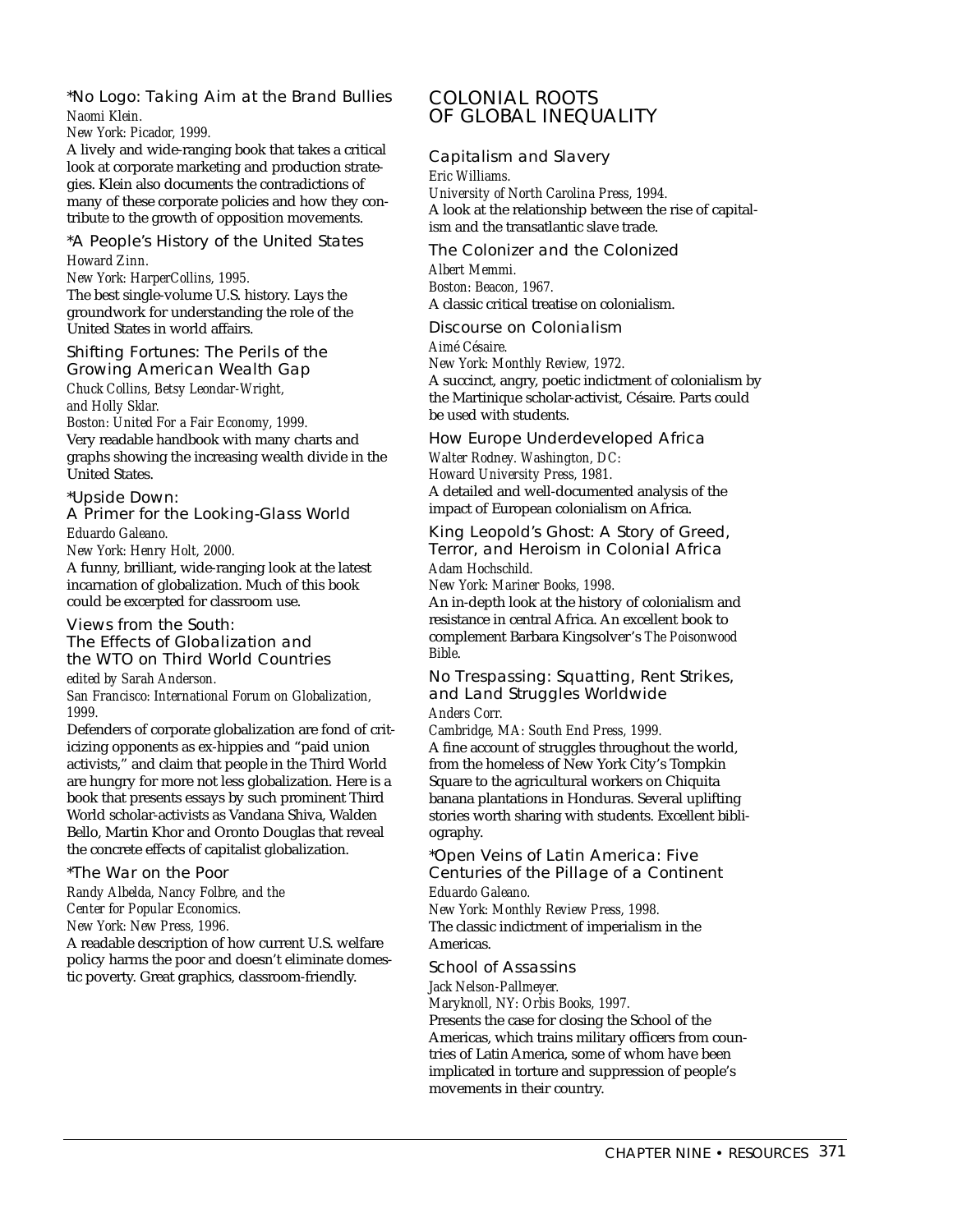### *No Logo: Taking Aim at the Brand Bullies

*Naomi Klein.*
*New York: Picador, 1999.*

A lively and wide-ranging book that takes a critical look at corporate marketing and production strategies. Klein also documents the contradictions of many of these corporate policies and how they contribute to the growth of opposition movements.

### *A People's History of the United States

*Howard Zinn.*
*New York: HarperCollins, 1995.*

The best single-volume U.S. history. Lays the groundwork for understanding the role of the United States in world affairs.

### Shifting Fortunes: The Perils of the Growing American Wealth Gap

*Chuck Collins, Betsy Leondar-Wright, and Holly Sklar.*
*Boston: United For a Fair Economy, 1999.*

Very readable handbook with many charts and graphs showing the increasing wealth divide in the United States.

### *Upside Down: A Primer for the Looking-Glass World

*Eduardo Galeano.*
*New York: Henry Holt, 2000.*

A funny, brilliant, wide-ranging look at the latest incarnation of globalization. Much of this book could be excerpted for classroom use.

### Views from the South: The Effects of Globalization and the WTO on Third World Countries

*edited by Sarah Anderson.*
*San Francisco: International Forum on Globalization, 1999.*

Defenders of corporate globalization are fond of criticizing opponents as ex-hippies and "paid union activists," and claim that people in the Third World are hungry for more not less globalization. Here is a book that presents essays by such prominent Third World scholar-activists as Vandana Shiva, Walden Bello, Martin Khor and Oronto Douglas that reveal the concrete effects of capitalist globalization.

### *The War on the Poor

*Randy Albelda, Nancy Folbre, and the Center for Popular Economics.*
*New York: New Press, 1996.*

A readable description of how current U.S. welfare policy harms the poor and doesn't eliminate domestic poverty. Great graphics, classroom-friendly.

## COLONIAL ROOTS OF GLOBAL INEQUALITY

### Capitalism and Slavery

*Eric Williams.*
*University of North Carolina Press, 1994.*

A look at the relationship between the rise of capitalism and the transatlantic slave trade.

### The Colonizer and the Colonized

*Albert Memmi.*
*Boston: Beacon, 1967.*

A classic critical treatise on colonialism.

### Discourse on Colonialism

*Aimé Césaire.*
*New York: Monthly Review, 1972.*

A succinct, angry, poetic indictment of colonialism by the Martinique scholar-activist, Césaire. Parts could be used with students.

### How Europe Underdeveloped Africa

*Walter Rodney. Washington, DC: Howard University Press, 1981.*

A detailed and well-documented analysis of the impact of European colonialism on Africa.

### King Leopold's Ghost: A Story of Greed, Terror, and Heroism in Colonial Africa

*Adam Hochschild.*
*New York: Mariner Books, 1998.*

An in-depth look at the history of colonialism and resistance in central Africa. An excellent book to complement Barbara Kingsolver's *The Poisonwood Bible*.

### No Trespassing: Squatting, Rent Strikes, and Land Struggles Worldwide

*Anders Corr.*
*Cambridge, MA: South End Press, 1999.*

A fine account of struggles throughout the world, from the homeless of New York City's Tompkin Square to the agricultural workers on Chiquita banana plantations in Honduras. Several uplifting stories worth sharing with students. Excellent bibliography.

### *Open Veins of Latin America: Five Centuries of the Pillage of a Continent

*Eduardo Galeano.*
*New York: Monthly Review Press, 1998.*

The classic indictment of imperialism in the Americas.

### School of Assassins

*Jack Nelson-Pallmeyer.*
*Maryknoll, NY: Orbis Books, 1997.*

Presents the case for closing the School of the Americas, which trains military officers from countries of Latin America, some of whom have been implicated in torture and suppression of people's movements in their country.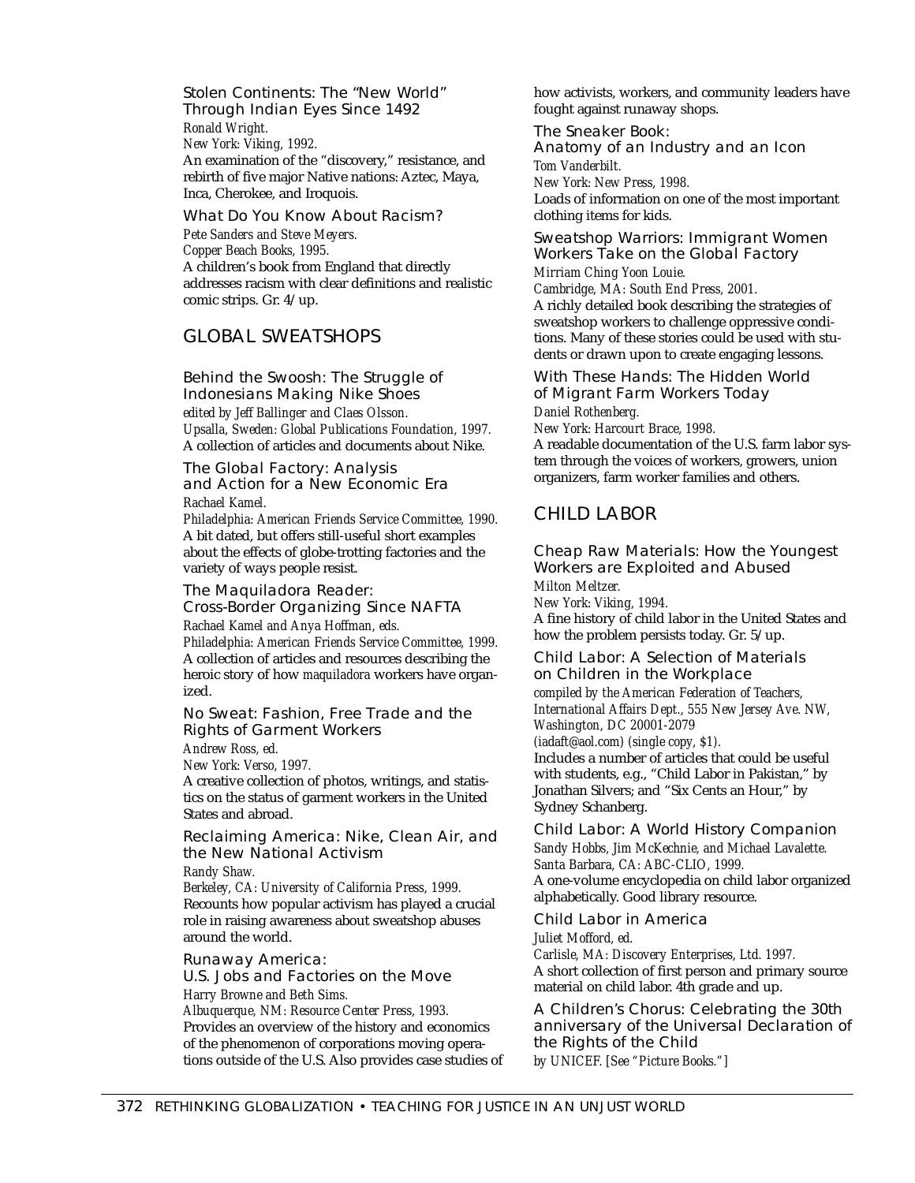**Stolen Continents: The "New World" Through Indian Eyes Since 1492**
*Ronald Wright.*
*New York: Viking, 1992.*
An examination of the "discovery," resistance, and rebirth of five major Native nations: Aztec, Maya, Inca, Cherokee, and Iroquois.

**What Do You Know About Racism?**
*Pete Sanders and Steve Meyers.*
*Copper Beach Books, 1995.*
A children's book from England that directly addresses racism with clear definitions and realistic comic strips. Gr. 4/up.

## GLOBAL SWEATSHOPS

**Behind the Swoosh: The Struggle of Indonesians Making Nike Shoes**
*edited by Jeff Ballinger and Claes Olsson.*
*Upsalla, Sweden: Global Publications Foundation, 1997.*
A collection of articles and documents about Nike.

**The Global Factory: Analysis and Action for a New Economic Era**
*Rachael Kamel.*
*Philadelphia: American Friends Service Committee, 1990.*
A bit dated, but offers still-useful short examples about the effects of globe-trotting factories and the variety of ways people resist.

**The Maquiladora Reader: Cross-Border Organizing Since NAFTA**
*Rachael Kamel and Anya Hoffman, eds.*
*Philadelphia: American Friends Service Committee, 1999.*
A collection of articles and resources describing the heroic story of how *maquiladora* workers have organized.

**No Sweat: Fashion, Free Trade and the Rights of Garment Workers**
*Andrew Ross, ed.*
*New York: Verso, 1997.*
A creative collection of photos, writings, and statistics on the status of garment workers in the United States and abroad.

**Reclaiming America: Nike, Clean Air, and the New National Activism**
*Randy Shaw.*
*Berkeley, CA: University of California Press, 1999.*
Recounts how popular activism has played a crucial role in raising awareness about sweatshop abuses around the world.

**Runaway America: U.S. Jobs and Factories on the Move**
*Harry Browne and Beth Sims.*
*Albuquerque, NM: Resource Center Press, 1993.*
Provides an overview of the history and economics of the phenomenon of corporations moving operations outside of the U.S. Also provides case studies of how activists, workers, and community leaders have fought against runaway shops.

**The Sneaker Book: Anatomy of an Industry and an Icon**
*Tom Vanderbilt.*
*New York: New Press, 1998.*
Loads of information on one of the most important clothing items for kids.

**Sweatshop Warriors: Immigrant Women Workers Take on the Global Factory**
*Mirriam Ching Yoon Louie.*
*Cambridge, MA: South End Press, 2001.*
A richly detailed book describing the strategies of sweatshop workers to challenge oppressive conditions. Many of these stories could be used with students or drawn upon to create engaging lessons.

**With These Hands: The Hidden World of Migrant Farm Workers Today**
*Daniel Rothenberg.*
*New York: Harcourt Brace, 1998.*
A readable documentation of the U.S. farm labor system through the voices of workers, growers, union organizers, farm worker families and others.

## CHILD LABOR

**Cheap Raw Materials: How the Youngest Workers are Exploited and Abused**
*Milton Meltzer.*
*New York: Viking, 1994.*
A fine history of child labor in the United States and how the problem persists today. Gr. 5/up.

**Child Labor: A Selection of Materials on Children in the Workplace**
*compiled by the American Federation of Teachers, International Affairs Dept., 555 New Jersey Ave. NW, Washington, DC 20001-2079 (iadaft@aol.com) (single copy, $1).*
Includes a number of articles that could be useful with students, e.g., "Child Labor in Pakistan," by Jonathan Silvers; and "Six Cents an Hour," by Sydney Schanberg.

**Child Labor: A World History Companion**
*Sandy Hobbs, Jim McKechnie, and Michael Lavalette.*
*Santa Barbara, CA: ABC-CLIO, 1999.*
A one-volume encyclopedia on child labor organized alphabetically. Good library resource.

**Child Labor in America**
*Juliet Mofford, ed.*
*Carlisle, MA: Discovery Enterprises, Ltd. 1997.*
A short collection of first person and primary source material on child labor. 4th grade and up.

**A Children's Chorus: Celebrating the 30th anniversary of the Universal Declaration of the Rights of the Child**
*by UNICEF. [See "Picture Books."]*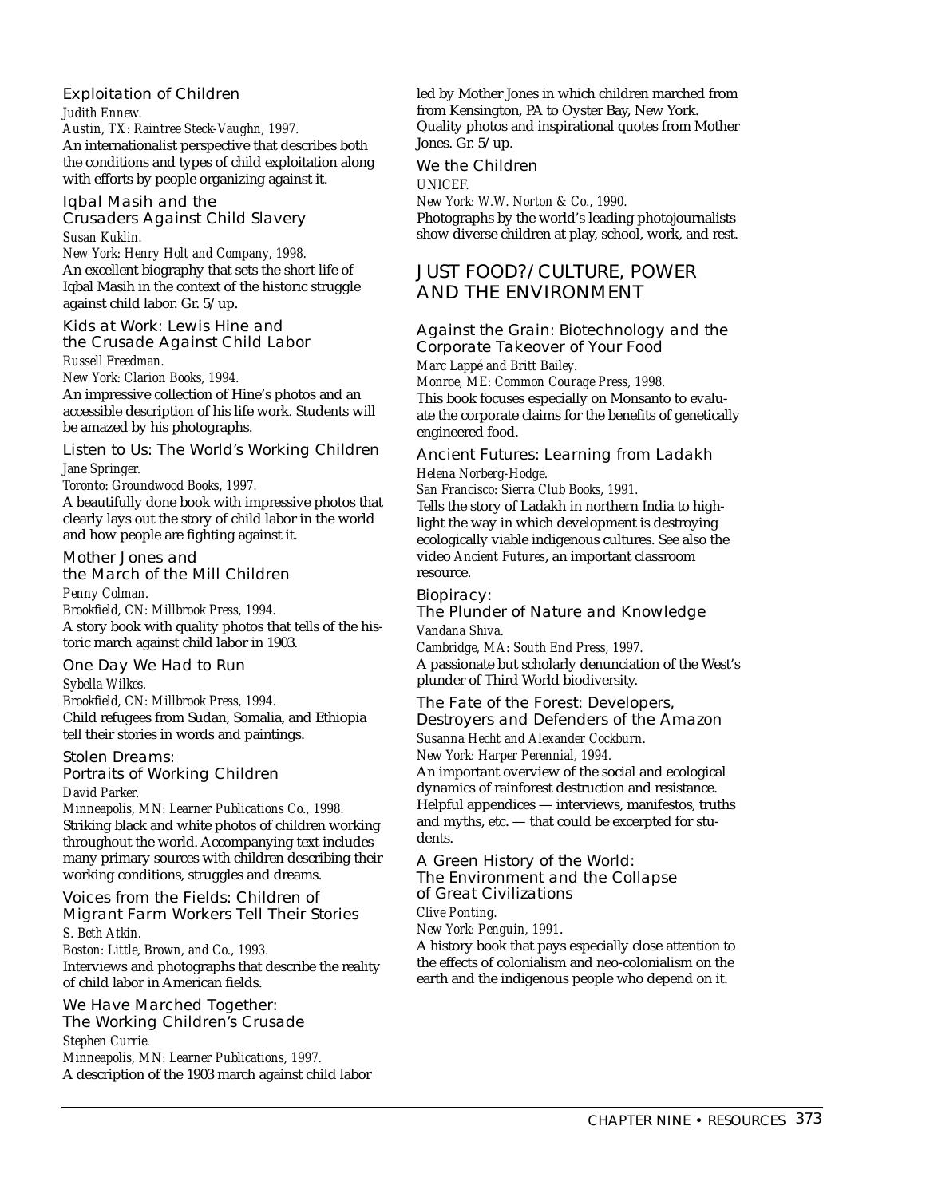### Exploitation of Children

*Judith Ennew.*
*Austin, TX: Raintree Steck-Vaughn, 1997.*
An internationalist perspective that describes both the conditions and types of child exploitation along with efforts by people organizing against it.

### Iqbal Masih and the Crusaders Against Child Slavery

*Susan Kuklin.*
*New York: Henry Holt and Company, 1998.*
An excellent biography that sets the short life of Iqbal Masih in the context of the historic struggle against child labor. Gr. 5/up.

### Kids at Work: Lewis Hine and the Crusade Against Child Labor

*Russell Freedman.*
*New York: Clarion Books, 1994.*
An impressive collection of Hine's photos and an accessible description of his life work. Students will be amazed by his photographs.

### Listen to Us: The World's Working Children

*Jane Springer.*
*Toronto: Groundwood Books, 1997.*
A beautifully done book with impressive photos that clearly lays out the story of child labor in the world and how people are fighting against it.

### Mother Jones and the March of the Mill Children

*Penny Colman.*
*Brookfield, CN: Millbrook Press, 1994.*
A story book with quality photos that tells of the historic march against child labor in 1903.

### One Day We Had to Run

*Sybella Wilkes.*
*Brookfield, CN: Millbrook Press, 1994.*
Child refugees from Sudan, Somalia, and Ethiopia tell their stories in words and paintings.

### Stolen Dreams: Portraits of Working Children

*David Parker.*
*Minneapolis, MN: Learner Publications Co., 1998.*
Striking black and white photos of children working throughout the world. Accompanying text includes many primary sources with children describing their working conditions, struggles and dreams.

### Voices from the Fields: Children of Migrant Farm Workers Tell Their Stories

*S. Beth Atkin.*
*Boston: Little, Brown, and Co., 1993.*
Interviews and photographs that describe the reality of child labor in American fields.

### We Have Marched Together: The Working Children's Crusade

*Stephen Currie.*
*Minneapolis, MN: Learner Publications, 1997.*
A description of the 1903 march against child labor led by Mother Jones in which children marched from from Kensington, PA to Oyster Bay, New York. Quality photos and inspirational quotes from Mother Jones. Gr. 5/up.

### We the Children

*UNICEF.*
*New York: W.W. Norton & Co., 1990.*
Photographs by the world's leading photojournalists show diverse children at play, school, work, and rest.

## JUST FOOD?/CULTURE, POWER AND THE ENVIRONMENT

### Against the Grain: Biotechnology and the Corporate Takeover of Your Food

*Marc Lappé and Britt Bailey.*
*Monroe, ME: Common Courage Press, 1998.*
This book focuses especially on Monsanto to evaluate the corporate claims for the benefits of genetically engineered food.

### Ancient Futures: Learning from Ladakh

*Helena Norberg-Hodge.*
*San Francisco: Sierra Club Books, 1991.*
Tells the story of Ladakh in northern India to highlight the way in which development is destroying ecologically viable indigenous cultures. See also the video *Ancient Futures*, an important classroom resource.

### Biopiracy: The Plunder of Nature and Knowledge

*Vandana Shiva.*
*Cambridge, MA: South End Press, 1997.*
A passionate but scholarly denunciation of the West's plunder of Third World biodiversity.

### The Fate of the Forest: Developers, Destroyers and Defenders of the Amazon

*Susanna Hecht and Alexander Cockburn.*
*New York: Harper Perennial, 1994.*
An important overview of the social and ecological dynamics of rainforest destruction and resistance. Helpful appendices — interviews, manifestos, truths and myths, etc. — that could be excerpted for students.

### A Green History of the World: The Environment and the Collapse of Great Civilizations

*Clive Ponting.*
*New York: Penguin, 1991.*
A history book that pays especially close attention to the effects of colonialism and neo-colonialism on the earth and the indigenous people who depend on it.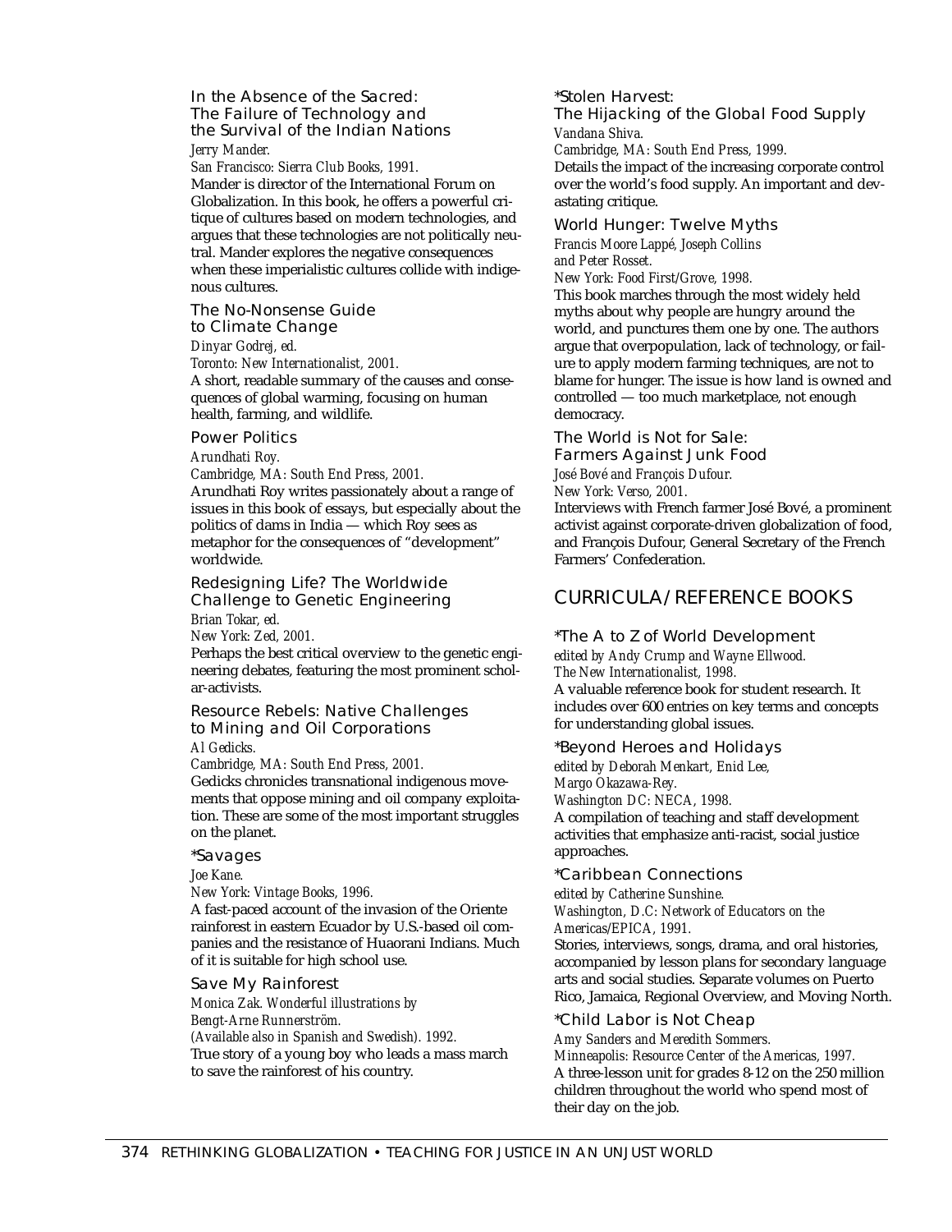### In the Absence of the Sacred: The Failure of Technology and the Survival of the Indian Nations

*Jerry Mander.*
*San Francisco: Sierra Club Books, 1991.*

Mander is director of the International Forum on Globalization. In this book, he offers a powerful critique of cultures based on modern technologies, and argues that these technologies are not politically neutral. Mander explores the negative consequences when these imperialistic cultures collide with indigenous cultures.

### The No-Nonsense Guide to Climate Change

*Dinyar Godrej, ed.*
*Toronto: New Internationalist, 2001.*

A short, readable summary of the causes and consequences of global warming, focusing on human health, farming, and wildlife.

### Power Politics

*Arundhati Roy.*
*Cambridge, MA: South End Press, 2001.*

Arundhati Roy writes passionately about a range of issues in this book of essays, but especially about the politics of dams in India — which Roy sees as metaphor for the consequences of "development" worldwide.

### Redesigning Life? The Worldwide Challenge to Genetic Engineering

*Brian Tokar, ed.*
*New York: Zed, 2001.*

Perhaps the best critical overview to the genetic engineering debates, featuring the most prominent scholar-activists.

### Resource Rebels: Native Challenges to Mining and Oil Corporations

*Al Gedicks.*
*Cambridge, MA: South End Press, 2001.*

Gedicks chronicles transnational indigenous movements that oppose mining and oil company exploitation. These are some of the most important struggles on the planet.

### *Savages

*Joe Kane.*
*New York: Vintage Books, 1996.*

A fast-paced account of the invasion of the Oriente rainforest in eastern Ecuador by U.S.-based oil companies and the resistance of Huaorani Indians. Much of it is suitable for high school use.

### Save My Rainforest

*Monica Zak. Wonderful illustrations by Bengt-Arne Runnerström.*
*(Available also in Spanish and Swedish). 1992.*

True story of a young boy who leads a mass march to save the rainforest of his country.

### *Stolen Harvest: The Hijacking of the Global Food Supply

*Vandana Shiva.*
*Cambridge, MA: South End Press, 1999.*

Details the impact of the increasing corporate control over the world's food supply. An important and devastating critique.

### World Hunger: Twelve Myths

*Francis Moore Lappé, Joseph Collins and Peter Rosset.*
*New York: Food First/Grove, 1998.*

This book marches through the most widely held myths about why people are hungry around the world, and punctures them one by one. The authors argue that overpopulation, lack of technology, or failure to apply modern farming techniques, are not to blame for hunger. The issue is how land is owned and controlled — too much marketplace, not enough democracy.

### The World is Not for Sale: Farmers Against Junk Food

*José Bové and François Dufour.*
*New York: Verso, 2001.*

Interviews with French farmer José Bové, a prominent activist against corporate-driven globalization of food, and François Dufour, General Secretary of the French Farmers' Confederation.

## CURRICULA/REFERENCE BOOKS

### *The A to Z of World Development

*edited by Andy Crump and Wayne Ellwood.*
*The New Internationalist, 1998.*

A valuable reference book for student research. It includes over 600 entries on key terms and concepts for understanding global issues.

### *Beyond Heroes and Holidays

*edited by Deborah Menkart, Enid Lee, Margo Okazawa-Rey.*
*Washington DC: NECA, 1998.*

A compilation of teaching and staff development activities that emphasize anti-racist, social justice approaches.

### *Caribbean Connections

*edited by Catherine Sunshine.*
*Washington, D.C: Network of Educators on the Americas/EPICA, 1991.*

Stories, interviews, songs, drama, and oral histories, accompanied by lesson plans for secondary language arts and social studies. Separate volumes on Puerto Rico, Jamaica, Regional Overview, and Moving North.

### *Child Labor is Not Cheap

*Amy Sanders and Meredith Sommers.*
*Minneapolis: Resource Center of the Americas, 1997.*

A three-lesson unit for grades 8-12 on the 250 million children throughout the world who spend most of their day on the job.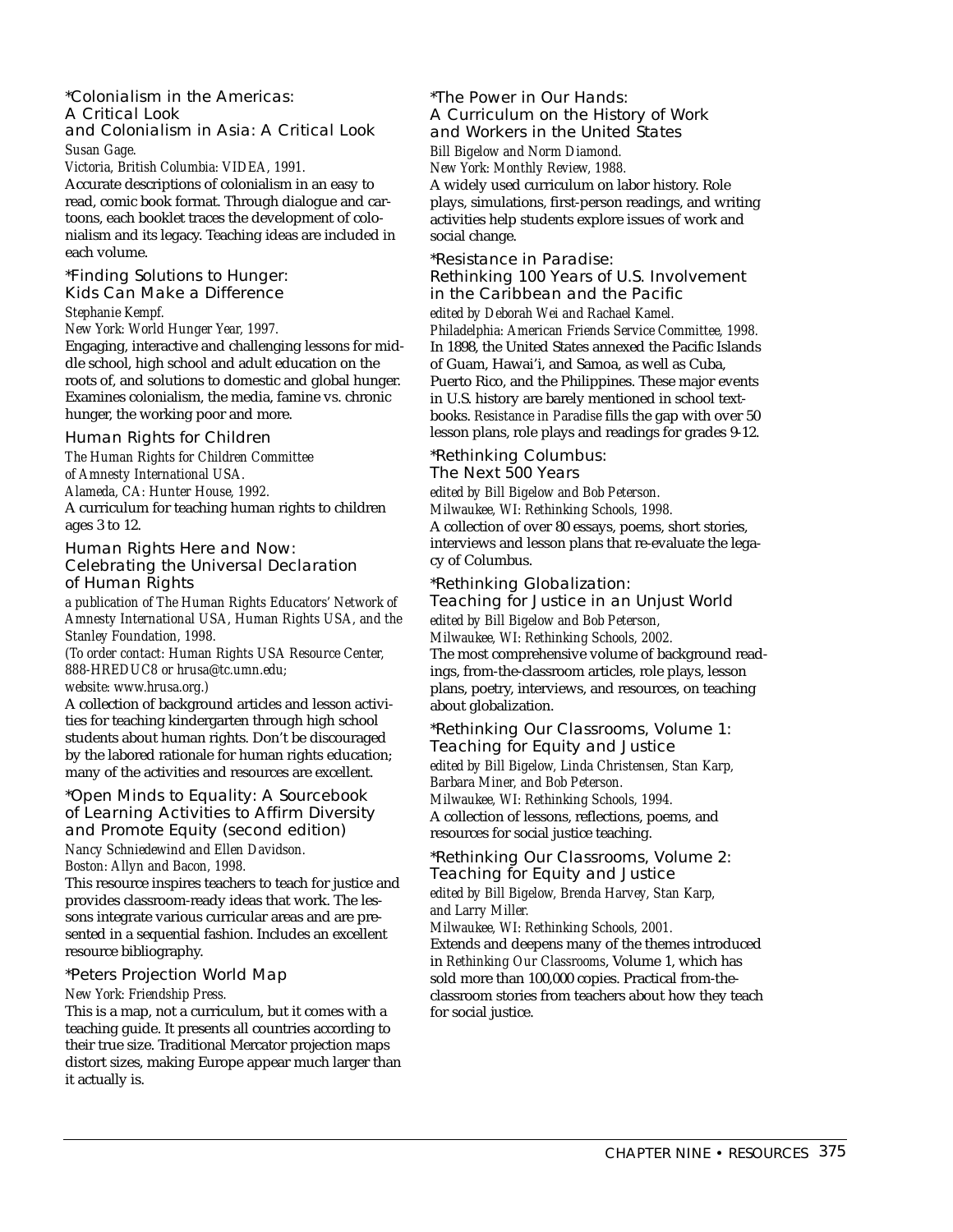### *Colonialism in the Americas: A Critical Look and Colonialism in Asia: A Critical Look

*Susan Gage.*
*Victoria, British Columbia: VIDEA, 1991.*
Accurate descriptions of colonialism in an easy to read, comic book format. Through dialogue and cartoons, each booklet traces the development of colonialism and its legacy. Teaching ideas are included in each volume.

### *Finding Solutions to Hunger: Kids Can Make a Difference

*Stephanie Kempf.*
*New York: World Hunger Year, 1997.*
Engaging, interactive and challenging lessons for middle school, high school and adult education on the roots of, and solutions to domestic and global hunger. Examines colonialism, the media, famine vs. chronic hunger, the working poor and more.

### Human Rights for Children

*The Human Rights for Children Committee of Amnesty International USA.*
*Alameda, CA: Hunter House, 1992.*
A curriculum for teaching human rights to children ages 3 to 12.

### Human Rights Here and Now: Celebrating the Universal Declaration of Human Rights

*a publication of The Human Rights Educators' Network of Amnesty International USA, Human Rights USA, and the Stanley Foundation, 1998.*
*(To order contact: Human Rights USA Resource Center, 888-HREDUC8 or hrusa@tc.umn.edu; website: www.hrusa.org.)*
A collection of background articles and lesson activities for teaching kindergarten through high school students about human rights. Don't be discouraged by the labored rationale for human rights education; many of the activities and resources are excellent.

### *Open Minds to Equality: A Sourcebook of Learning Activities to Affirm Diversity and Promote Equity (second edition)

*Nancy Schniedewind and Ellen Davidson.*
*Boston: Allyn and Bacon, 1998.*
This resource inspires teachers to teach for justice and provides classroom-ready ideas that work. The lessons integrate various curricular areas and are presented in a sequential fashion. Includes an excellent resource bibliography.

### *Peters Projection World Map

*New York: Friendship Press.*
This is a map, not a curriculum, but it comes with a teaching guide. It presents all countries according to their true size. Traditional Mercator projection maps distort sizes, making Europe appear much larger than it actually is.

### *The Power in Our Hands: A Curriculum on the History of Work and Workers in the United States

*Bill Bigelow and Norm Diamond.*
*New York: Monthly Review, 1988.*
A widely used curriculum on labor history. Role plays, simulations, first-person readings, and writing activities help students explore issues of work and social change.

### *Resistance in Paradise: Rethinking 100 Years of U.S. Involvement in the Caribbean and the Pacific

*edited by Deborah Wei and Rachael Kamel.*
*Philadelphia: American Friends Service Committee, 1998.*
In 1898, the United States annexed the Pacific Islands of Guam, Hawai'i, and Samoa, as well as Cuba, Puerto Rico, and the Philippines. These major events in U.S. history are barely mentioned in school textbooks. *Resistance in Paradise* fills the gap with over 50 lesson plans, role plays and readings for grades 9-12.

### *Rethinking Columbus: The Next 500 Years

*edited by Bill Bigelow and Bob Peterson.*
*Milwaukee, WI: Rethinking Schools, 1998.*
A collection of over 80 essays, poems, short stories, interviews and lesson plans that re-evaluate the legacy of Columbus.

### *Rethinking Globalization: Teaching for Justice in an Unjust World

*edited by Bill Bigelow and Bob Peterson,*
*Milwaukee, WI: Rethinking Schools, 2002.*
The most comprehensive volume of background readings, from-the-classroom articles, role plays, lesson plans, poetry, interviews, and resources, on teaching about globalization.

### *Rethinking Our Classrooms, Volume 1: Teaching for Equity and Justice

*edited by Bill Bigelow, Linda Christensen, Stan Karp, Barbara Miner, and Bob Peterson.*
*Milwaukee, WI: Rethinking Schools, 1994.*
A collection of lessons, reflections, poems, and resources for social justice teaching.

### *Rethinking Our Classrooms, Volume 2: Teaching for Equity and Justice

*edited by Bill Bigelow, Brenda Harvey, Stan Karp, and Larry Miller.*
*Milwaukee, WI: Rethinking Schools, 2001.*
Extends and deepens many of the themes introduced in *Rethinking Our Classrooms*, Volume 1, which has sold more than 100,000 copies. Practical from-the-classroom stories from teachers about how they teach for social justice.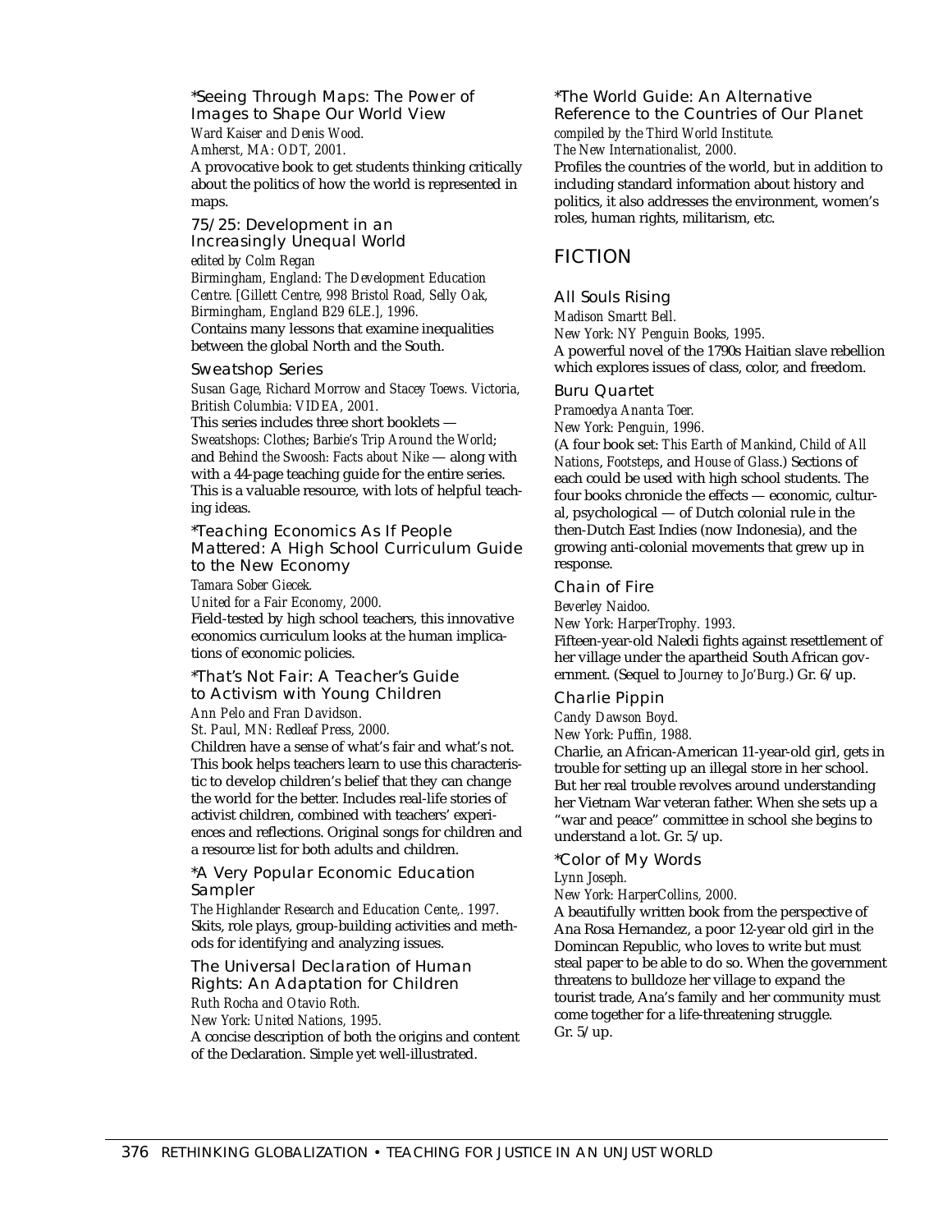### *Seeing Through Maps: The Power of Images to Shape Our World View

*Ward Kaiser and Denis Wood.*
*Amherst, MA: ODT, 2001.*

A provocative book to get students thinking critically about the politics of how the world is represented in maps.

### 75/25: Development in an Increasingly Unequal World

*edited by Colm Regan*
*Birmingham, England: The Development Education Centre. [Gillett Centre, 998 Bristol Road, Selly Oak, Birmingham, England B29 6LE.], 1996.*

Contains many lessons that examine inequalities between the global North and the South.

### Sweatshop Series

*Susan Gage, Richard Morrow and Stacey Toews. Victoria, British Columbia: VIDEA, 2001.*

This series includes three short booklets — *Sweatshops: Clothes*; *Barbie's Trip Around the World*; and *Behind the Swoosh: Facts about Nike* — along with with a 44-page teaching guide for the entire series. This is a valuable resource, with lots of helpful teaching ideas.

### *Teaching Economics As If People Mattered: A High School Curriculum Guide to the New Economy

*Tamara Sober Giecek.*
*United for a Fair Economy, 2000.*

Field-tested by high school teachers, this innovative economics curriculum looks at the human implications of economic policies.

### *That's Not Fair: A Teacher's Guide to Activism with Young Children

*Ann Pelo and Fran Davidson.*
*St. Paul, MN: Redleaf Press, 2000.*

Children have a sense of what's fair and what's not. This book helps teachers learn to use this characteristic to develop children's belief that they can change the world for the better. Includes real-life stories of activist children, combined with teachers' experiences and reflections. Original songs for children and a resource list for both adults and children.

### *A Very Popular Economic Education Sampler

*The Highlander Research and Education Cente,. 1997.*

Skits, role plays, group-building activities and methods for identifying and analyzing issues.

### The Universal Declaration of Human Rights: An Adaptation for Children

*Ruth Rocha and Otavio Roth.*
*New York: United Nations, 1995.*

A concise description of both the origins and content of the Declaration. Simple yet well-illustrated.

### *The World Guide: An Alternative Reference to the Countries of Our Planet

*compiled by the Third World Institute.*
*The New Internationalist, 2000.*

Profiles the countries of the world, but in addition to including standard information about history and politics, it also addresses the environment, women's roles, human rights, militarism, etc.

## FICTION

### All Souls Rising

*Madison Smartt Bell.*
*New York: NY Penguin Books, 1995.*

A powerful novel of the 1790s Haitian slave rebellion which explores issues of class, color, and freedom.

### Buru Quartet

*Pramoedya Ananta Toer.*
*New York: Penguin, 1996.*

(A four book set: *This Earth of Mankind*, *Child of All Nations*, *Footsteps*, and *House of Glass*.) Sections of each could be used with high school students. The four books chronicle the effects — economic, cultural, psychological — of Dutch colonial rule in the then-Dutch East Indies (now Indonesia), and the growing anti-colonial movements that grew up in response.

### Chain of Fire

*Beverley Naidoo.*
*New York: HarperTrophy. 1993.*

Fifteen-year-old Naledi fights against resettlement of her village under the apartheid South African government. (Sequel to *Journey to Jo'Burg*.) Gr. 6/up.

### Charlie Pippin

*Candy Dawson Boyd.*
*New York: Puffin, 1988.*

Charlie, an African-American 11-year-old girl, gets in trouble for setting up an illegal store in her school. But her real trouble revolves around understanding her Vietnam War veteran father. When she sets up a "war and peace" committee in school she begins to understand a lot. Gr. 5/up.

### *Color of My Words

*Lynn Joseph.*
*New York: HarperCollins, 2000.*

A beautifully written book from the perspective of Ana Rosa Hernandez, a poor 12-year old girl in the Domincan Republic, who loves to write but must steal paper to be able to do so. When the government threatens to bulldoze her village to expand the tourist trade, Ana's family and her community must come together for a life-threatening struggle. Gr. 5/up.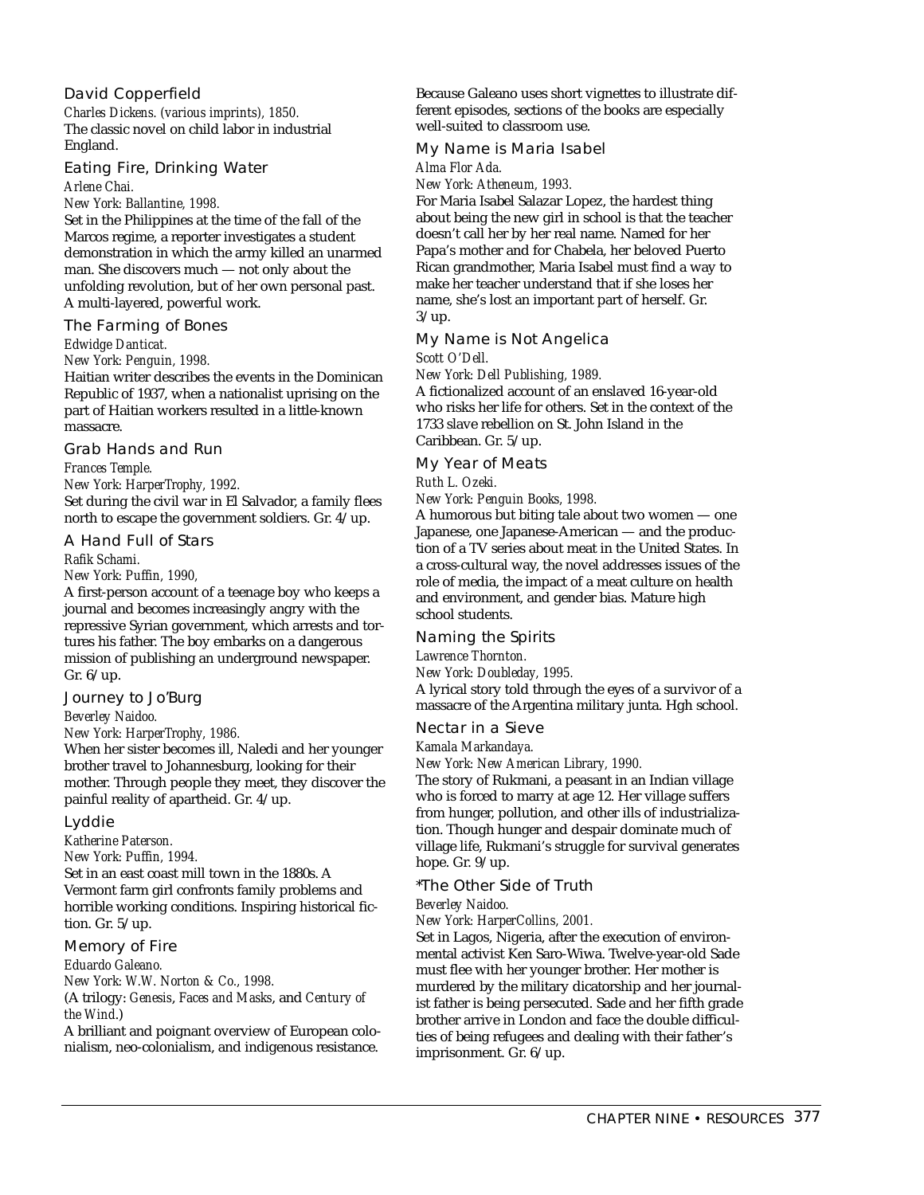### David Copperfield

*Charles Dickens. (various imprints), 1850.*

The classic novel on child labor in industrial England.

### Eating Fire, Drinking Water

*Arlene Chai.*

*New York: Ballantine, 1998.*

Set in the Philippines at the time of the fall of the Marcos regime, a reporter investigates a student demonstration in which the army killed an unarmed man. She discovers much — not only about the unfolding revolution, but of her own personal past. A multi-layered, powerful work.

### The Farming of Bones

*Edwidge Danticat.*

*New York: Penguin, 1998.*

Haitian writer describes the events in the Dominican Republic of 1937, when a nationalist uprising on the part of Haitian workers resulted in a little-known massacre.

### Grab Hands and Run

*Frances Temple.*

*New York: HarperTrophy, 1992.*

Set during the civil war in El Salvador, a family flees north to escape the government soldiers. Gr. 4/up.

### A Hand Full of Stars

*Rafik Schami.*

*New York: Puffin, 1990,*

A first-person account of a teenage boy who keeps a journal and becomes increasingly angry with the repressive Syrian government, which arrests and tortures his father. The boy embarks on a dangerous mission of publishing an underground newspaper. Gr. 6/up.

### Journey to Jo'Burg

*Beverley Naidoo.*

*New York: HarperTrophy, 1986.*

When her sister becomes ill, Naledi and her younger brother travel to Johannesburg, looking for their mother. Through people they meet, they discover the painful reality of apartheid. Gr. 4/up.

### Lyddie

*Katherine Paterson.*

*New York: Puffin, 1994.*

Set in an east coast mill town in the 1880s. A Vermont farm girl confronts family problems and horrible working conditions. Inspiring historical fiction. Gr. 5/up.

### Memory of Fire

*Eduardo Galeano.*

*New York: W.W. Norton & Co., 1998.*

(A trilogy: *Genesis*, *Faces and Masks*, and *Century of the Wind*.)

A brilliant and poignant overview of European colonialism, neo-colonialism, and indigenous resistance. Because Galeano uses short vignettes to illustrate different episodes, sections of the books are especially well-suited to classroom use.

### My Name is Maria Isabel

*Alma Flor Ada.*

*New York: Atheneum, 1993.*

For Maria Isabel Salazar Lopez, the hardest thing about being the new girl in school is that the teacher doesn't call her by her real name. Named for her Papa's mother and for Chabela, her beloved Puerto Rican grandmother, Maria Isabel must find a way to make her teacher understand that if she loses her name, she's lost an important part of herself. Gr. 3/up.

### My Name is Not Angelica

*Scott O'Dell.*

*New York: Dell Publishing, 1989.*

A fictionalized account of an enslaved 16-year-old who risks her life for others. Set in the context of the 1733 slave rebellion on St. John Island in the Caribbean. Gr. 5/up.

### My Year of Meats

*Ruth L. Ozeki.*

*New York: Penguin Books, 1998.*

A humorous but biting tale about two women — one Japanese, one Japanese-American — and the production of a TV series about meat in the United States. In a cross-cultural way, the novel addresses issues of the role of media, the impact of a meat culture on health and environment, and gender bias. Mature high school students.

### Naming the Spirits

*Lawrence Thornton.*

*New York: Doubleday, 1995.*

A lyrical story told through the eyes of a survivor of a massacre of the Argentina military junta. Hgh school.

### Nectar in a Sieve

*Kamala Markandaya.*

*New York: New American Library, 1990.*

The story of Rukmani, a peasant in an Indian village who is forced to marry at age 12. Her village suffers from hunger, pollution, and other ills of industrialization. Though hunger and despair dominate much of village life, Rukmani's struggle for survival generates hope. Gr. 9/up.

### *The Other Side of Truth

*Beverley Naidoo.*

*New York: HarperCollins, 2001.*

Set in Lagos, Nigeria, after the execution of environmental activist Ken Saro-Wiwa. Twelve-year-old Sade must flee with her younger brother. Her mother is murdered by the military dicatorship and her journalist father is being persecuted. Sade and her fifth grade brother arrive in London and face the double difficulties of being refugees and dealing with their father's imprisonment. Gr. 6/up.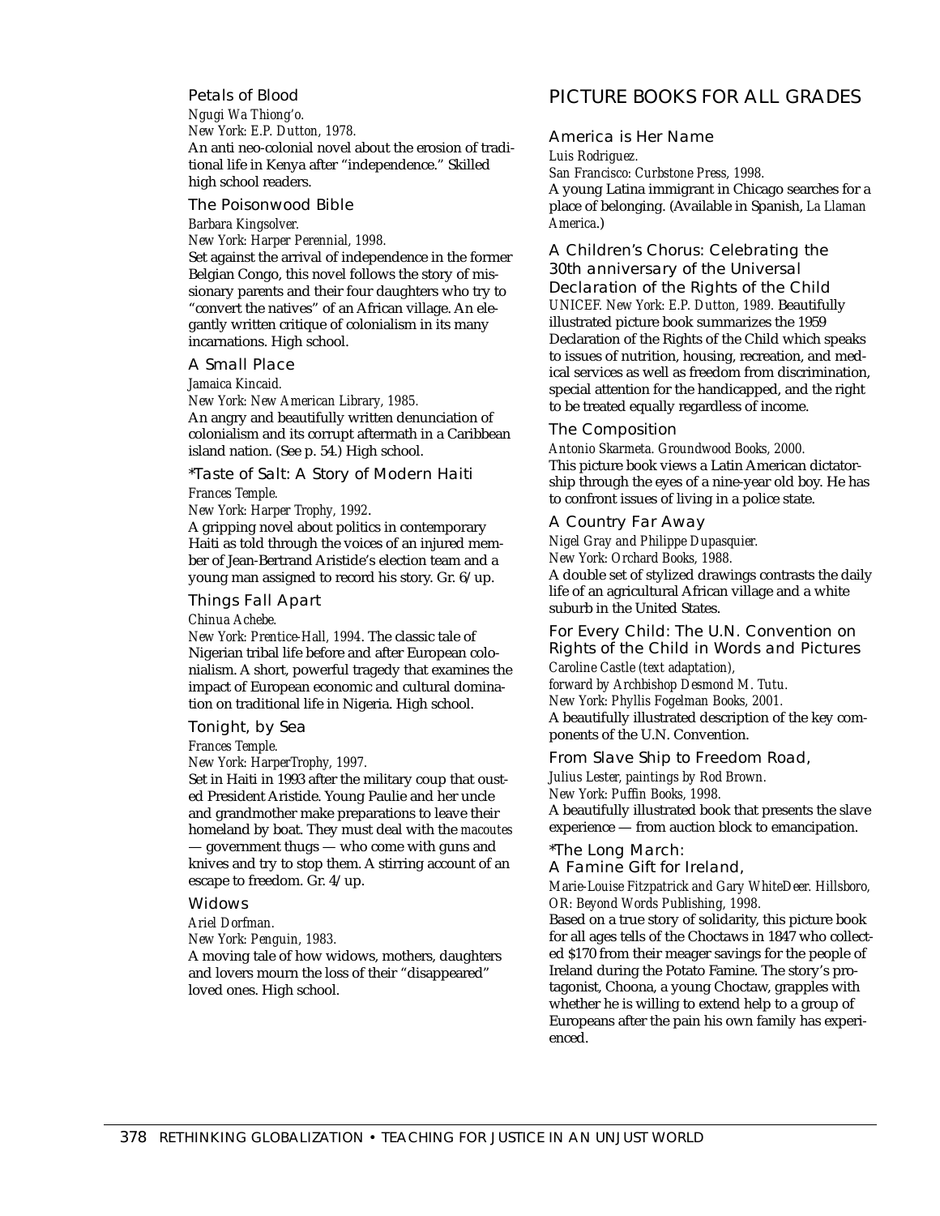### Petals of Blood

*Ngugi Wa Thiong'o.*
*New York: E.P. Dutton, 1978.*
An anti neo-colonial novel about the erosion of traditional life in Kenya after "independence." Skilled high school readers.

### The Poisonwood Bible

*Barbara Kingsolver.*
*New York: Harper Perennial, 1998.*
Set against the arrival of independence in the former Belgian Congo, this novel follows the story of missionary parents and their four daughters who try to "convert the natives" of an African village. An elegantly written critique of colonialism in its many incarnations. High school.

### A Small Place

*Jamaica Kincaid.*
*New York: New American Library, 1985.*
An angry and beautifully written denunciation of colonialism and its corrupt aftermath in a Caribbean island nation. (See p. 54.) High school.

### *Taste of Salt: A Story of Modern Haiti

*Frances Temple.*
*New York: Harper Trophy, 1992.*
A gripping novel about politics in contemporary Haiti as told through the voices of an injured member of Jean-Bertrand Aristide's election team and a young man assigned to record his story. Gr. 6/up.

### Things Fall Apart

*Chinua Achebe.*
*New York: Prentice-Hall, 1994.* The classic tale of Nigerian tribal life before and after European colonialism. A short, powerful tragedy that examines the impact of European economic and cultural domination on traditional life in Nigeria. High school.

### Tonight, by Sea

*Frances Temple.*
*New York: HarperTrophy, 1997.*
Set in Haiti in 1993 after the military coup that ousted President Aristide. Young Paulie and her uncle and grandmother make preparations to leave their homeland by boat. They must deal with the *macoutes* — government thugs — who come with guns and knives and try to stop them. A stirring account of an escape to freedom. Gr. 4/up.

### Widows

*Ariel Dorfman.*
*New York: Penguin, 1983.*
A moving tale of how widows, mothers, daughters and lovers mourn the loss of their "disappeared" loved ones. High school.

## PICTURE BOOKS FOR ALL GRADES

### America is Her Name

*Luis Rodriguez.*
*San Francisco: Curbstone Press, 1998.*
A young Latina immigrant in Chicago searches for a place of belonging. (Available in Spanish, *La Llaman America*.)

### A Children's Chorus: Celebrating the 30th anniversary of the Universal Declaration of the Rights of the Child

*UNICEF. New York: E.P. Dutton, 1989.* Beautifully illustrated picture book summarizes the 1959 Declaration of the Rights of the Child which speaks to issues of nutrition, housing, recreation, and medical services as well as freedom from discrimination, special attention for the handicapped, and the right to be treated equally regardless of income.

### The Composition

*Antonio Skarmeta. Groundwood Books, 2000.*
This picture book views a Latin American dictatorship through the eyes of a nine-year old boy. He has to confront issues of living in a police state.

### A Country Far Away

*Nigel Gray and Philippe Dupasquier.*
*New York: Orchard Books, 1988.*
A double set of stylized drawings contrasts the daily life of an agricultural African village and a white suburb in the United States.

### For Every Child: The U.N. Convention on Rights of the Child in Words and Pictures

*Caroline Castle (text adaptation),*
*forward by Archbishop Desmond M. Tutu.*
*New York: Phyllis Fogelman Books, 2001.*
A beautifully illustrated description of the key components of the U.N. Convention.

### From Slave Ship to Freedom Road,

*Julius Lester, paintings by Rod Brown.*
*New York: Puffin Books, 1998.*
A beautifully illustrated book that presents the slave experience — from auction block to emancipation.

### *The Long March: A Famine Gift for Ireland,

*Marie-Louise Fitzpatrick and Gary WhiteDeer. Hillsboro, OR: Beyond Words Publishing, 1998.*
Based on a true story of solidarity, this picture book for all ages tells of the Choctaws in 1847 who collected $170 from their meager savings for the people of Ireland during the Potato Famine. The story's protagonist, Choona, a young Choctaw, grapples with whether he is willing to extend help to a group of Europeans after the pain his own family has experienced.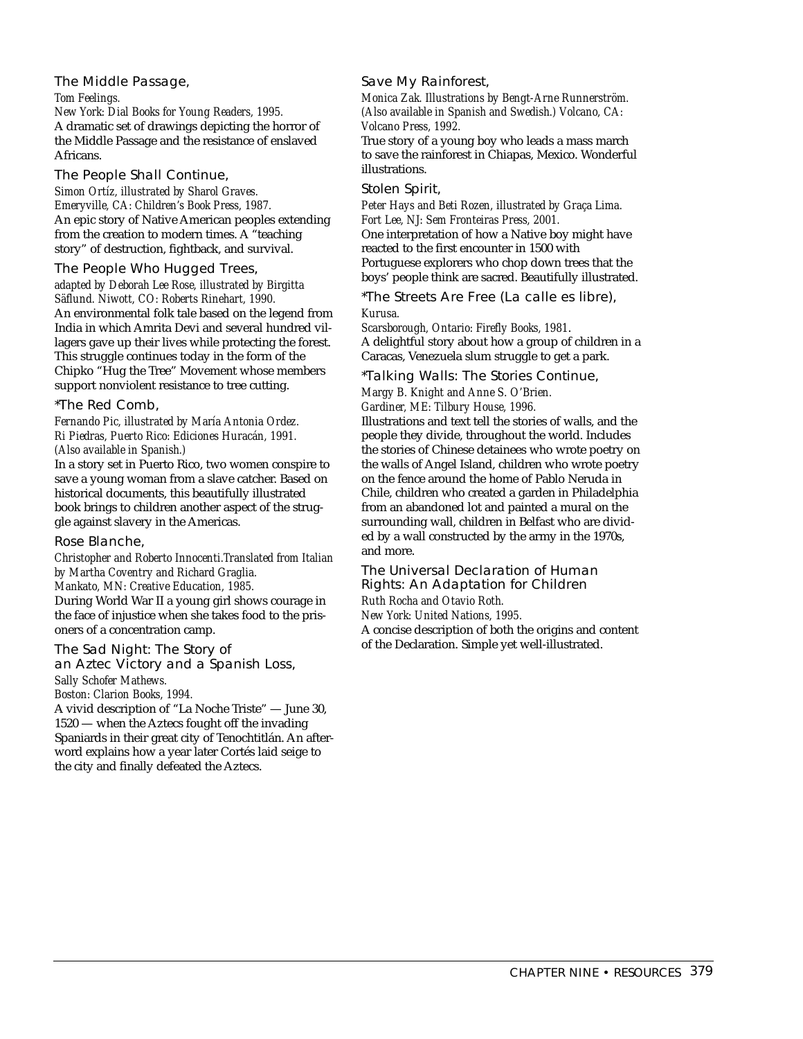### The Middle Passage,

*Tom Feelings.*
*New York: Dial Books for Young Readers, 1995.*
A dramatic set of drawings depicting the horror of the Middle Passage and the resistance of enslaved Africans.

### The People Shall Continue,

*Simon Ortíz, illustrated by Sharol Graves.*
*Emeryville, CA: Children's Book Press, 1987.*
An epic story of Native American peoples extending from the creation to modern times. A "teaching story" of destruction, fightback, and survival.

### The People Who Hugged Trees,

*adapted by Deborah Lee Rose, illustrated by Birgitta Säflund. Niwott, CO: Roberts Rinehart, 1990.*
An environmental folk tale based on the legend from India in which Amrita Devi and several hundred villagers gave up their lives while protecting the forest. This struggle continues today in the form of the Chipko "Hug the Tree" Movement whose members support nonviolent resistance to tree cutting.

### *The Red Comb,

*Fernando Pic, illustrated by María Antonia Ordez.*
*Ri Piedras, Puerto Rico: Ediciones Huracán, 1991.*
*(Also available in Spanish.)*
In a story set in Puerto Rico, two women conspire to save a young woman from a slave catcher. Based on historical documents, this beautifully illustrated book brings to children another aspect of the struggle against slavery in the Americas.

### Rose Blanche,

*Christopher and Roberto Innocenti.Translated from Italian by Martha Coventry and Richard Graglia.*
*Mankato, MN: Creative Education, 1985.*
During World War II a young girl shows courage in the face of injustice when she takes food to the prisoners of a concentration camp.

### The Sad Night: The Story of an Aztec Victory and a Spanish Loss,

*Sally Schofer Mathews.*
*Boston: Clarion Books, 1994.*
A vivid description of "La Noche Triste" — June 30, 1520 — when the Aztecs fought off the invading Spaniards in their great city of Tenochtitlán. An afterword explains how a year later Cortés laid seige to the city and finally defeated the Aztecs.

### Save My Rainforest,

*Monica Zak. Illustrations by Bengt-Arne Runnerström. (Also available in Spanish and Swedish.) Volcano, CA: Volcano Press, 1992.*
True story of a young boy who leads a mass march to save the rainforest in Chiapas, Mexico. Wonderful illustrations.

### Stolen Spirit,

*Peter Hays and Beti Rozen, illustrated by Graça Lima.*
*Fort Lee, NJ: Sem Fronteiras Press, 2001.*
One interpretation of how a Native boy might have reacted to the first encounter in 1500 with Portuguese explorers who chop down trees that the boys' people think are sacred. Beautifully illustrated.

### *The Streets Are Free (La calle es libre),

*Kurusa.*
*Scarsborough, Ontario: Firefly Books, 1981.*
A delightful story about how a group of children in a Caracas, Venezuela slum struggle to get a park.

### *Talking Walls: The Stories Continue,

*Margy B. Knight and Anne S. O'Brien.*
*Gardiner, ME: Tilbury House, 1996.*
Illustrations and text tell the stories of walls, and the people they divide, throughout the world. Includes the stories of Chinese detainees who wrote poetry on the walls of Angel Island, children who wrote poetry on the fence around the home of Pablo Neruda in Chile, children who created a garden in Philadelphia from an abandoned lot and painted a mural on the surrounding wall, children in Belfast who are divided by a wall constructed by the army in the 1970s, and more.

### The Universal Declaration of Human Rights: An Adaptation for Children

*Ruth Rocha and Otavio Roth.*
*New York: United Nations, 1995.*
A concise description of both the origins and content of the Declaration. Simple yet well-illustrated.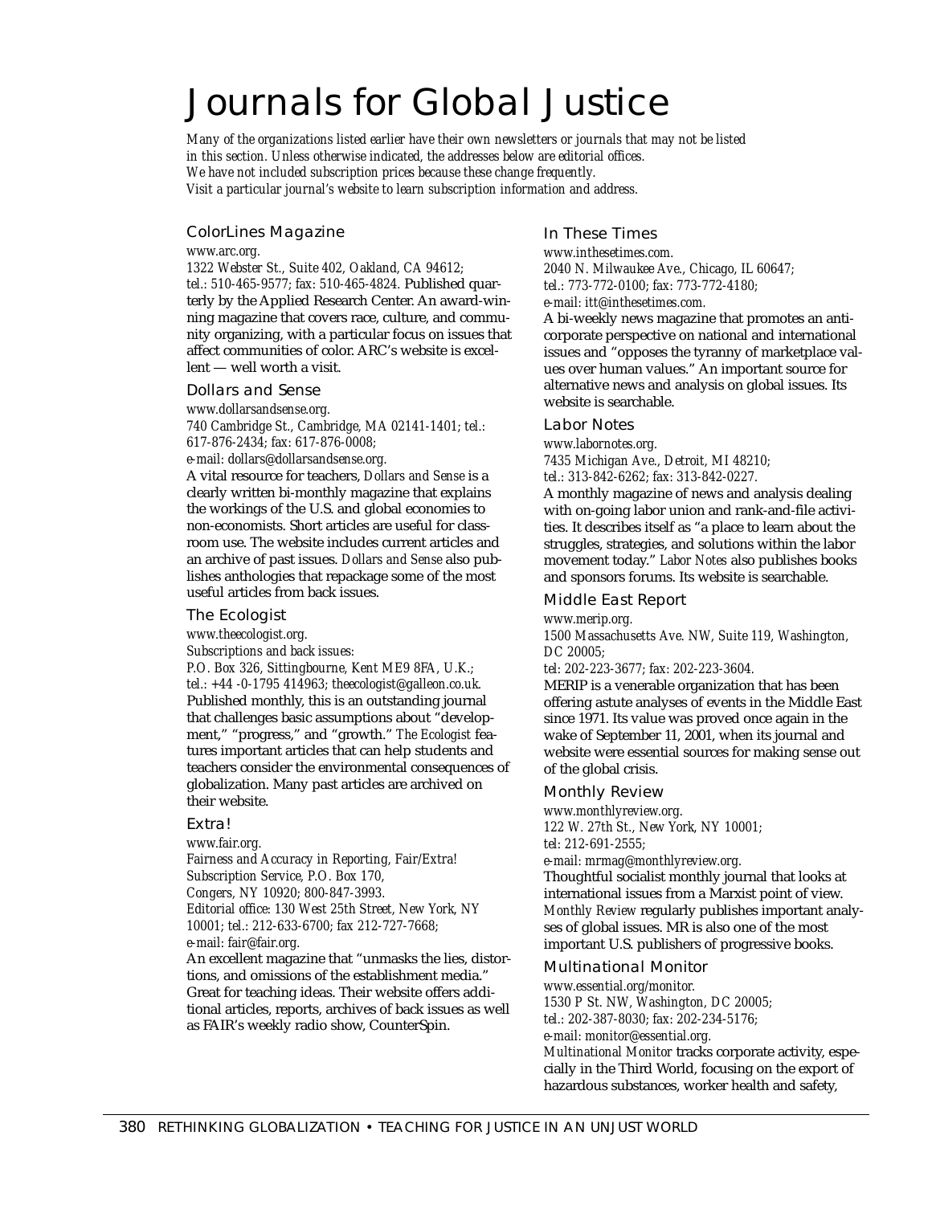# Journals for Global Justice

*Many of the organizations listed earlier have their own newsletters or journals that may not be listed in this section. Unless otherwise indicated, the addresses below are editorial offices. We have not included subscription prices because these change frequently. Visit a particular journal's website to learn subscription information and address.*

## ColorLines Magazine

*www.arc.org.*
*1322 Webster St., Suite 402, Oakland, CA 94612; tel.: 510-465-9577; fax: 510-465-4824.* Published quarterly by the Applied Research Center. An award-winning magazine that covers race, culture, and community organizing, with a particular focus on issues that affect communities of color. ARC's website is excellent — well worth a visit.

## Dollars and Sense

*www.dollarsandsense.org.*
*740 Cambridge St., Cambridge, MA 02141-1401; tel.: 617-876-2434; fax: 617-876-0008;*
*e-mail: dollars@dollarsandsense.org.*
A vital resource for teachers, *Dollars and Sense* is a clearly written bi-monthly magazine that explains the workings of the U.S. and global economies to non-economists. Short articles are useful for classroom use. The website includes current articles and an archive of past issues. *Dollars and Sense* also publishes anthologies that repackage some of the most useful articles from back issues.

## The Ecologist

*www.theecologist.org.*
*Subscriptions and back issues:*
*P.O. Box 326, Sittingbourne, Kent ME9 8FA, U.K.; tel.: +44 -0-1795 414963; theecologist@galleon.co.uk.* Published monthly, this is an outstanding journal that challenges basic assumptions about "development," "progress," and "growth." *The Ecologist* features important articles that can help students and teachers consider the environmental consequences of globalization. Many past articles are archived on their website.

## Extra!

*www.fair.org.*
*Fairness and Accuracy in Reporting, Fair/Extra! Subscription Service, P.O. Box 170, Congers, NY 10920; 800-847-3993.*
*Editorial office: 130 West 25th Street, New York, NY 10001; tel.: 212-633-6700; fax 212-727-7668;*
*e-mail: fair@fair.org.*
An excellent magazine that "unmasks the lies, distortions, and omissions of the establishment media." Great for teaching ideas. Their website offers additional articles, reports, archives of back issues as well as FAIR's weekly radio show, CounterSpin.

## In These Times

*www.inthesetimes.com.*
*2040 N. Milwaukee Ave., Chicago, IL 60647; tel.: 773-772-0100; fax: 773-772-4180;*
*e-mail: itt@inthesetimes.com.*
A bi-weekly news magazine that promotes an anti-corporate perspective on national and international issues and "opposes the tyranny of marketplace values over human values." An important source for alternative news and analysis on global issues. Its website is searchable.

## Labor Notes

*www.labornotes.org.*
*7435 Michigan Ave., Detroit, MI 48210;*
*tel.: 313-842-6262; fax: 313-842-0227.*
A monthly magazine of news and analysis dealing with on-going labor union and rank-and-file activities. It describes itself as "a place to learn about the struggles, strategies, and solutions within the labor movement today." *Labor Notes* also publishes books and sponsors forums. Its website is searchable.

## Middle East Report

*www.merip.org.*
*1500 Massachusetts Ave. NW, Suite 119, Washington, DC 20005;*
*tel: 202-223-3677; fax: 202-223-3604.*
MERIP is a venerable organization that has been offering astute analyses of events in the Middle East since 1971. Its value was proved once again in the wake of September 11, 2001, when its journal and website were essential sources for making sense out of the global crisis.

## Monthly Review

*www.monthlyreview.org.*
*122 W. 27th St., New York, NY 10001;*
*tel: 212-691-2555;*
*e-mail: mrmag@monthlyreview.org.*
Thoughtful socialist monthly journal that looks at international issues from a Marxist point of view. *Monthly Review* regularly publishes important analyses of global issues. MR is also one of the most important U.S. publishers of progressive books.

## Multinational Monitor

*www.essential.org/monitor.*
*1530 P St. NW, Washington, DC 20005;*
*tel.: 202-387-8030; fax: 202-234-5176;*
*e-mail: monitor@essential.org.*
*Multinational Monitor* tracks corporate activity, especially in the Third World, focusing on the export of hazardous substances, worker health and safety,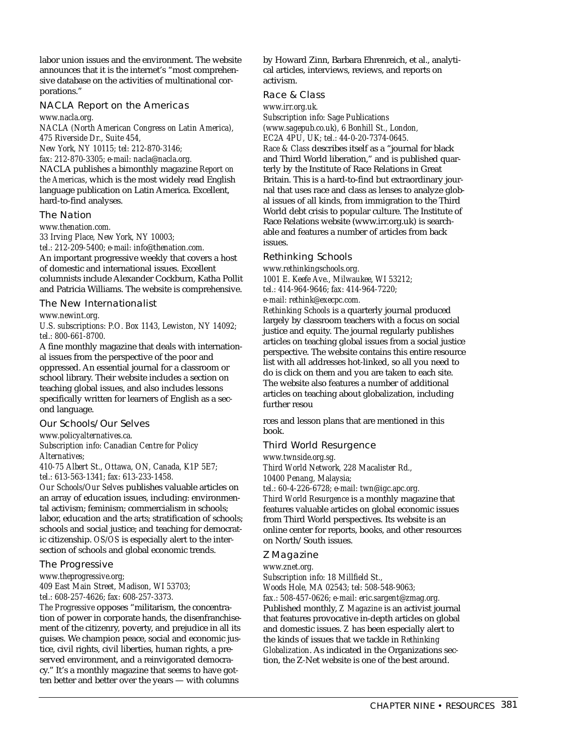labor union issues and the environment. The website announces that it is the internet's "most comprehensive database on the activities of multinational corporations."

### NACLA Report on the Americas

*www.nacla.org.*
*NACLA (North American Congress on Latin America), 475 Riverside Dr., Suite 454, New York, NY 10115; tel: 212-870-3146; fax: 212-870-3305; e-mail: nacla@nacla.org.*

NACLA publishes a bimonthly magazine *Report on the Americas*, which is the most widely read English language publication on Latin America. Excellent, hard-to-find analyses.

### The Nation

*www.thenation.com.*
*33 Irving Place, New York, NY 10003; tel.: 212-209-5400; e-mail: info@thenation.com.*

An important progressive weekly that covers a host of domestic and international issues. Excellent columnists include Alexander Cockburn, Katha Pollit and Patricia Williams. The website is comprehensive.

### The New Internationalist

*www.newint.org.*
*U.S. subscriptions: P.O. Box 1143, Lewiston, NY 14092; tel.: 800-661-8700.*

A fine monthly magazine that deals with international issues from the perspective of the poor and oppressed. An essential journal for a classroom or school library. Their website includes a section on teaching global issues, and also includes lessons specifically written for learners of English as a second language.

### Our Schools/Our Selves

*www.policyalternatives.ca.*
*Subscription info: Canadian Centre for Policy Alternatives; 410-75 Albert St., Ottawa, ON, Canada, K1P 5E7; tel.: 613-563-1341; fax: 613-233-1458.*

*Our Schools/Our Selves* publishes valuable articles on an array of education issues, including: environmental activism; feminism; commercialism in schools; labor, education and the arts; stratification of schools; schools and social justice; and teaching for democratic citizenship. *OS/OS* is especially alert to the intersection of schools and global economic trends.

### The Progressive

*www.theprogressive.org; 409 East Main Street, Madison, WI 53703; tel.: 608-257-4626; fax: 608-257-3373.*

*The Progressive* opposes "militarism, the concentration of power in corporate hands, the disenfranchisement of the citizenry, poverty, and prejudice in all its guises. We champion peace, social and economic justice, civil rights, civil liberties, human rights, a preserved environment, and a reinvigorated democracy." It's a monthly magazine that seems to have gotten better and better over the years — with columns by Howard Zinn, Barbara Ehrenreich, et al., analytical articles, interviews, reviews, and reports on activism.

### Race & Class

*www.irr.org.uk.*
*Subscription info: Sage Publications (www.sagepub.co.uk), 6 Bonhill St., London, EC2A 4PU, UK; tel.: 44-0-20-7374-0645.*

*Race & Class* describes itself as a "journal for black and Third World liberation," and is published quarterly by the Institute of Race Relations in Great Britain. This is a hard-to-find but extraordinary journal that uses race and class as lenses to analyze global issues of all kinds, from immigration to the Third World debt crisis to popular culture. The Institute of Race Relations website (www.irr.org.uk) is searchable and features a number of articles from back issues.

### Rethinking Schools

*www.rethinkingschools.org.*
*1001 E. Keefe Ave., Milwaukee, WI 53212; tel.: 414-964-9646; fax: 414-964-7220; e-mail: rethink@execpc.com.*

*Rethinking Schools* is a quarterly journal produced largely by classroom teachers with a focus on social justice and equity. The journal regularly publishes articles on teaching global issues from a social justice perspective. The website contains this entire resource list with all addresses hot-linked, so all you need to do is click on them and you are taken to each site. The website also features a number of additional articles on teaching about globalization, including further resources and lesson plans that are mentioned in this book.

### Third World Resurgence

*www.twnside.org.sg.*
*Third World Network, 228 Macalister Rd., 10400 Penang, Malaysia; tel.: 60-4-226-6728; e-mail: twn@igc.apc.org.*

*Third World Resurgence* is a monthly magazine that features valuable articles on global economic issues from Third World perspectives. Its website is an online center for reports, books, and other resources on North/South issues.

### Z Magazine

*www.znet.org.*
*Subscription info: 18 Millfield St., Woods Hole, MA 02543; tel: 508-548-9063; fax.: 508-457-0626; e-mail: eric.sargent@zmag.org.*

Published monthly, *Z Magazine* is an activist journal that features provocative in-depth articles on global and domestic issues. *Z* has been especially alert to the kinds of issues that we tackle in *Rethinking Globalization*. As indicated in the Organizations section, the Z-Net website is one of the best around.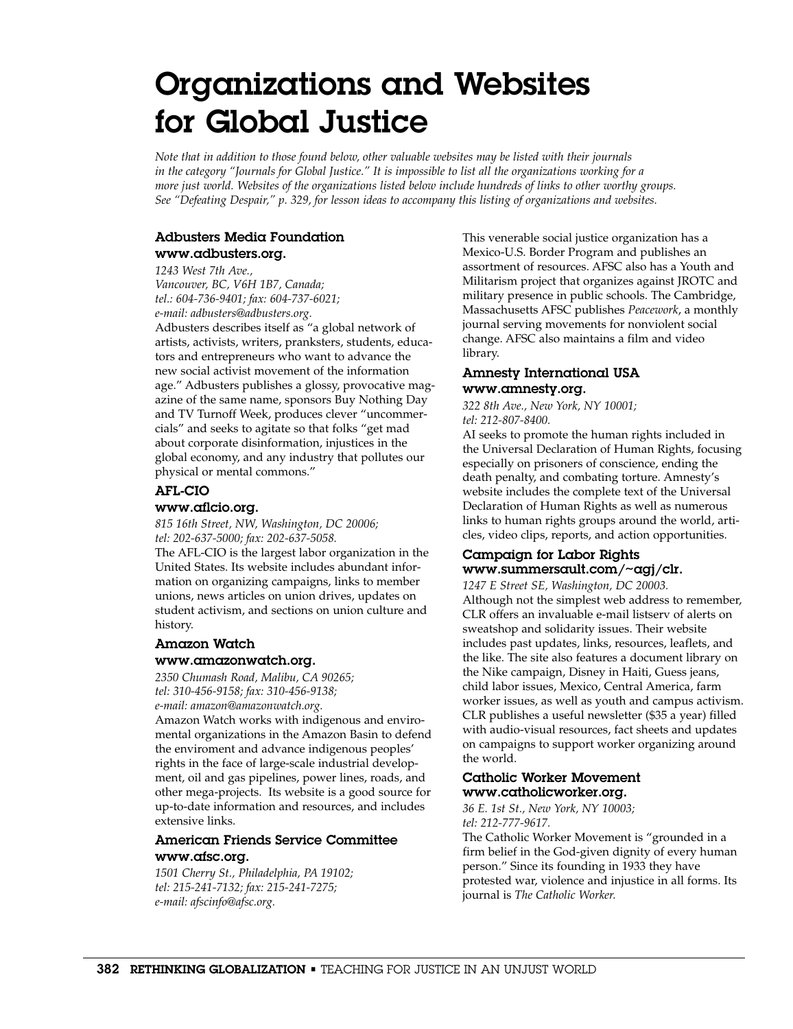# Organizations and Websites for Global Justice

*Note that in addition to those found below, other valuable websites may be listed with their journals in the category "Journals for Global Justice." It is impossible to list all the organizations working for a more just world. Websites of the organizations listed below include hundreds of links to other worthy groups. See "Defeating Despair," p. 329, for lesson ideas to accompany this listing of organizations and websites.*

### Adbusters Media Foundation
### www.adbusters.org.

*1243 West 7th Ave.,*
*Vancouver, BC, V6H 1B7, Canada;*
*tel.: 604-736-9401; fax: 604-737-6021;*
*e-mail: adbusters@adbusters.org.*

Adbusters describes itself as "a global network of artists, activists, writers, pranksters, students, educators and entrepreneurs who want to advance the new social activist movement of the information age." Adbusters publishes a glossy, provocative magazine of the same name, sponsors Buy Nothing Day and TV Turnoff Week, produces clever "uncommercials" and seeks to agitate so that folks "get mad about corporate disinformation, injustices in the global economy, and any industry that pollutes our physical or mental commons."

### AFL-CIO
### www.aflcio.org.

*815 16th Street, NW, Washington, DC 20006;*
*tel: 202-637-5000; fax: 202-637-5058.*

The AFL-CIO is the largest labor organization in the United States. Its website includes abundant information on organizing campaigns, links to member unions, news articles on union drives, updates on student activism, and sections on union culture and history.

### Amazon Watch
### www.amazonwatch.org.

*2350 Chumash Road, Malibu, CA 90265;*
*tel: 310-456-9158; fax: 310-456-9138;*
*e-mail: amazon@amazonwatch.org.*

Amazon Watch works with indigenous and enviromental organizations in the Amazon Basin to defend the enviroment and advance indigenous peoples' rights in the face of large-scale industrial development, oil and gas pipelines, power lines, roads, and other mega-projects. Its website is a good source for up-to-date information and resources, and includes extensive links.

### American Friends Service Committee
### www.afsc.org.

*1501 Cherry St., Philadelphia, PA 19102;*
*tel: 215-241-7132; fax: 215-241-7275;*
*e-mail: afscinfo@afsc.org.*

This venerable social justice organization has a Mexico-U.S. Border Program and publishes an assortment of resources. AFSC also has a Youth and Militarism project that organizes against JROTC and military presence in public schools. The Cambridge, Massachusetts AFSC publishes *Peacework*, a monthly journal serving movements for nonviolent social change. AFSC also maintains a film and video library.

### Amnesty International USA
### www.amnesty.org.

*322 8th Ave., New York, NY 10001;*
*tel: 212-807-8400.*

AI seeks to promote the human rights included in the Universal Declaration of Human Rights, focusing especially on prisoners of conscience, ending the death penalty, and combating torture. Amnesty's website includes the complete text of the Universal Declaration of Human Rights as well as numerous links to human rights groups around the world, articles, video clips, reports, and action opportunities.

### Campaign for Labor Rights
### www.summersault.com/~agj/clr.

*1247 E Street SE, Washington, DC 20003.*

Although not the simplest web address to remember, CLR offers an invaluable e-mail listserv of alerts on sweatshop and solidarity issues. Their website includes past updates, links, resources, leaflets, and the like. The site also features a document library on the Nike campaign, Disney in Haiti, Guess jeans, child labor issues, Mexico, Central America, farm worker issues, as well as youth and campus activism. CLR publishes a useful newsletter ($35 a year) filled with audio-visual resources, fact sheets and updates on campaigns to support worker organizing around the world.

### Catholic Worker Movement
### www.catholicworker.org.

*36 E. 1st St., New York, NY 10003;*
*tel: 212-777-9617.*

The Catholic Worker Movement is "grounded in a firm belief in the God-given dignity of every human person." Since its founding in 1933 they have protested war, violence and injustice in all forms. Its journal is *The Catholic Worker.*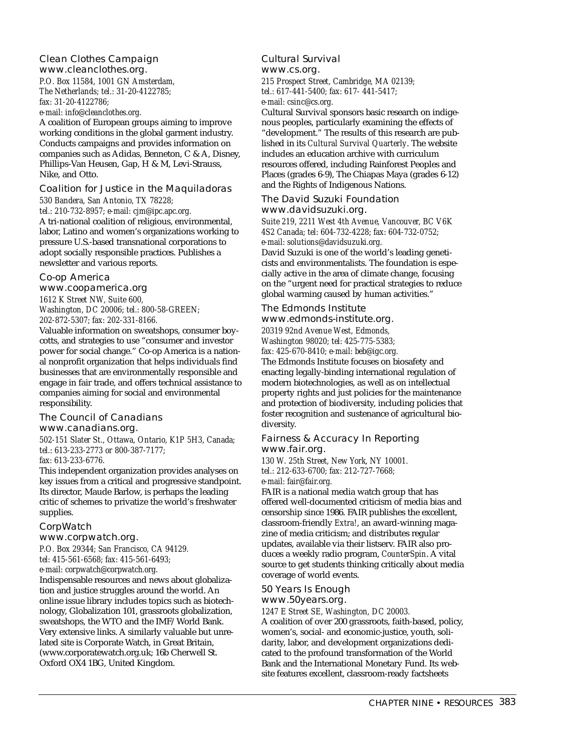### Clean Clothes Campaign
www.cleanclothes.org.

*P.O. Box 11584, 1001 GN Amsterdam, The Netherlands; tel.: 31-20-4122785; fax: 31-20-4122786; e-mail: info@cleanclothes.org.*

A coalition of European groups aiming to improve working conditions in the global garment industry. Conducts campaigns and provides information on companies such as Adidas, Benneton, C & A, Disney, Phillips-Van Heusen, Gap, H & M, Levi-Strauss, Nike, and Otto.

### Coalition for Justice in the Maquiladoras

*530 Bandera, San Antonio, TX 78228; tel.: 210-732-8957; e-mail: cjm@ipc.apc.org.*

A tri-national coalition of religious, environmental, labor, Latino and women's organizations working to pressure U.S.-based transnational corporations to adopt socially responsible practices. Publishes a newsletter and various reports.

### Co-op America
www.coopamerica.org

*1612 K Street NW, Suite 600, Washington, DC 20006; tel.: 800-58-GREEN; 202-872-5307; fax: 202-331-8166.*

Valuable information on sweatshops, consumer boycotts, and strategies to use "consumer and investor power for social change." Co-op America is a national nonprofit organization that helps individuals find businesses that are environmentally responsible and engage in fair trade, and offers technical assistance to companies aiming for social and environmental responsibility.

### The Council of Canadians
www.canadians.org.

*502-151 Slater St., Ottawa, Ontario, K1P 5H3, Canada; tel.: 613-233-2773 or 800-387-7177; fax: 613-233-6776.*

This independent organization provides analyses on key issues from a critical and progressive standpoint. Its director, Maude Barlow, is perhaps the leading critic of schemes to privatize the world's freshwater supplies.

### CorpWatch
www.corpwatch.org.

*P.O. Box 29344; San Francisco, CA 94129. tel: 415-561-6568; fax: 415-561-6493; e-mail: corpwatch@corpwatch.org.*

Indispensable resources and news about globalization and justice struggles around the world. An online issue library includes topics such as biotechnology, Globalization 101, grassroots globalization, sweatshops, the WTO and the IMF/World Bank. Very extensive links. A similarly valuable but unrelated site is Corporate Watch, in Great Britain, (www.corporatewatch.org.uk; 16b Cherwell St. Oxford OX4 1BG, United Kingdom.

### Cultural Survival
www.cs.org.

*215 Prospect Street, Cambridge, MA 02139; tel.: 617-441-5400; fax: 617- 441-5417; e-mail: csinc@cs.org.*

Cultural Survival sponsors basic research on indigenous peoples, particularly examining the effects of "development." The results of this research are published in its *Cultural Survival Quarterly*. The website includes an education archive with curriculum resources offered, including Rainforest Peoples and Places (grades 6-9), The Chiapas Maya (grades 6-12) and the Rights of Indigenous Nations.

### The David Suzuki Foundation
www.davidsuzuki.org.

*Suite 219, 2211 West 4th Avenue, Vancouver, BC V6K 4S2 Canada; tel: 604-732-4228; fax: 604-732-0752; e-mail: solutions@davidsuzuki.org.*

David Suzuki is one of the world's leading geneticists and environmentalists. The foundation is especially active in the area of climate change, focusing on the "urgent need for practical strategies to reduce global warming caused by human activities."

### The Edmonds Institute
www.edmonds-institute.org.

*20319 92nd Avenue West, Edmonds, Washington 98020; tel: 425-775-5383; fax: 425-670-8410; e-mail: beb@igc.org.*

The Edmonds Institute focuses on biosafety and enacting legally-binding international regulation of modern biotechnologies, as well as on intellectual property rights and just policies for the maintenance and protection of biodiversity, including policies that foster recognition and sustenance of agricultural biodiversity.

### Fairness & Accuracy In Reporting
www.fair.org.

*130 W. 25th Street, New York, NY 10001. tel.: 212-633-6700; fax: 212-727-7668; e-mail: fair@fair.org.*

FAIR is a national media watch group that has offered well-documented criticism of media bias and censorship since 1986. FAIR publishes the excellent, classroom-friendly *Extra!*, an award-winning magazine of media criticism; and distributes regular updates, available via their listserv. FAIR also produces a weekly radio program, *CounterSpin*. A vital source to get students thinking critically about media coverage of world events.

### 50 Years Is Enough
www.50years.org.

*1247 E Street SE, Washington, DC 20003.*

A coalition of over 200 grassroots, faith-based, policy, women's, social- and economic-justice, youth, solidarity, labor, and development organizations dedicated to the profound transformation of the World Bank and the International Monetary Fund. Its website features excellent, classroom-ready factsheets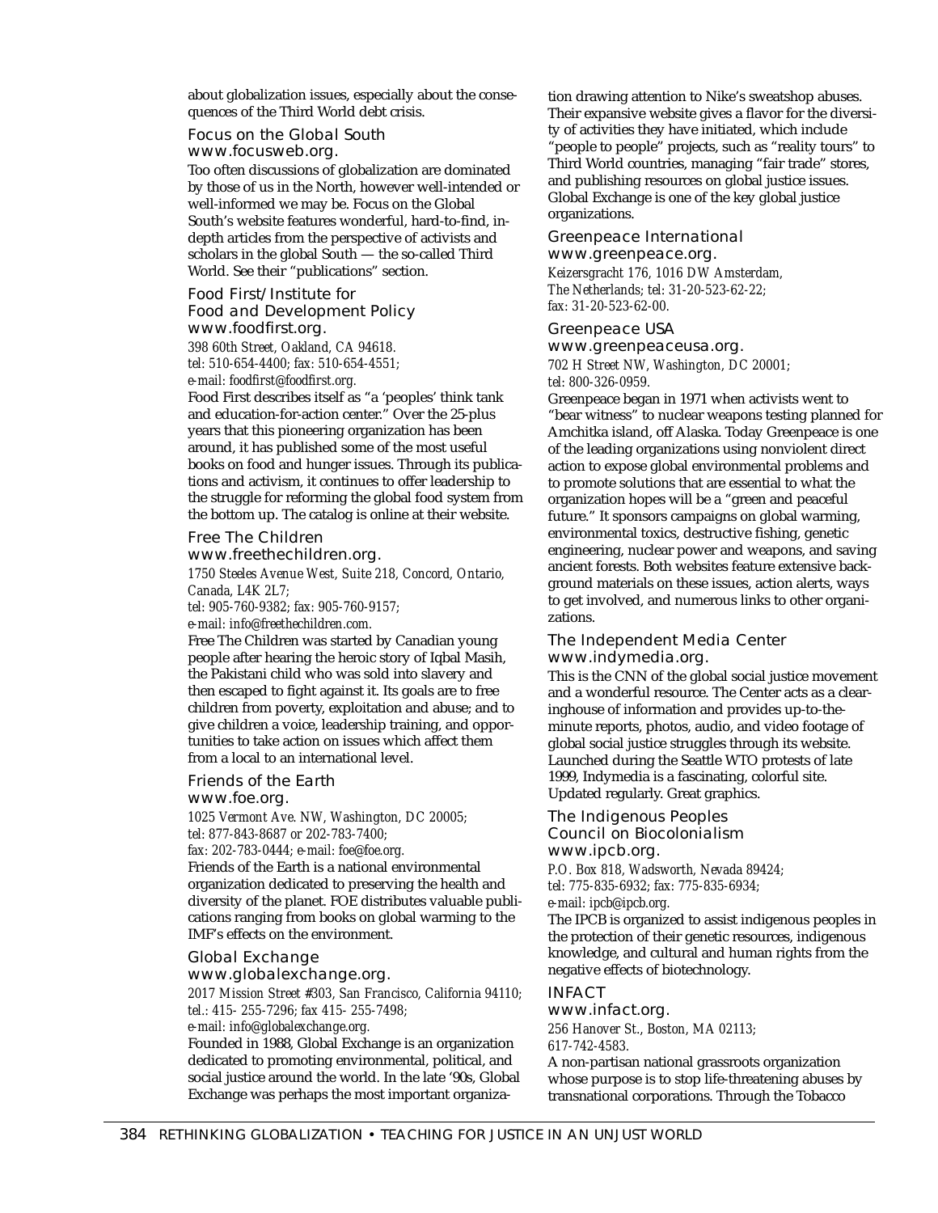about globalization issues, especially about the consequences of the Third World debt crisis.

### Focus on the Global South
### www.focusweb.org.

Too often discussions of globalization are dominated by those of us in the North, however well-intended or well-informed we may be. Focus on the Global South's website features wonderful, hard-to-find, in-depth articles from the perspective of activists and scholars in the global South — the so-called Third World. See their "publications" section.

### Food First/Institute for Food and Development Policy
### www.foodfirst.org.

*398 60th Street, Oakland, CA 94618.*
*tel: 510-654-4400; fax: 510-654-4551;*
*e-mail: foodfirst@foodfirst.org.*

Food First describes itself as "a 'peoples' think tank and education-for-action center." Over the 25-plus years that this pioneering organization has been around, it has published some of the most useful books on food and hunger issues. Through its publications and activism, it continues to offer leadership to the struggle for reforming the global food system from the bottom up. The catalog is online at their website.

### Free The Children
### www.freethechildren.org.

*1750 Steeles Avenue West, Suite 218, Concord, Ontario, Canada, L4K 2L7;*
*tel: 905-760-9382; fax: 905-760-9157;*
*e-mail: info@freethechildren.com.*

Free The Children was started by Canadian young people after hearing the heroic story of Iqbal Masih, the Pakistani child who was sold into slavery and then escaped to fight against it. Its goals are to free children from poverty, exploitation and abuse; and to give children a voice, leadership training, and opportunities to take action on issues which affect them from a local to an international level.

### Friends of the Earth
### www.foe.org.

*1025 Vermont Ave. NW, Washington, DC 20005;*
*tel: 877-843-8687 or 202-783-7400;*
*fax: 202-783-0444; e-mail: foe@foe.org.*

Friends of the Earth is a national environmental organization dedicated to preserving the health and diversity of the planet. FOE distributes valuable publications ranging from books on global warming to the IMF's effects on the environment.

### Global Exchange
### www.globalexchange.org.

*2017 Mission Street #303, San Francisco, California 94110;*
*tel.: 415- 255-7296; fax 415- 255-7498;*
*e-mail: info@globalexchange.org.*

Founded in 1988, Global Exchange is an organization dedicated to promoting environmental, political, and social justice around the world. In the late '90s, Global Exchange was perhaps the most important organization drawing attention to Nike's sweatshop abuses. Their expansive website gives a flavor for the diversity of activities they have initiated, which include "people to people" projects, such as "reality tours" to Third World countries, managing "fair trade" stores, and publishing resources on global justice issues. Global Exchange is one of the key global justice organizations.

### Greenpeace International
### www.greenpeace.org.

*Keizersgracht 176, 1016 DW Amsterdam, The Netherlands; tel: 31-20-523-62-22; fax: 31-20-523-62-00.*

### Greenpeace USA
### www.greenpeaceusa.org.

*702 H Street NW, Washington, DC 20001;*
*tel: 800-326-0959.*

Greenpeace began in 1971 when activists went to "bear witness" to nuclear weapons testing planned for Amchitka island, off Alaska. Today Greenpeace is one of the leading organizations using nonviolent direct action to expose global environmental problems and to promote solutions that are essential to what the organization hopes will be a "green and peaceful future." It sponsors campaigns on global warming, environmental toxics, destructive fishing, genetic engineering, nuclear power and weapons, and saving ancient forests. Both websites feature extensive background materials on these issues, action alerts, ways to get involved, and numerous links to other organizations.

### The Independent Media Center
### www.indymedia.org.

This is the CNN of the global social justice movement and a wonderful resource. The Center acts as a clearinghouse of information and provides up-to-the-minute reports, photos, audio, and video footage of global social justice struggles through its website. Launched during the Seattle WTO protests of late 1999, Indymedia is a fascinating, colorful site. Updated regularly. Great graphics.

### The Indigenous Peoples Council on Biocolonialism
### www.ipcb.org.

*P.O. Box 818, Wadsworth, Nevada 89424;*
*tel: 775-835-6932; fax: 775-835-6934;*
*e-mail: ipcb@ipcb.org.*

The IPCB is organized to assist indigenous peoples in the protection of their genetic resources, indigenous knowledge, and cultural and human rights from the negative effects of biotechnology.

### INFACT
### www.infact.org.

*256 Hanover St., Boston, MA 02113;*
*617-742-4583.*

A non-partisan national grassroots organization whose purpose is to stop life-threatening abuses by transnational corporations. Through the Tobacco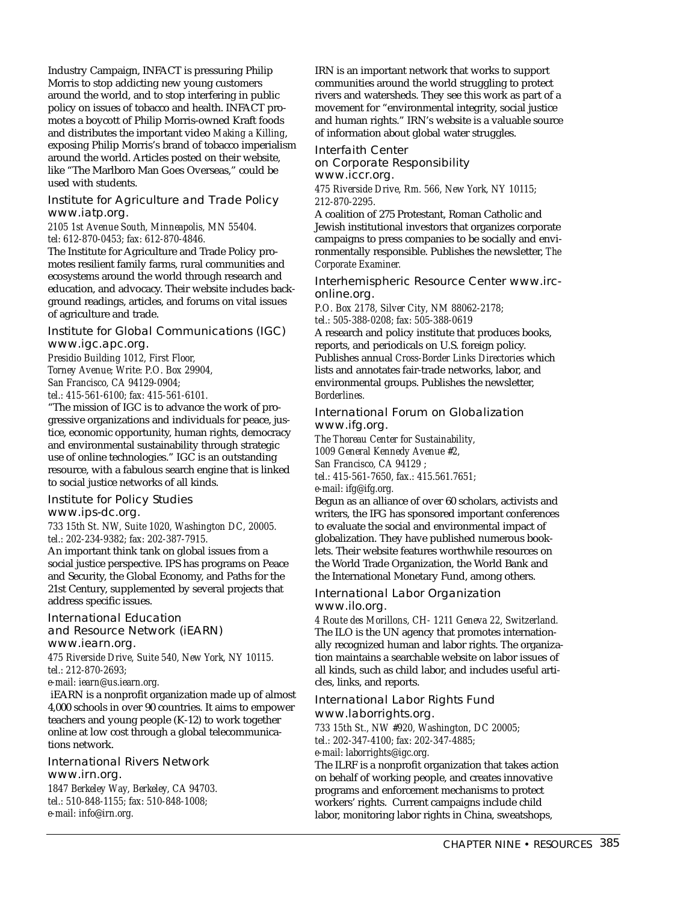Industry Campaign, INFACT is pressuring Philip Morris to stop addicting new young customers around the world, and to stop interfering in public policy on issues of tobacco and health. INFACT promotes a boycott of Philip Morris-owned Kraft foods and distributes the important video *Making a Killing*, exposing Philip Morris's brand of tobacco imperialism around the world. Articles posted on their website, like "The Marlboro Man Goes Overseas," could be used with students.

### Institute for Agriculture and Trade Policy www.iatp.org.

*2105 1st Avenue South, Minneapolis, MN 55404. tel: 612-870-0453; fax: 612-870-4846.*

The Institute for Agriculture and Trade Policy promotes resilient family farms, rural communities and ecosystems around the world through research and education, and advocacy. Their website includes background readings, articles, and forums on vital issues of agriculture and trade.

### Institute for Global Communications (IGC) www.igc.apc.org.

*Presidio Building 1012, First Floor, Torney Avenue; Write: P.O. Box 29904, San Francisco, CA 94129-0904; tel.: 415-561-6100; fax: 415-561-6101.*

"The mission of IGC is to advance the work of progressive organizations and individuals for peace, justice, economic opportunity, human rights, democracy and environmental sustainability through strategic use of online technologies." IGC is an outstanding resource, with a fabulous search engine that is linked to social justice networks of all kinds.

### Institute for Policy Studies www.ips-dc.org.

*733 15th St. NW, Suite 1020, Washington DC, 20005. tel.: 202-234-9382; fax: 202-387-7915.*

An important think tank on global issues from a social justice perspective. IPS has programs on Peace and Security, the Global Economy, and Paths for the 21st Century, supplemented by several projects that address specific issues.

### International Education and Resource Network (iEARN) www.iearn.org.

*475 Riverside Drive, Suite 540, New York, NY 10115. tel.: 212-870-2693; e-mail: iearn@us.iearn.org.*

iEARN is a nonprofit organization made up of almost 4,000 schools in over 90 countries. It aims to empower teachers and young people (K-12) to work together online at low cost through a global telecommunications network.

### International Rivers Network www.irn.org.

*1847 Berkeley Way, Berkeley, CA 94703. tel.: 510-848-1155; fax: 510-848-1008; e-mail: info@irn.org.*

IRN is an important network that works to support communities around the world struggling to protect rivers and watersheds. They see this work as part of a movement for "environmental integrity, social justice and human rights." IRN's website is a valuable source of information about global water struggles.

### Interfaith Center on Corporate Responsibility www.iccr.org.

*475 Riverside Drive, Rm. 566, New York, NY 10115; 212-870-2295.*

A coalition of 275 Protestant, Roman Catholic and Jewish institutional investors that organizes corporate campaigns to press companies to be socially and environmentally responsible. Publishes the newsletter, *The Corporate Examiner.*

### Interhemispheric Resource Center www.irc-online.org.

*P.O. Box 2178, Silver City, NM 88062-2178; tel.: 505-388-0208; fax: 505-388-0619*

A research and policy institute that produces books, reports, and periodicals on U.S. foreign policy. Publishes annual *Cross-Border Links Directories* which lists and annotates fair-trade networks, labor, and environmental groups. Publishes the newsletter, *Borderlines.*

### International Forum on Globalization www.ifg.org.

*The Thoreau Center for Sustainability, 1009 General Kennedy Avenue #2, San Francisco, CA 94129 ; tel.: 415-561-7650, fax.: 415.561.7651; e-mail: ifg@ifg.org.*

Begun as an alliance of over 60 scholars, activists and writers, the IFG has sponsored important conferences to evaluate the social and environmental impact of globalization. They have published numerous booklets. Their website features worthwhile resources on the World Trade Organization, the World Bank and the International Monetary Fund, among others.

### International Labor Organization www.ilo.org.

*4 Route des Morillons, CH- 1211 Geneva 22, Switzerland.*

The ILO is the UN agency that promotes internationally recognized human and labor rights. The organization maintains a searchable website on labor issues of all kinds, such as child labor, and includes useful articles, links, and reports.

### International Labor Rights Fund www.laborrights.org.

*733 15th St., NW #920, Washington, DC 20005; tel.: 202-347-4100; fax: 202-347-4885; e-mail: laborrights@igc.org.*

The ILRF is a nonprofit organization that takes action on behalf of working people, and creates innovative programs and enforcement mechanisms to protect workers' rights. Current campaigns include child labor, monitoring labor rights in China, sweatshops,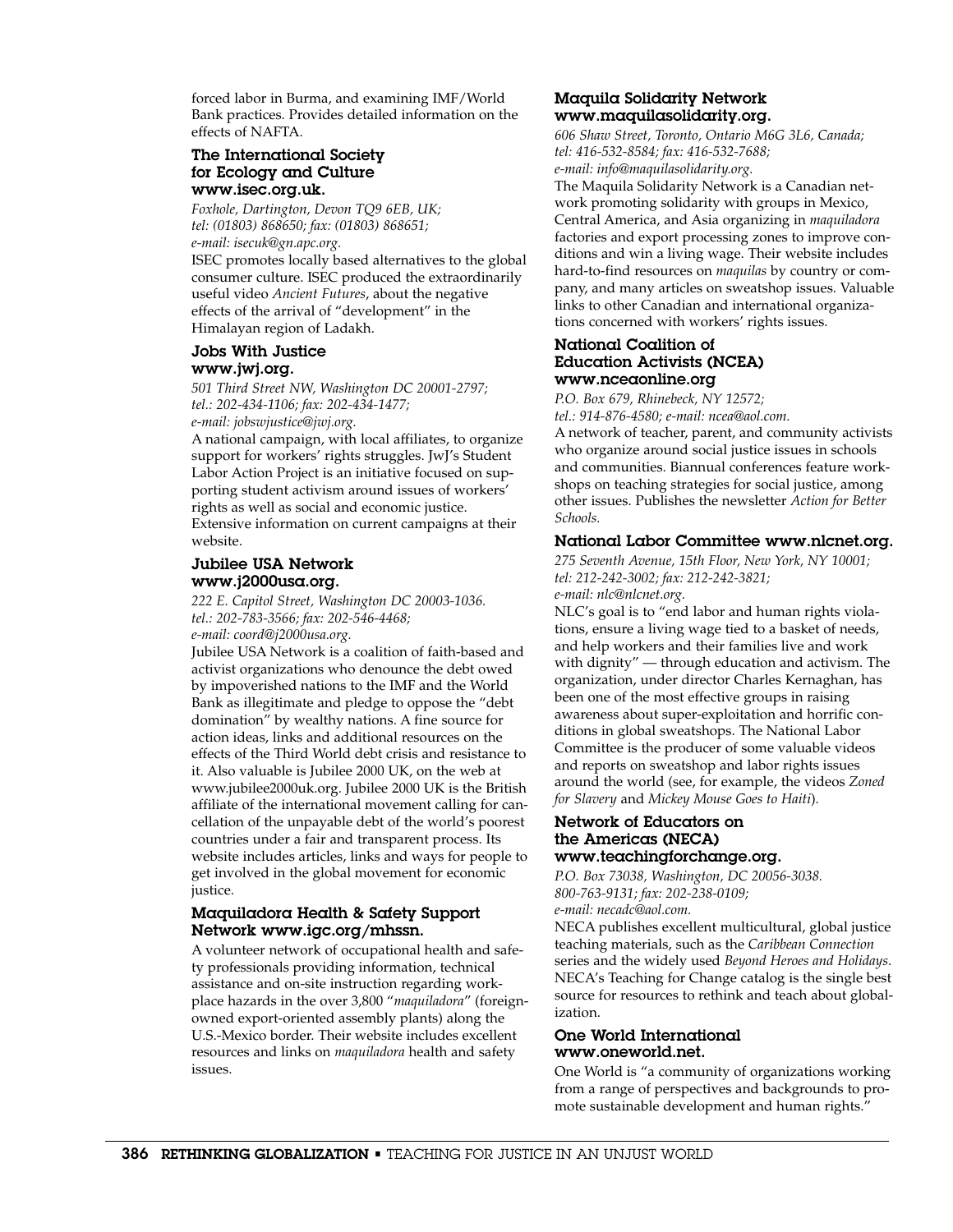forced labor in Burma, and examining IMF/World Bank practices. Provides detailed information on the effects of NAFTA.

### The International Society for Ecology and Culture www.isec.org.uk.

*Foxhole, Dartington, Devon TQ9 6EB, UK; tel: (01803) 868650; fax: (01803) 868651; e-mail: isecuk@gn.apc.org.*

ISEC promotes locally based alternatives to the global consumer culture. ISEC produced the extraordinarily useful video *Ancient Futures*, about the negative effects of the arrival of "development" in the Himalayan region of Ladakh.

### Jobs With Justice www.jwj.org.

*501 Third Street NW, Washington DC 20001-2797; tel.: 202-434-1106; fax: 202-434-1477; e-mail: jobswjustice@jwj.org.*

A national campaign, with local affiliates, to organize support for workers' rights struggles. JwJ's Student Labor Action Project is an initiative focused on supporting student activism around issues of workers' rights as well as social and economic justice. Extensive information on current campaigns at their website.

### Jubilee USA Network www.j2000usa.org.

*222 E. Capitol Street, Washington DC 20003-1036. tel.: 202-783-3566; fax: 202-546-4468; e-mail: coord@j2000usa.org.*

Jubilee USA Network is a coalition of faith-based and activist organizations who denounce the debt owed by impoverished nations to the IMF and the World Bank as illegitimate and pledge to oppose the "debt domination" by wealthy nations. A fine source for action ideas, links and additional resources on the effects of the Third World debt crisis and resistance to it. Also valuable is Jubilee 2000 UK, on the web at www.jubilee2000uk.org. Jubilee 2000 UK is the British affiliate of the international movement calling for cancellation of the unpayable debt of the world's poorest countries under a fair and transparent process. Its website includes articles, links and ways for people to get involved in the global movement for economic justice.

### Maquiladora Health & Safety Support Network www.igc.org/mhssn.

A volunteer network of occupational health and safety professionals providing information, technical assistance and on-site instruction regarding workplace hazards in the over 3,800 "*maquiladora*" (foreign-owned export-oriented assembly plants) along the U.S.-Mexico border. Their website includes excellent resources and links on *maquiladora* health and safety issues.

### Maquila Solidarity Network www.maquilasolidarity.org.

*606 Shaw Street, Toronto, Ontario M6G 3L6, Canada; tel: 416-532-8584; fax: 416-532-7688; e-mail: info@maquilasolidarity.org.*

The Maquila Solidarity Network is a Canadian network promoting solidarity with groups in Mexico, Central America, and Asia organizing in *maquiladora* factories and export processing zones to improve conditions and win a living wage. Their website includes hard-to-find resources on *maquilas* by country or company, and many articles on sweatshop issues. Valuable links to other Canadian and international organizations concerned with workers' rights issues.

### National Coalition of Education Activists (NCEA) www.nceaonline.org

*P.O. Box 679, Rhinebeck, NY 12572; tel.: 914-876-4580; e-mail: ncea@aol.com.*

A network of teacher, parent, and community activists who organize around social justice issues in schools and communities. Biannual conferences feature workshops on teaching strategies for social justice, among other issues. Publishes the newsletter *Action for Better Schools.*

### National Labor Committee www.nlcnet.org.

*275 Seventh Avenue, 15th Floor, New York, NY 10001; tel: 212-242-3002; fax: 212-242-3821; e-mail: nlc@nlcnet.org.*

NLC's goal is to "end labor and human rights violations, ensure a living wage tied to a basket of needs, and help workers and their families live and work with dignity" — through education and activism. The organization, under director Charles Kernaghan, has been one of the most effective groups in raising awareness about super-exploitation and horrific conditions in global sweatshops. The National Labor Committee is the producer of some valuable videos and reports on sweatshop and labor rights issues around the world (see, for example, the videos *Zoned for Slavery* and *Mickey Mouse Goes to Haiti*).

### Network of Educators on the Americas (NECA) www.teachingforchange.org.

*P.O. Box 73038, Washington, DC 20056-3038. 800-763-9131; fax: 202-238-0109; e-mail: necadc@aol.com.*

NECA publishes excellent multicultural, global justice teaching materials, such as the *Caribbean Connection* series and the widely used *Beyond Heroes and Holidays*. NECA's Teaching for Change catalog is the single best source for resources to rethink and teach about globalization.

### One World International www.oneworld.net.

One World is "a community of organizations working from a range of perspectives and backgrounds to promote sustainable development and human rights."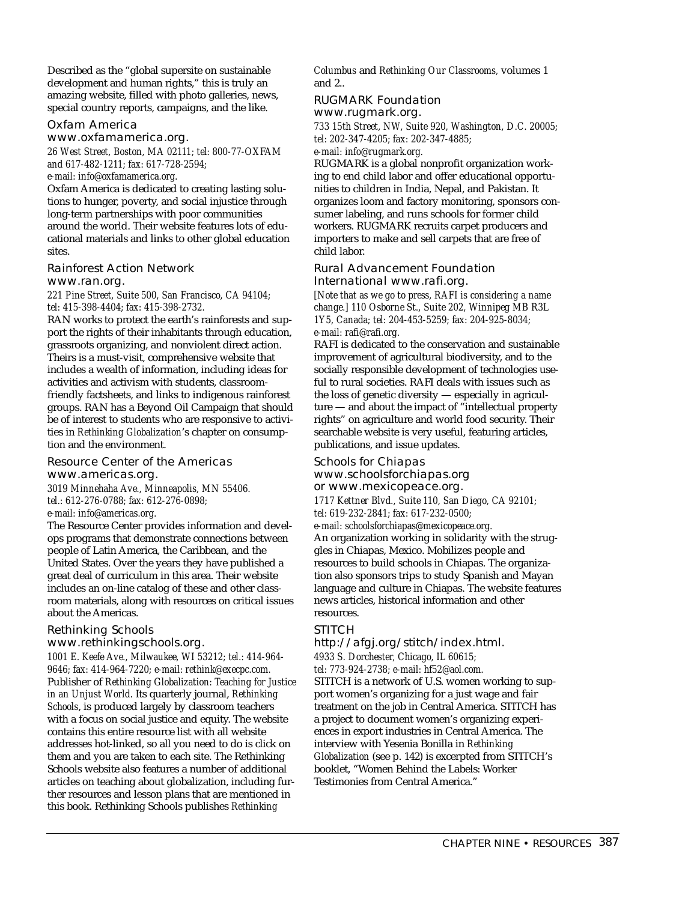Described as the "global supersite on sustainable development and human rights," this is truly an amazing website, filled with photo galleries, news, special country reports, campaigns, and the like.

### Oxfam America
www.oxfamamerica.org.

*26 West Street, Boston, MA 02111; tel: 800-77-OXFAM and 617-482-1211; fax: 617-728-2594; e-mail: info@oxfamamerica.org.*

Oxfam America is dedicated to creating lasting solutions to hunger, poverty, and social injustice through long-term partnerships with poor communities around the world. Their website features lots of educational materials and links to other global education sites.

### Rainforest Action Network
www.ran.org.

*221 Pine Street, Suite 500, San Francisco, CA 94104; tel: 415-398-4404; fax: 415-398-2732.*

RAN works to protect the earth's rainforests and support the rights of their inhabitants through education, grassroots organizing, and nonviolent direct action. Theirs is a must-visit, comprehensive website that includes a wealth of information, including ideas for activities and activism with students, classroom-friendly factsheets, and links to indigenous rainforest groups. RAN has a Beyond Oil Campaign that should be of interest to students who are responsive to activities in *Rethinking Globalization*'s chapter on consumption and the environment.

### Resource Center of the Americas
www.americas.org.

*3019 Minnehaha Ave., Minneapolis, MN 55406. tel.: 612-276-0788; fax: 612-276-0898; e-mail: info@americas.org.*

The Resource Center provides information and develops programs that demonstrate connections between people of Latin America, the Caribbean, and the United States. Over the years they have published a great deal of curriculum in this area. Their website includes an on-line catalog of these and other classroom materials, along with resources on critical issues about the Americas.

### Rethinking Schools
www.rethinkingschools.org.

*1001 E. Keefe Ave., Milwaukee, WI 53212; tel.: 414-964-9646; fax: 414-964-7220; e-mail: rethink@execpc.com.*

Publisher of *Rethinking Globalization: Teaching for Justice in an Unjust World*. Its quarterly journal, *Rethinking Schools*, is produced largely by classroom teachers with a focus on social justice and equity. The website contains this entire resource list with all website addresses hot-linked, so all you need to do is click on them and you are taken to each site. The Rethinking Schools website also features a number of additional articles on teaching about globalization, including further resources and lesson plans that are mentioned in this book. Rethinking Schools publishes *Rethinking Columbus* and *Rethinking Our Classrooms*, volumes 1 and 2..

### RUGMARK Foundation
www.rugmark.org.

*733 15th Street, NW, Suite 920, Washington, D.C. 20005; tel: 202-347-4205; fax: 202-347-4885; e-mail: info@rugmark.org.*

RUGMARK is a global nonprofit organization working to end child labor and offer educational opportunities to children in India, Nepal, and Pakistan. It organizes loom and factory monitoring, sponsors consumer labeling, and runs schools for former child workers. RUGMARK recruits carpet producers and importers to make and sell carpets that are free of child labor.

### Rural Advancement Foundation International www.rafi.org.

*[Note that as we go to press, RAFI is considering a name change.] 110 Osborne St., Suite 202, Winnipeg MB R3L 1Y5, Canada; tel: 204-453-5259; fax: 204-925-8034; e-mail: rafi@rafi.org.*

RAFI is dedicated to the conservation and sustainable improvement of agricultural biodiversity, and to the socially responsible development of technologies useful to rural societies. RAFI deals with issues such as the loss of genetic diversity — especially in agriculture — and about the impact of "intellectual property rights" on agriculture and world food security. Their searchable website is very useful, featuring articles, publications, and issue updates.

### Schools for Chiapas
www.schoolsforchiapas.org or www.mexicopeace.org.

*1717 Kettner Blvd., Suite 110, San Diego, CA 92101; tel: 619-232-2841; fax: 617-232-0500; e-mail: schoolsforchiapas@mexicopeace.org.*

An organization working in solidarity with the struggles in Chiapas, Mexico. Mobilizes people and resources to build schools in Chiapas. The organization also sponsors trips to study Spanish and Mayan language and culture in Chiapas. The website features news articles, historical information and other resources.

### STITCH
http://afgj.org/stitch/index.html.

*4933 S. Dorchester, Chicago, IL 60615; tel: 773-924-2738; e-mail: hf52@aol.com.*

STITCH is a network of U.S. women working to support women's organizing for a just wage and fair treatment on the job in Central America. STITCH has a project to document women's organizing experiences in export industries in Central America. The interview with Yesenia Bonilla in *Rethinking Globalization* (see p. 142) is excerpted from STITCH's booklet, "Women Behind the Labels: Worker Testimonies from Central America."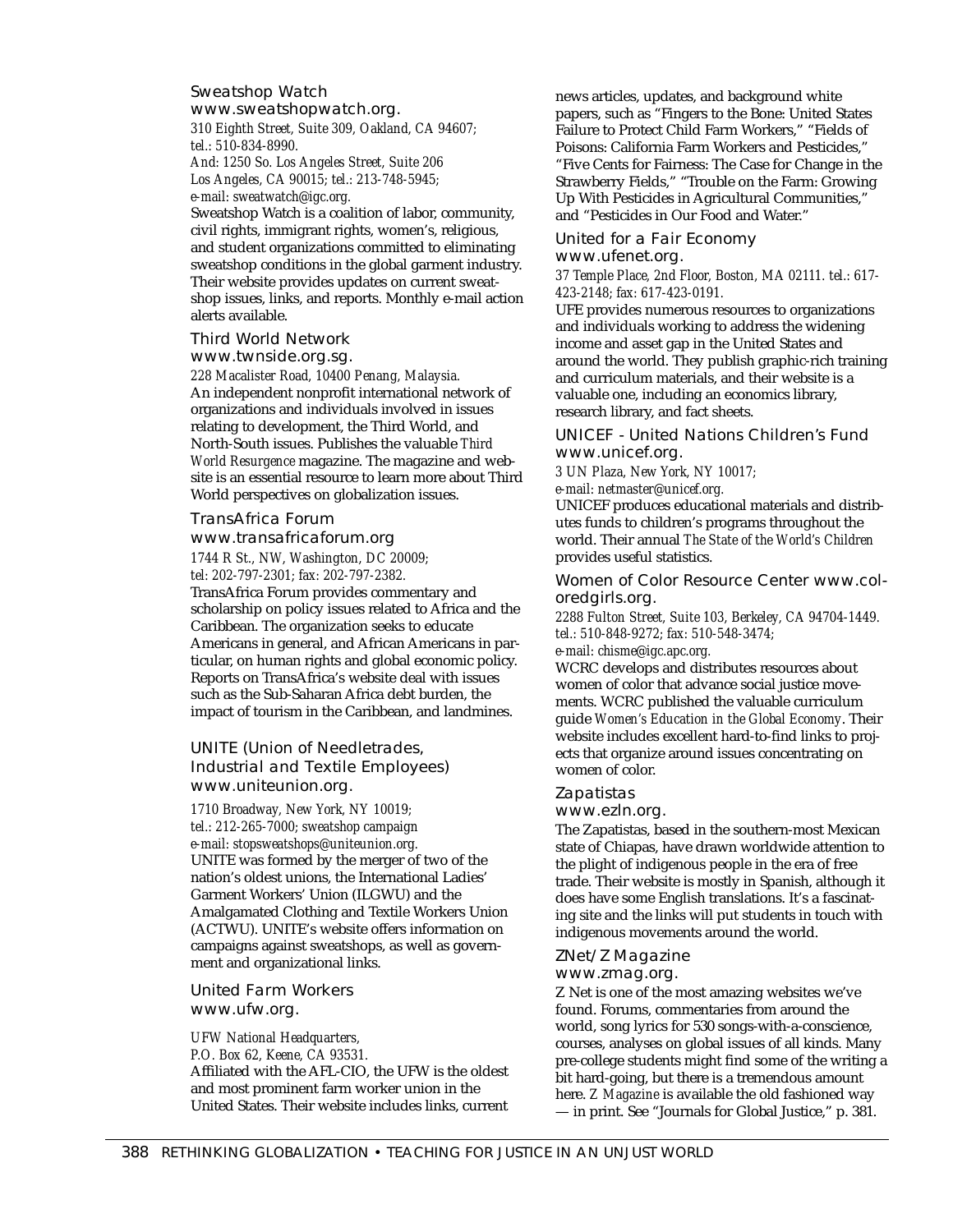### Sweatshop Watch
www.sweatshopwatch.org.

*310 Eighth Street, Suite 309, Oakland, CA 94607; tel.: 510-834-8990.*
*And: 1250 So. Los Angeles Street, Suite 206 Los Angeles, CA 90015; tel.: 213-748-5945; e-mail: sweatwatch@igc.org.*

Sweatshop Watch is a coalition of labor, community, civil rights, immigrant rights, women's, religious, and student organizations committed to eliminating sweatshop conditions in the global garment industry. Their website provides updates on current sweatshop issues, links, and reports. Monthly e-mail action alerts available.

### Third World Network
www.twnside.org.sg.

*228 Macalister Road, 10400 Penang, Malaysia.*

An independent nonprofit international network of organizations and individuals involved in issues relating to development, the Third World, and North-South issues. Publishes the valuable *Third World Resurgence* magazine. The magazine and website is an essential resource to learn more about Third World perspectives on globalization issues.

### TransAfrica Forum
www.transafricaforum.org

*1744 R St., NW, Washington, DC 20009; tel: 202-797-2301; fax: 202-797-2382.*

TransAfrica Forum provides commentary and scholarship on policy issues related to Africa and the Caribbean. The organization seeks to educate Americans in general, and African Americans in particular, on human rights and global economic policy. Reports on TransAfrica's website deal with issues such as the Sub-Saharan Africa debt burden, the impact of tourism in the Caribbean, and landmines.

### UNITE (Union of Needletrades, Industrial and Textile Employees)
www.uniteunion.org.

*1710 Broadway, New York, NY 10019; tel.: 212-265-7000; sweatshop campaign e-mail: stopsweatshops@uniteunion.org.*

UNITE was formed by the merger of two of the nation's oldest unions, the International Ladies' Garment Workers' Union (ILGWU) and the Amalgamated Clothing and Textile Workers Union (ACTWU). UNITE's website offers information on campaigns against sweatshops, as well as government and organizational links.

### United Farm Workers
www.ufw.org.

*UFW National Headquarters, P.O. Box 62, Keene, CA 93531.*

Affiliated with the AFL-CIO, the UFW is the oldest and most prominent farm worker union in the United States. Their website includes links, current news articles, updates, and background white papers, such as "Fingers to the Bone: United States Failure to Protect Child Farm Workers," "Fields of Poisons: California Farm Workers and Pesticides," "Five Cents for Fairness: The Case for Change in the Strawberry Fields," "Trouble on the Farm: Growing Up With Pesticides in Agricultural Communities," and "Pesticides in Our Food and Water."

### United for a Fair Economy
www.ufenet.org.

*37 Temple Place, 2nd Floor, Boston, MA 02111. tel.: 617-423-2148; fax: 617-423-0191.*

UFE provides numerous resources to organizations and individuals working to address the widening income and asset gap in the United States and around the world. They publish graphic-rich training and curriculum materials, and their website is a valuable one, including an economics library, research library, and fact sheets.

### UNICEF - United Nations Children's Fund
www.unicef.org.

*3 UN Plaza, New York, NY 10017; e-mail: netmaster@unicef.org.*

UNICEF produces educational materials and distributes funds to children's programs throughout the world. Their annual *The State of the World's Children* provides useful statistics.

### Women of Color Resource Center www.coloredgirls.org.

*2288 Fulton Street, Suite 103, Berkeley, CA 94704-1449. tel.: 510-848-9272; fax: 510-548-3474; e-mail: chisme@igc.apc.org.*

WCRC develops and distributes resources about women of color that advance social justice movements. WCRC published the valuable curriculum guide *Women's Education in the Global Economy*. Their website includes excellent hard-to-find links to projects that organize around issues concentrating on women of color.

### Zapatistas
www.ezln.org.

The Zapatistas, based in the southern-most Mexican state of Chiapas, have drawn worldwide attention to the plight of indigenous people in the era of free trade. Their website is mostly in Spanish, although it does have some English translations. It's a fascinating site and the links will put students in touch with indigenous movements around the world.

### ZNet/Z Magazine
www.zmag.org.

Z Net is one of the most amazing websites we've found. Forums, commentaries from around the world, song lyrics for 530 songs-with-a-conscience, courses, analyses on global issues of all kinds. Many pre-college students might find some of the writing a bit hard-going, but there is a tremendous amount here. *Z Magazine* is available the old fashioned way — in print. See "Journals for Global Justice," p. 381.